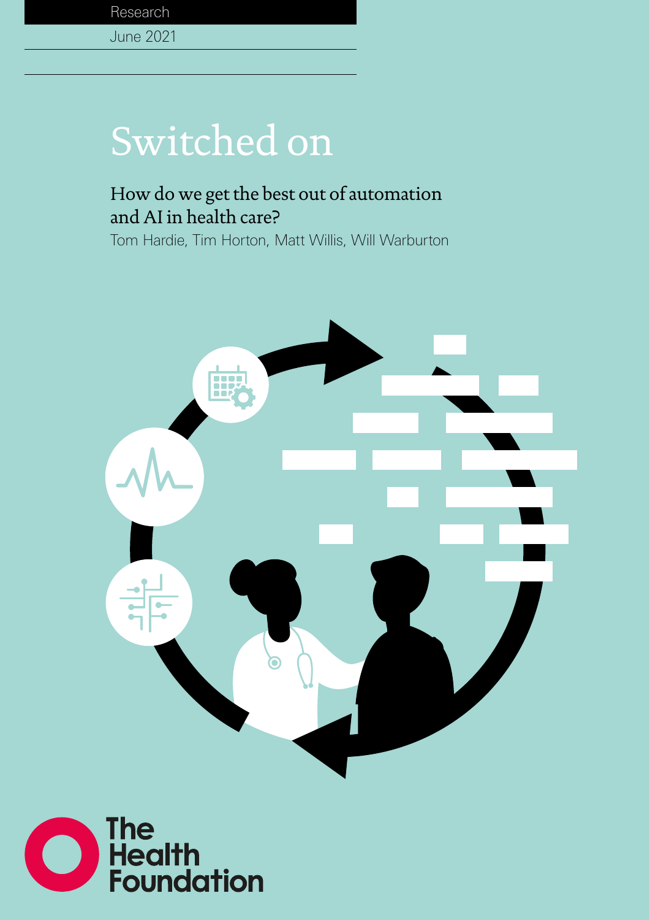Research

June 2021

# Switched on

## How do we get the best out of automation and AI in health care?

Tom Hardie, Tim Horton, Matt Willis, Will Warburton

The Health Foundation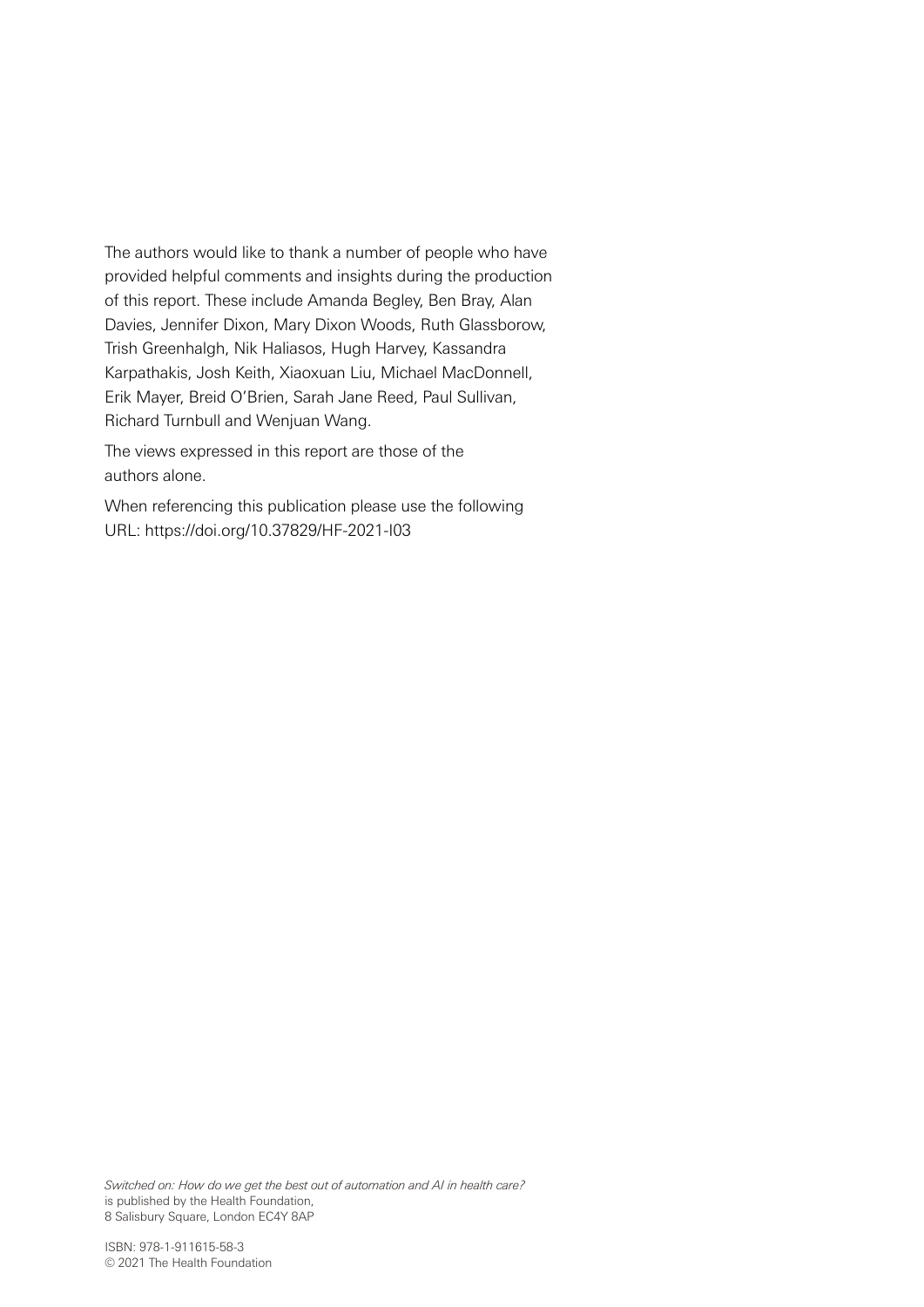The authors would like to thank a number of people who have provided helpful comments and insights during the production of this report. These include Amanda Begley, Ben Bray, Alan Davies, Jennifer Dixon, Mary Dixon Woods, Ruth Glassborow, Trish Greenhalgh, Nik Haliasos, Hugh Harvey, Kassandra Karpathakis, Josh Keith, Xiaoxuan Liu, Michael MacDonnell, Erik Mayer, Breid O'Brien, Sarah Jane Reed, Paul Sullivan, Richard Turnbull and Wenjuan Wang.

The views expressed in this report are those of the authors alone.

When referencing this publication please use the following URL: https://doi.org/10.37829/HF-2021-I03

*Switched on: How do we get the best out of automation and AI in health care?* is published by the Health Foundation, 8 Salisbury Square, London EC4Y 8AP

ISBN: 978-1-911615-58-3
© 2021 The Health Foundation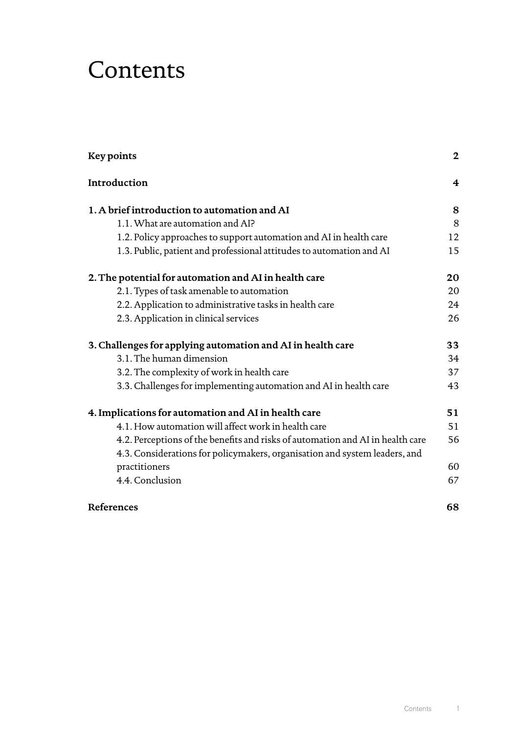# Contents

| | |
|---|---|
| **Key points** | **2** |
| **Introduction** | **4** |
| **1. A brief introduction to automation and AI** | **8** |
| 1.1. What are automation and AI? | 8 |
| 1.2. Policy approaches to support automation and AI in health care | 12 |
| 1.3. Public, patient and professional attitudes to automation and AI | 15 |
| **2. The potential for automation and AI in health care** | **20** |
| 2.1. Types of task amenable to automation | 20 |
| 2.2. Application to administrative tasks in health care | 24 |
| 2.3. Application in clinical services | 26 |
| **3. Challenges for applying automation and AI in health care** | **33** |
| 3.1. The human dimension | 34 |
| 3.2. The complexity of work in health care | 37 |
| 3.3. Challenges for implementing automation and AI in health care | 43 |
| **4. Implications for automation and AI in health care** | **51** |
| 4.1. How automation will affect work in health care | 51 |
| 4.2. Perceptions of the benefits and risks of automation and AI in health care | 56 |
| 4.3. Considerations for policymakers, organisation and system leaders, and practitioners | 60 |
| 4.4. Conclusion | 67 |
| **References** | **68** |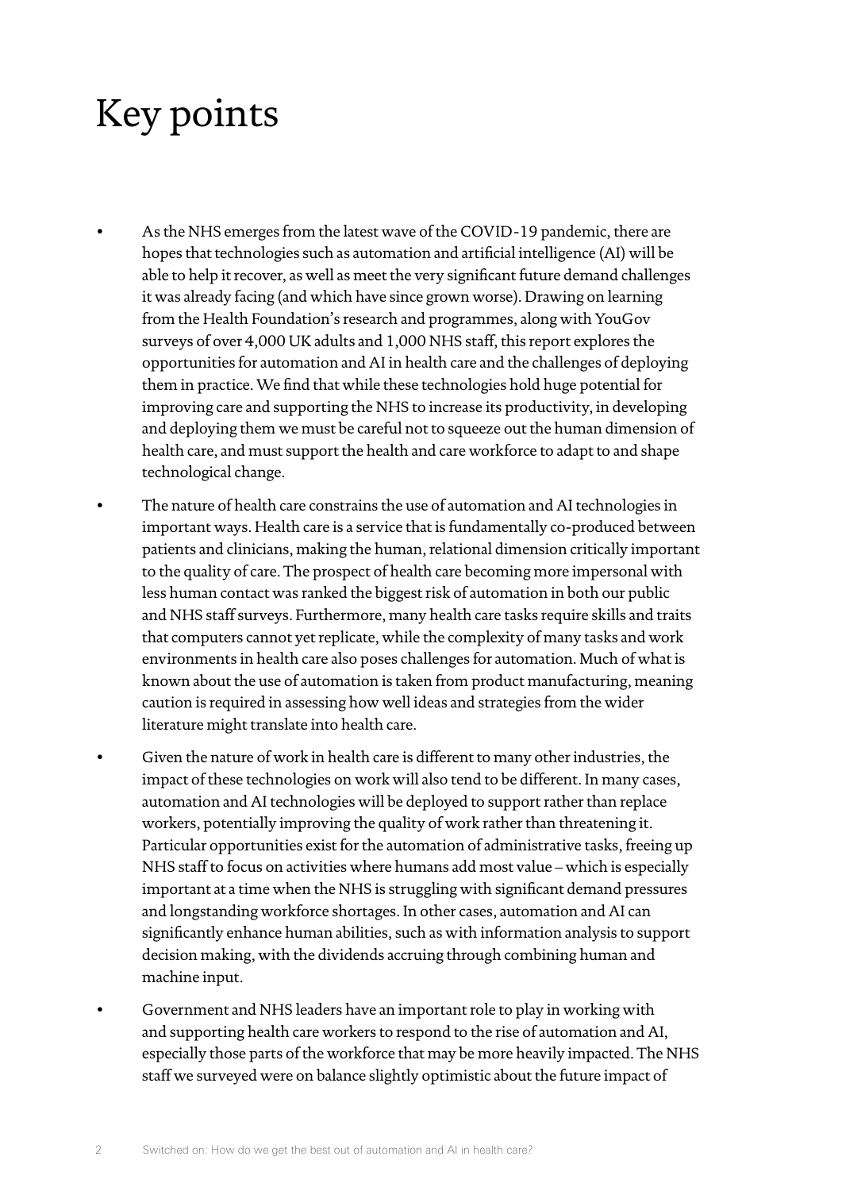# Key points

- As the NHS emerges from the latest wave of the COVID-19 pandemic, there are hopes that technologies such as automation and artificial intelligence (AI) will be able to help it recover, as well as meet the very significant future demand challenges it was already facing (and which have since grown worse). Drawing on learning from the Health Foundation's research and programmes, along with YouGov surveys of over 4,000 UK adults and 1,000 NHS staff, this report explores the opportunities for automation and AI in health care and the challenges of deploying them in practice. We find that while these technologies hold huge potential for improving care and supporting the NHS to increase its productivity, in developing and deploying them we must be careful not to squeeze out the human dimension of health care, and must support the health and care workforce to adapt to and shape technological change.
- The nature of health care constrains the use of automation and AI technologies in important ways. Health care is a service that is fundamentally co-produced between patients and clinicians, making the human, relational dimension critically important to the quality of care. The prospect of health care becoming more impersonal with less human contact was ranked the biggest risk of automation in both our public and NHS staff surveys. Furthermore, many health care tasks require skills and traits that computers cannot yet replicate, while the complexity of many tasks and work environments in health care also poses challenges for automation. Much of what is known about the use of automation is taken from product manufacturing, meaning caution is required in assessing how well ideas and strategies from the wider literature might translate into health care.
- Given the nature of work in health care is different to many other industries, the impact of these technologies on work will also tend to be different. In many cases, automation and AI technologies will be deployed to support rather than replace workers, potentially improving the quality of work rather than threatening it. Particular opportunities exist for the automation of administrative tasks, freeing up NHS staff to focus on activities where humans add most value – which is especially important at a time when the NHS is struggling with significant demand pressures and longstanding workforce shortages. In other cases, automation and AI can significantly enhance human abilities, such as with information analysis to support decision making, with the dividends accruing through combining human and machine input.
- Government and NHS leaders have an important role to play in working with and supporting health care workers to respond to the rise of automation and AI, especially those parts of the workforce that may be more heavily impacted. The NHS staff we surveyed were on balance slightly optimistic about the future impact of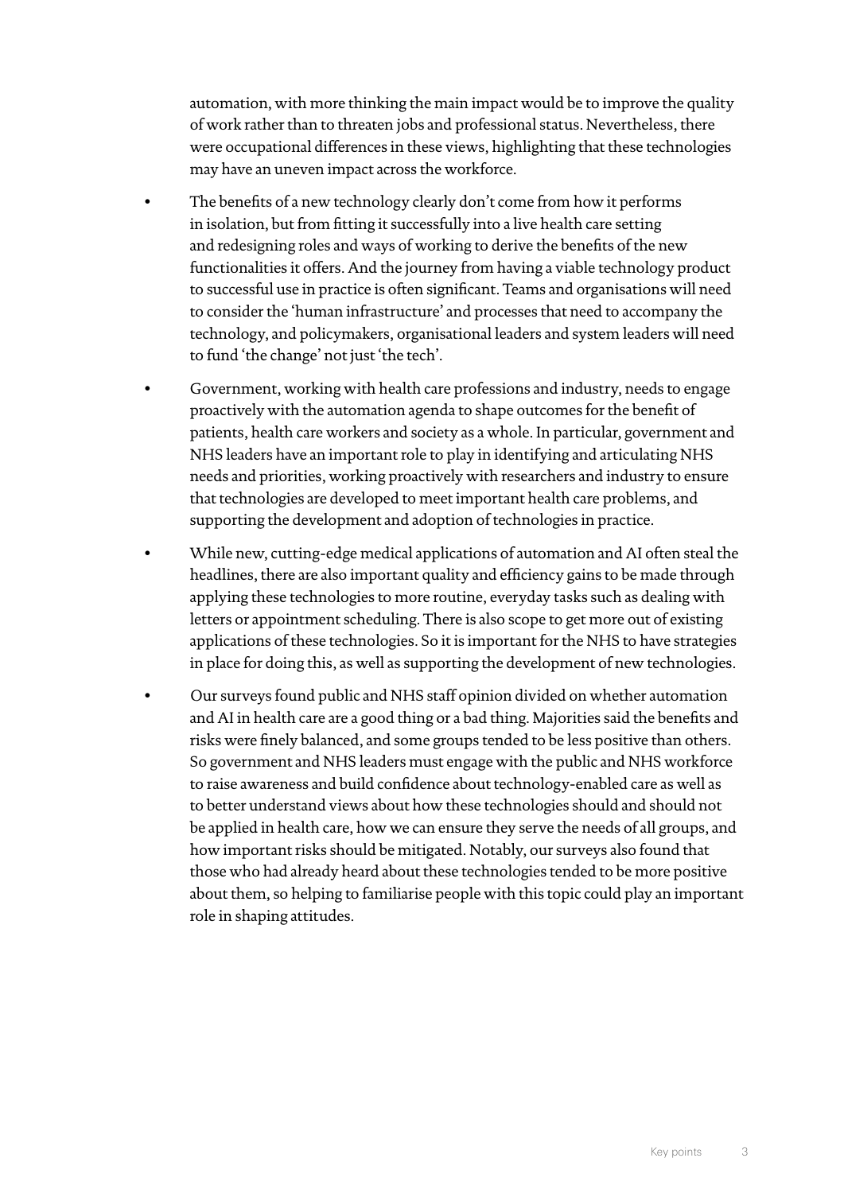automation, with more thinking the main impact would be to improve the quality of work rather than to threaten jobs and professional status. Nevertheless, there were occupational differences in these views, highlighting that these technologies may have an uneven impact across the workforce.

- The benefits of a new technology clearly don't come from how it performs in isolation, but from fitting it successfully into a live health care setting and redesigning roles and ways of working to derive the benefits of the new functionalities it offers. And the journey from having a viable technology product to successful use in practice is often significant. Teams and organisations will need to consider the 'human infrastructure' and processes that need to accompany the technology, and policymakers, organisational leaders and system leaders will need to fund 'the change' not just 'the tech'.
- Government, working with health care professions and industry, needs to engage proactively with the automation agenda to shape outcomes for the benefit of patients, health care workers and society as a whole. In particular, government and NHS leaders have an important role to play in identifying and articulating NHS needs and priorities, working proactively with researchers and industry to ensure that technologies are developed to meet important health care problems, and supporting the development and adoption of technologies in practice.
- While new, cutting-edge medical applications of automation and AI often steal the headlines, there are also important quality and efficiency gains to be made through applying these technologies to more routine, everyday tasks such as dealing with letters or appointment scheduling. There is also scope to get more out of existing applications of these technologies. So it is important for the NHS to have strategies in place for doing this, as well as supporting the development of new technologies.
- Our surveys found public and NHS staff opinion divided on whether automation and AI in health care are a good thing or a bad thing. Majorities said the benefits and risks were finely balanced, and some groups tended to be less positive than others. So government and NHS leaders must engage with the public and NHS workforce to raise awareness and build confidence about technology-enabled care as well as to better understand views about how these technologies should and should not be applied in health care, how we can ensure they serve the needs of all groups, and how important risks should be mitigated. Notably, our surveys also found that those who had already heard about these technologies tended to be more positive about them, so helping to familiarise people with this topic could play an important role in shaping attitudes.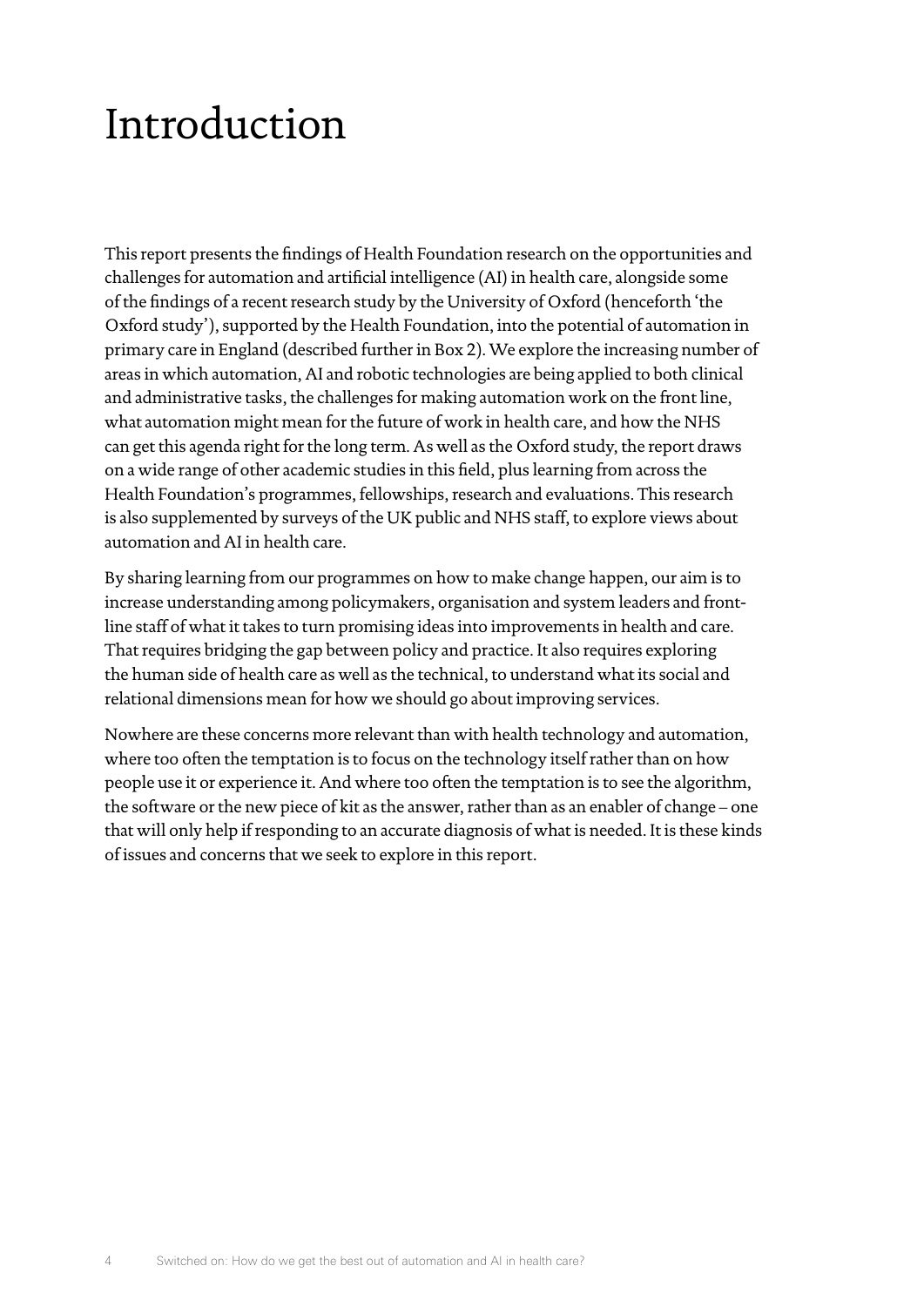# Introduction

This report presents the findings of Health Foundation research on the opportunities and challenges for automation and artificial intelligence (AI) in health care, alongside some of the findings of a recent research study by the University of Oxford (henceforth 'the Oxford study'), supported by the Health Foundation, into the potential of automation in primary care in England (described further in Box 2). We explore the increasing number of areas in which automation, AI and robotic technologies are being applied to both clinical and administrative tasks, the challenges for making automation work on the front line, what automation might mean for the future of work in health care, and how the NHS can get this agenda right for the long term. As well as the Oxford study, the report draws on a wide range of other academic studies in this field, plus learning from across the Health Foundation's programmes, fellowships, research and evaluations. This research is also supplemented by surveys of the UK public and NHS staff, to explore views about automation and AI in health care.

By sharing learning from our programmes on how to make change happen, our aim is to increase understanding among policymakers, organisation and system leaders and front-line staff of what it takes to turn promising ideas into improvements in health and care. That requires bridging the gap between policy and practice. It also requires exploring the human side of health care as well as the technical, to understand what its social and relational dimensions mean for how we should go about improving services.

Nowhere are these concerns more relevant than with health technology and automation, where too often the temptation is to focus on the technology itself rather than on how people use it or experience it. And where too often the temptation is to see the algorithm, the software or the new piece of kit as the answer, rather than as an enabler of change – one that will only help if responding to an accurate diagnosis of what is needed. It is these kinds of issues and concerns that we seek to explore in this report.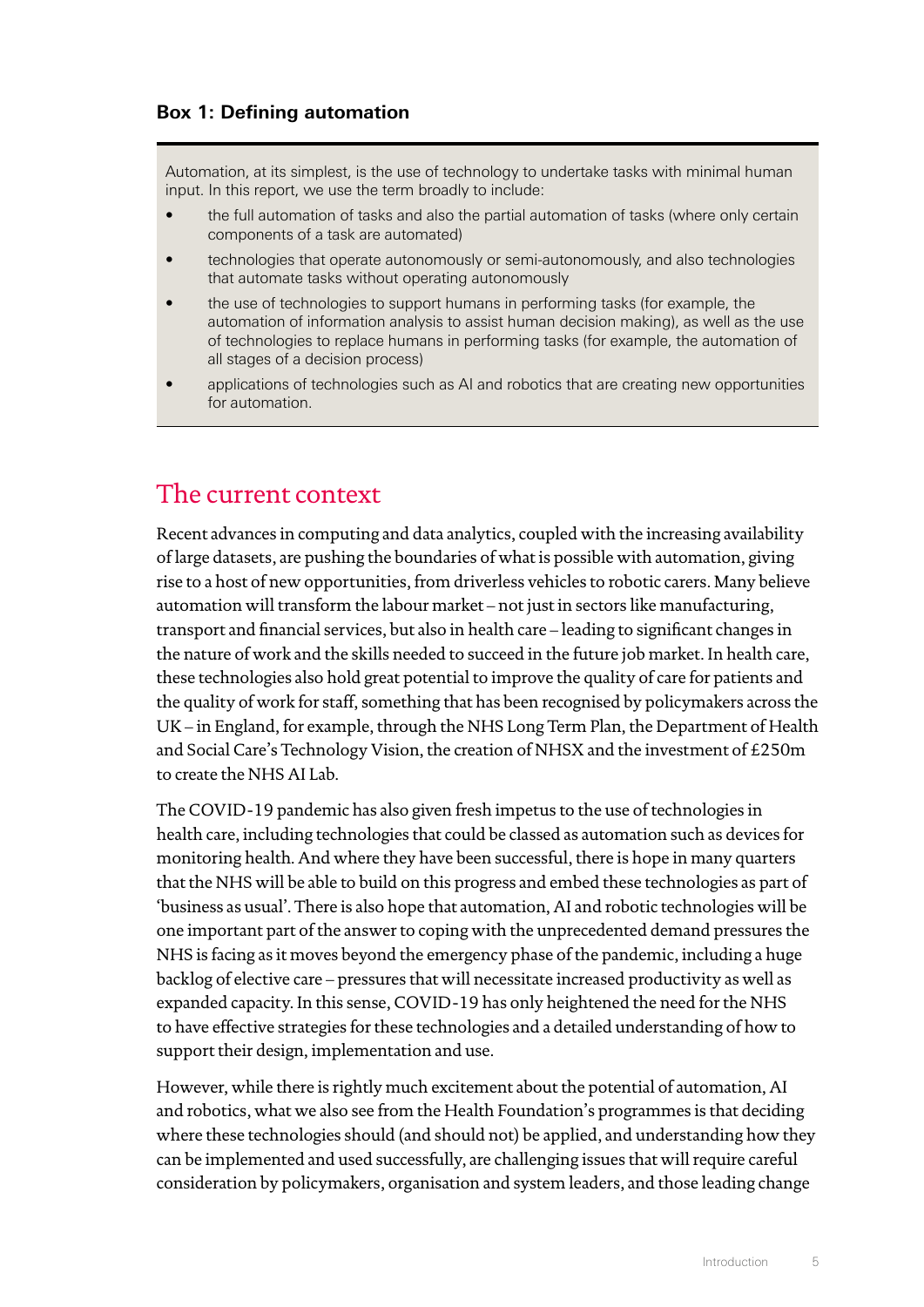**Box 1: Defining automation**

Automation, at its simplest, is the use of technology to undertake tasks with minimal human input. In this report, we use the term broadly to include:

- the full automation of tasks and also the partial automation of tasks (where only certain components of a task are automated)
- technologies that operate autonomously or semi-autonomously, and also technologies that automate tasks without operating autonomously
- the use of technologies to support humans in performing tasks (for example, the automation of information analysis to assist human decision making), as well as the use of technologies to replace humans in performing tasks (for example, the automation of all stages of a decision process)
- applications of technologies such as AI and robotics that are creating new opportunities for automation.

## The current context

Recent advances in computing and data analytics, coupled with the increasing availability of large datasets, are pushing the boundaries of what is possible with automation, giving rise to a host of new opportunities, from driverless vehicles to robotic carers. Many believe automation will transform the labour market – not just in sectors like manufacturing, transport and financial services, but also in health care – leading to significant changes in the nature of work and the skills needed to succeed in the future job market. In health care, these technologies also hold great potential to improve the quality of care for patients and the quality of work for staff, something that has been recognised by policymakers across the UK – in England, for example, through the NHS Long Term Plan, the Department of Health and Social Care's Technology Vision, the creation of NHSX and the investment of £250m to create the NHS AI Lab.

The COVID-19 pandemic has also given fresh impetus to the use of technologies in health care, including technologies that could be classed as automation such as devices for monitoring health. And where they have been successful, there is hope in many quarters that the NHS will be able to build on this progress and embed these technologies as part of 'business as usual'. There is also hope that automation, AI and robotic technologies will be one important part of the answer to coping with the unprecedented demand pressures the NHS is facing as it moves beyond the emergency phase of the pandemic, including a huge backlog of elective care – pressures that will necessitate increased productivity as well as expanded capacity. In this sense, COVID-19 has only heightened the need for the NHS to have effective strategies for these technologies and a detailed understanding of how to support their design, implementation and use.

However, while there is rightly much excitement about the potential of automation, AI and robotics, what we also see from the Health Foundation's programmes is that deciding where these technologies should (and should not) be applied, and understanding how they can be implemented and used successfully, are challenging issues that will require careful consideration by policymakers, organisation and system leaders, and those leading change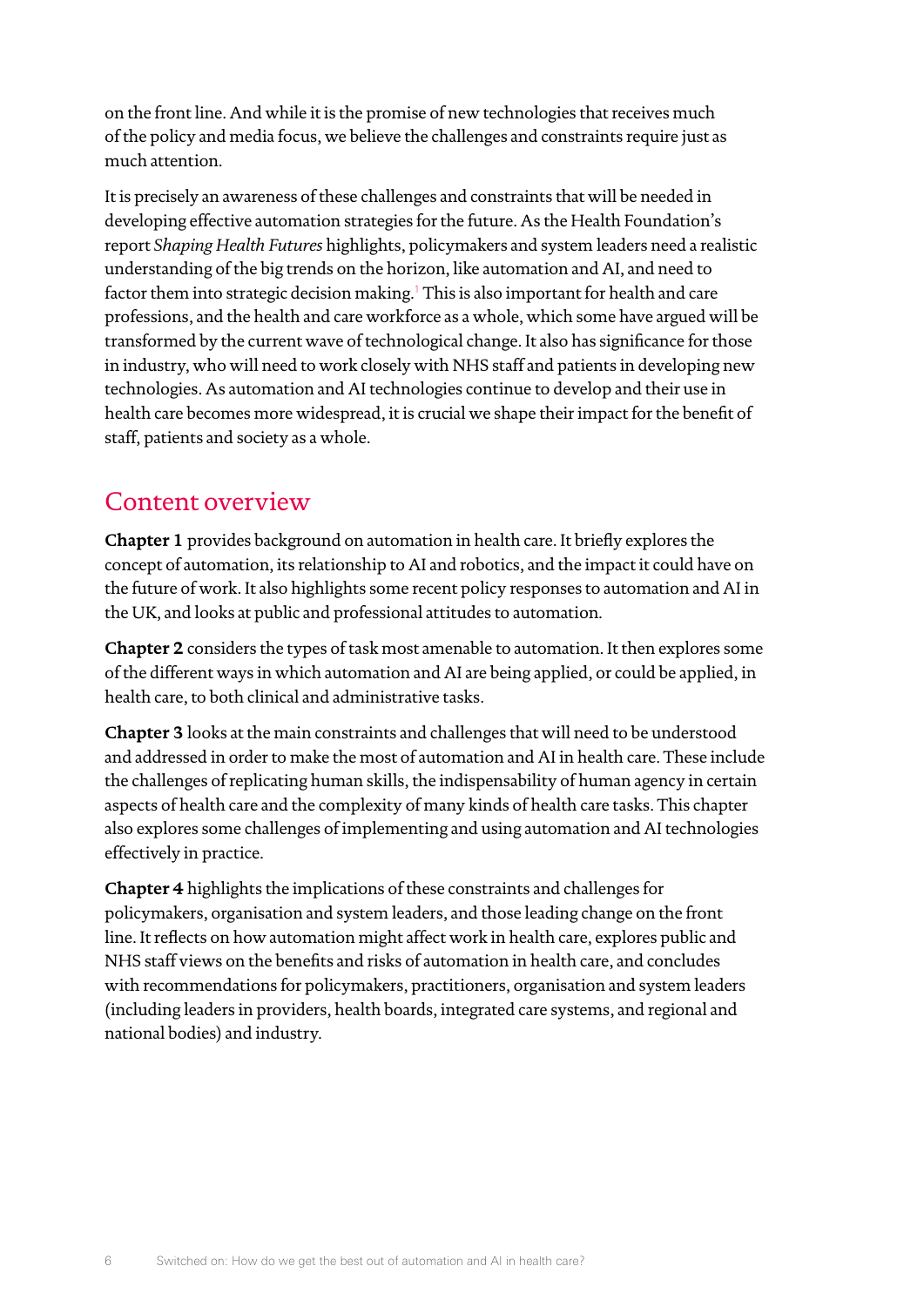on the front line. And while it is the promise of new technologies that receives much of the policy and media focus, we believe the challenges and constraints require just as much attention.

It is precisely an awareness of these challenges and constraints that will be needed in developing effective automation strategies for the future. As the Health Foundation's report *Shaping Health Futures* highlights, policymakers and system leaders need a realistic understanding of the big trends on the horizon, like automation and AI, and need to factor them into strategic decision making.[1] This is also important for health and care professions, and the health and care workforce as a whole, which some have argued will be transformed by the current wave of technological change. It also has significance for those in industry, who will need to work closely with NHS staff and patients in developing new technologies. As automation and AI technologies continue to develop and their use in health care becomes more widespread, it is crucial we shape their impact for the benefit of staff, patients and society as a whole.

## Content overview

**Chapter 1** provides background on automation in health care. It briefly explores the concept of automation, its relationship to AI and robotics, and the impact it could have on the future of work. It also highlights some recent policy responses to automation and AI in the UK, and looks at public and professional attitudes to automation.

**Chapter 2** considers the types of task most amenable to automation. It then explores some of the different ways in which automation and AI are being applied, or could be applied, in health care, to both clinical and administrative tasks.

**Chapter 3** looks at the main constraints and challenges that will need to be understood and addressed in order to make the most of automation and AI in health care. These include the challenges of replicating human skills, the indispensability of human agency in certain aspects of health care and the complexity of many kinds of health care tasks. This chapter also explores some challenges of implementing and using automation and AI technologies effectively in practice.

**Chapter 4** highlights the implications of these constraints and challenges for policymakers, organisation and system leaders, and those leading change on the front line. It reflects on how automation might affect work in health care, explores public and NHS staff views on the benefits and risks of automation in health care, and concludes with recommendations for policymakers, practitioners, organisation and system leaders (including leaders in providers, health boards, integrated care systems, and regional and national bodies) and industry.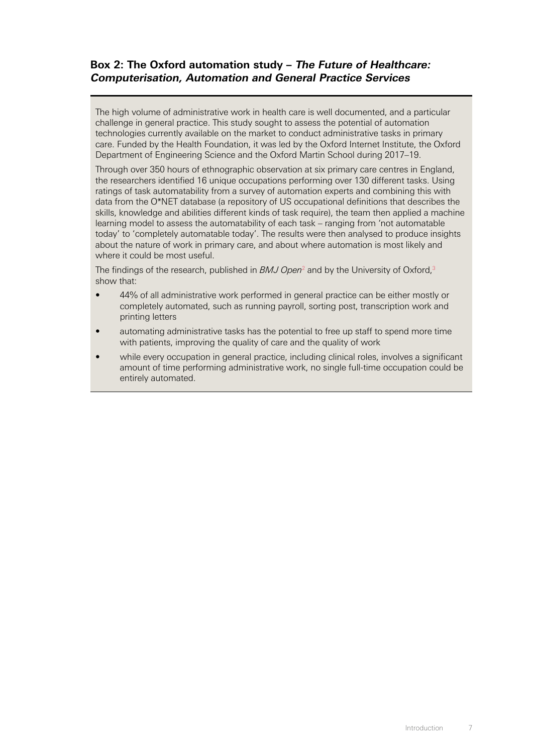### Box 2: The Oxford automation study – *The Future of Healthcare: Computerisation, Automation and General Practice Services*

The high volume of administrative work in health care is well documented, and a particular challenge in general practice. This study sought to assess the potential of automation technologies currently available on the market to conduct administrative tasks in primary care. Funded by the Health Foundation, it was led by the Oxford Internet Institute, the Oxford Department of Engineering Science and the Oxford Martin School during 2017–19.

Through over 350 hours of ethnographic observation at six primary care centres in England, the researchers identified 16 unique occupations performing over 130 different tasks. Using ratings of task automatability from a survey of automation experts and combining this with data from the O*NET database (a repository of US occupational definitions that describes the skills, knowledge and abilities different kinds of task require), the team then applied a machine learning model to assess the automatability of each task – ranging from 'not automatable today' to 'completely automatable today'. The results were then analysed to produce insights about the nature of work in primary care, and about where automation is most likely and where it could be most useful.

The findings of the research, published in *BMJ Open*[2] and by the University of Oxford,[3] show that:

- 44% of all administrative work performed in general practice can be either mostly or completely automated, such as running payroll, sorting post, transcription work and printing letters
- automating administrative tasks has the potential to free up staff to spend more time with patients, improving the quality of care and the quality of work
- while every occupation in general practice, including clinical roles, involves a significant amount of time performing administrative work, no single full-time occupation could be entirely automated.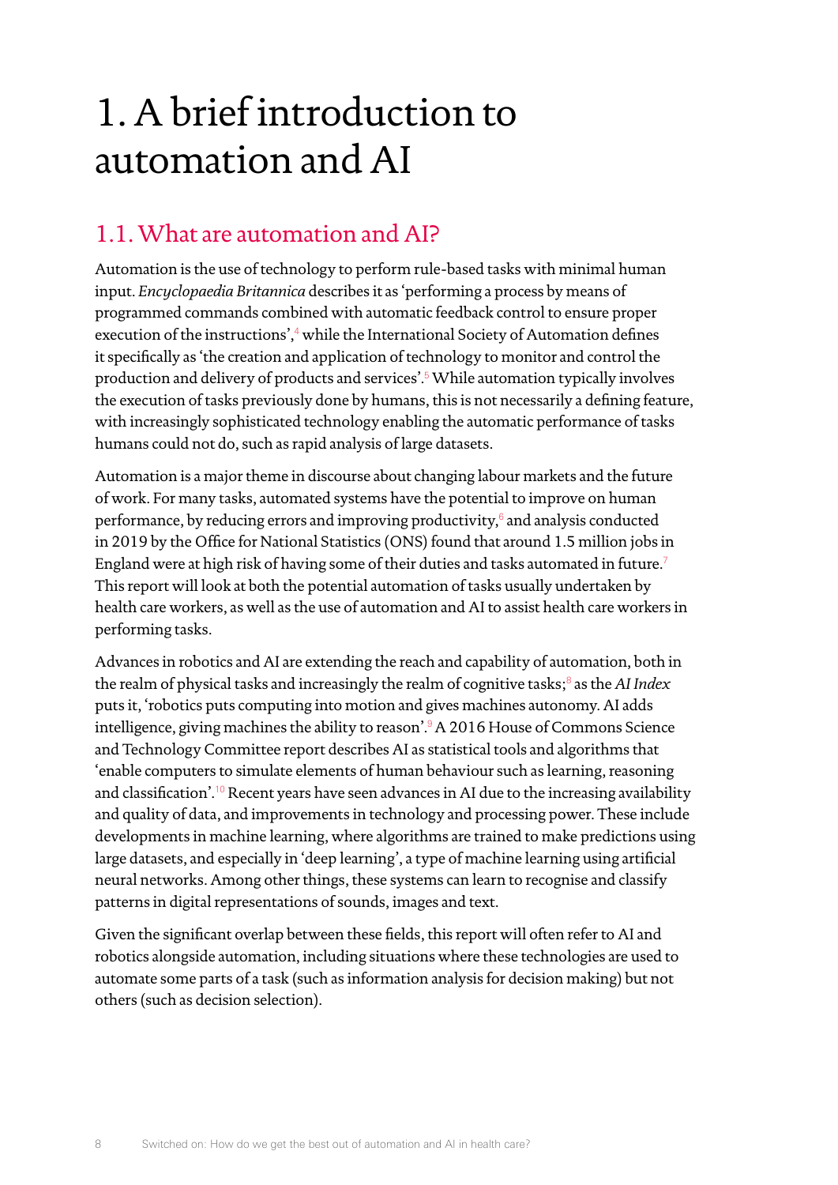# 1. A brief introduction to automation and AI

## 1.1. What are automation and AI?

Automation is the use of technology to perform rule-based tasks with minimal human input. *Encyclopaedia Britannica* describes it as 'performing a process by means of programmed commands combined with automatic feedback control to ensure proper execution of the instructions',[4] while the International Society of Automation defines it specifically as 'the creation and application of technology to monitor and control the production and delivery of products and services'.[5] While automation typically involves the execution of tasks previously done by humans, this is not necessarily a defining feature, with increasingly sophisticated technology enabling the automatic performance of tasks humans could not do, such as rapid analysis of large datasets.

Automation is a major theme in discourse about changing labour markets and the future of work. For many tasks, automated systems have the potential to improve on human performance, by reducing errors and improving productivity,[6] and analysis conducted in 2019 by the Office for National Statistics (ONS) found that around 1.5 million jobs in England were at high risk of having some of their duties and tasks automated in future.[7] This report will look at both the potential automation of tasks usually undertaken by health care workers, as well as the use of automation and AI to assist health care workers in performing tasks.

Advances in robotics and AI are extending the reach and capability of automation, both in the realm of physical tasks and increasingly the realm of cognitive tasks;[8] as the *AI Index* puts it, 'robotics puts computing into motion and gives machines autonomy. AI adds intelligence, giving machines the ability to reason'.[9] A 2016 House of Commons Science and Technology Committee report describes AI as statistical tools and algorithms that 'enable computers to simulate elements of human behaviour such as learning, reasoning and classification'.[10] Recent years have seen advances in AI due to the increasing availability and quality of data, and improvements in technology and processing power. These include developments in machine learning, where algorithms are trained to make predictions using large datasets, and especially in 'deep learning', a type of machine learning using artificial neural networks. Among other things, these systems can learn to recognise and classify patterns in digital representations of sounds, images and text.

Given the significant overlap between these fields, this report will often refer to AI and robotics alongside automation, including situations where these technologies are used to automate some parts of a task (such as information analysis for decision making) but not others (such as decision selection).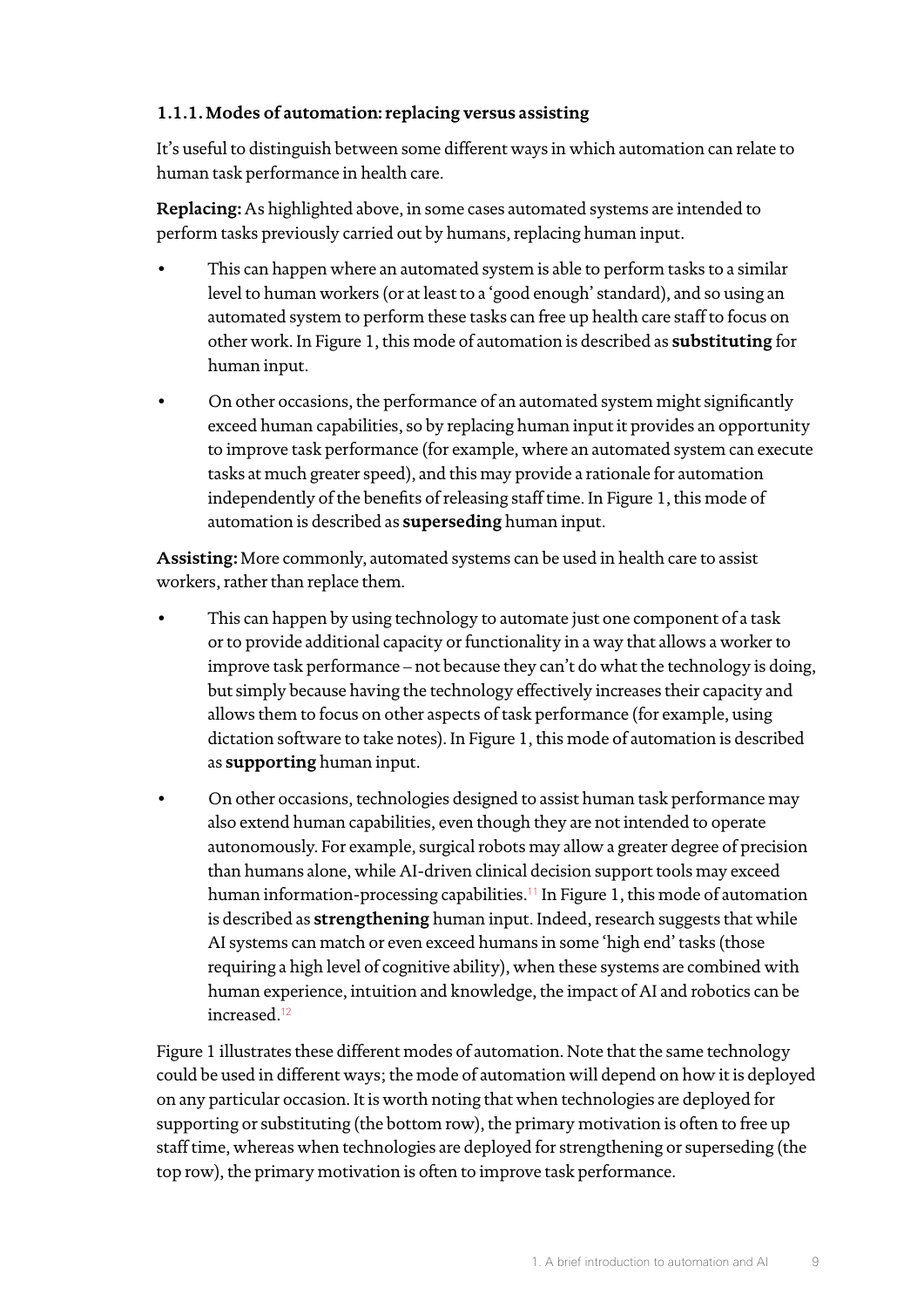### 1.1.1. Modes of automation: replacing versus assisting

It's useful to distinguish between some different ways in which automation can relate to human task performance in health care.

**Replacing:** As highlighted above, in some cases automated systems are intended to perform tasks previously carried out by humans, replacing human input.

- This can happen where an automated system is able to perform tasks to a similar level to human workers (or at least to a 'good enough' standard), and so using an automated system to perform these tasks can free up health care staff to focus on other work. In Figure 1, this mode of automation is described as **substituting** for human input.
- On other occasions, the performance of an automated system might significantly exceed human capabilities, so by replacing human input it provides an opportunity to improve task performance (for example, where an automated system can execute tasks at much greater speed), and this may provide a rationale for automation independently of the benefits of releasing staff time. In Figure 1, this mode of automation is described as **superseding** human input.

**Assisting:** More commonly, automated systems can be used in health care to assist workers, rather than replace them.

- This can happen by using technology to automate just one component of a task or to provide additional capacity or functionality in a way that allows a worker to improve task performance – not because they can't do what the technology is doing, but simply because having the technology effectively increases their capacity and allows them to focus on other aspects of task performance (for example, using dictation software to take notes). In Figure 1, this mode of automation is described as **supporting** human input.
- On other occasions, technologies designed to assist human task performance may also extend human capabilities, even though they are not intended to operate autonomously. For example, surgical robots may allow a greater degree of precision than humans alone, while AI-driven clinical decision support tools may exceed human information-processing capabilities.[11] In Figure 1, this mode of automation is described as **strengthening** human input. Indeed, research suggests that while AI systems can match or even exceed humans in some 'high end' tasks (those requiring a high level of cognitive ability), when these systems are combined with human experience, intuition and knowledge, the impact of AI and robotics can be increased.[12]

Figure 1 illustrates these different modes of automation. Note that the same technology could be used in different ways; the mode of automation will depend on how it is deployed on any particular occasion. It is worth noting that when technologies are deployed for supporting or substituting (the bottom row), the primary motivation is often to free up staff time, whereas when technologies are deployed for strengthening or superseding (the top row), the primary motivation is often to improve task performance.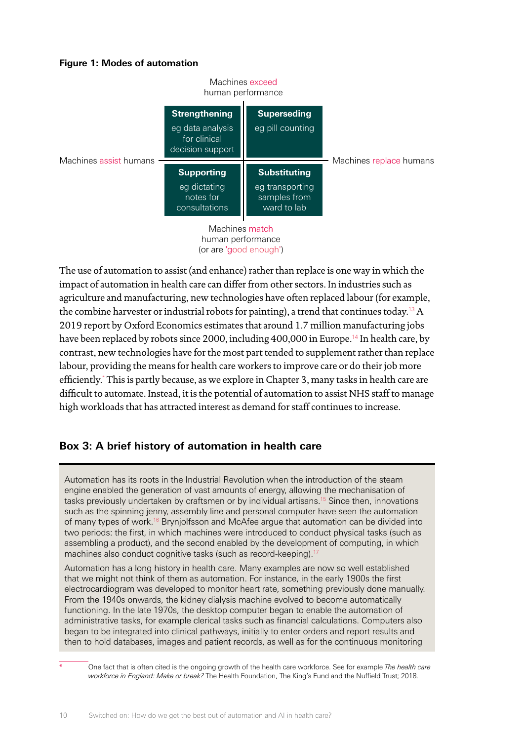**Figure 1: Modes of automation**

Machines exceed human performance

| | Machines assist humans | Machines replace humans |
|---|---|---|
| **Machines exceed human performance** | **Strengthening** eg data analysis for clinical decision support | **Superseding** eg pill counting |
| **Machines match human performance (or are 'good enough')** | **Supporting** eg dictating notes for consultations | **Substituting** eg transporting samples from ward to lab |

The use of automation to assist (and enhance) rather than replace is one way in which the impact of automation in health care can differ from other sectors. In industries such as agriculture and manufacturing, new technologies have often replaced labour (for example, the combine harvester or industrial robots for painting), a trend that continues today.[13] A 2019 report by Oxford Economics estimates that around 1.7 million manufacturing jobs have been replaced by robots since 2000, including 400,000 in Europe.[14] In health care, by contrast, new technologies have for the most part tended to supplement rather than replace labour, providing the means for health care workers to improve care or do their job more efficiently.[*] This is partly because, as we explore in Chapter 3, many tasks in health care are difficult to automate. Instead, it is the potential of automation to assist NHS staff to manage high workloads that has attracted interest as demand for staff continues to increase.

### Box 3: A brief history of automation in health care

Automation has its roots in the Industrial Revolution when the introduction of the steam engine enabled the generation of vast amounts of energy, allowing the mechanisation of tasks previously undertaken by craftsmen or by individual artisans.[15] Since then, innovations such as the spinning jenny, assembly line and personal computer have seen the automation of many types of work.[16] Brynjolfsson and McAfee argue that automation can be divided into two periods: the first, in which machines were introduced to conduct physical tasks (such as assembling a product), and the second enabled by the development of computing, in which machines also conduct cognitive tasks (such as record-keeping).[17]

Automation has a long history in health care. Many examples are now so well established that we might not think of them as automation. For instance, in the early 1900s the first electrocardiogram was developed to monitor heart rate, something previously done manually. From the 1940s onwards, the kidney dialysis machine evolved to become automatically functioning. In the late 1970s, the desktop computer began to enable the automation of administrative tasks, for example clerical tasks such as financial calculations. Computers also began to be integrated into clinical pathways, initially to enter orders and report results and then to hold databases, images and patient records, as well as for the continuous monitoring

[*] One fact that is often cited is the ongoing growth of the health care workforce. See for example *The health care workforce in England: Make or break?* The Health Foundation, The King's Fund and the Nuffield Trust; 2018.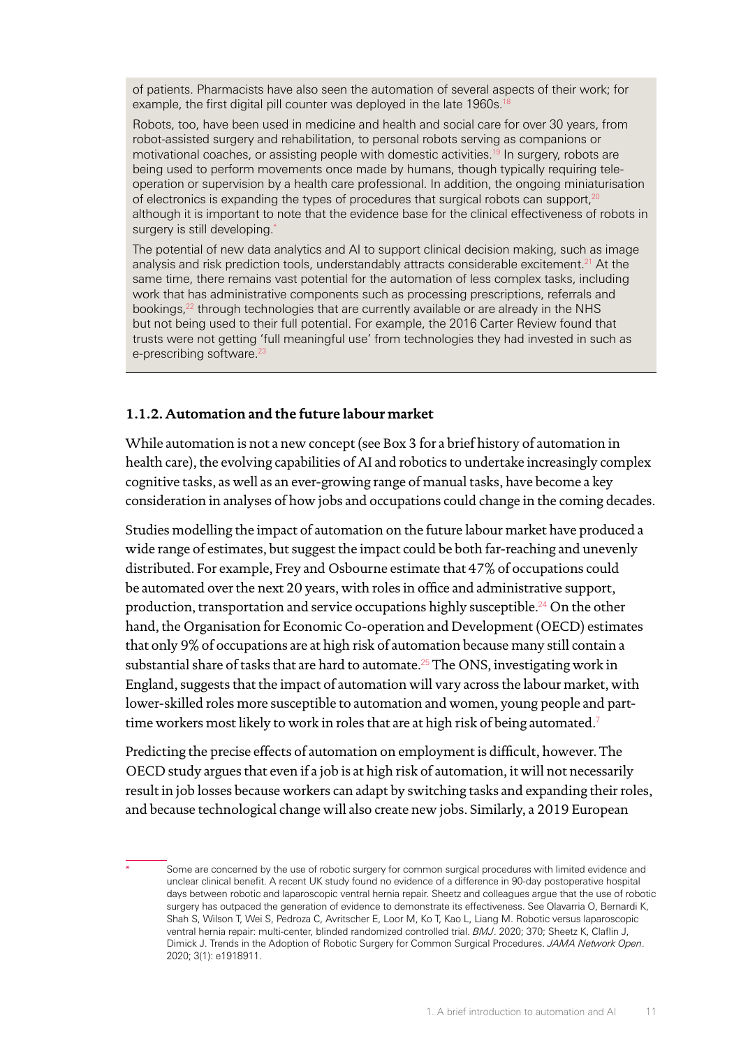of patients. Pharmacists have also seen the automation of several aspects of their work; for example, the first digital pill counter was deployed in the late 1960s.[18]

Robots, too, have been used in medicine and health and social care for over 30 years, from robot-assisted surgery and rehabilitation, to personal robots serving as companions or motivational coaches, or assisting people with domestic activities.[19] In surgery, robots are being used to perform movements once made by humans, though typically requiring tele-operation or supervision by a health care professional. In addition, the ongoing miniaturisation of electronics is expanding the types of procedures that surgical robots can support,[20] although it is important to note that the evidence base for the clinical effectiveness of robots in surgery is still developing.[*]

The potential of new data analytics and AI to support clinical decision making, such as image analysis and risk prediction tools, understandably attracts considerable excitement.[21] At the same time, there remains vast potential for the automation of less complex tasks, including work that has administrative components such as processing prescriptions, referrals and bookings,[22] through technologies that are currently available or are already in the NHS but not being used to their full potential. For example, the 2016 Carter Review found that trusts were not getting 'full meaningful use' from technologies they had invested in such as e-prescribing software.[23]

### 1.1.2. Automation and the future labour market

While automation is not a new concept (see Box 3 for a brief history of automation in health care), the evolving capabilities of AI and robotics to undertake increasingly complex cognitive tasks, as well as an ever-growing range of manual tasks, have become a key consideration in analyses of how jobs and occupations could change in the coming decades.

Studies modelling the impact of automation on the future labour market have produced a wide range of estimates, but suggest the impact could be both far-reaching and unevenly distributed. For example, Frey and Osbourne estimate that 47% of occupations could be automated over the next 20 years, with roles in office and administrative support, production, transportation and service occupations highly susceptible.[24] On the other hand, the Organisation for Economic Co-operation and Development (OECD) estimates that only 9% of occupations are at high risk of automation because many still contain a substantial share of tasks that are hard to automate.[25] The ONS, investigating work in England, suggests that the impact of automation will vary across the labour market, with lower-skilled roles more susceptible to automation and women, young people and part-time workers most likely to work in roles that are at high risk of being automated.[7]

Predicting the precise effects of automation on employment is difficult, however. The OECD study argues that even if a job is at high risk of automation, it will not necessarily result in job losses because workers can adapt by switching tasks and expanding their roles, and because technological change will also create new jobs. Similarly, a 2019 European

---

[*] Some are concerned by the use of robotic surgery for common surgical procedures with limited evidence and unclear clinical benefit. A recent UK study found no evidence of a difference in 90-day postoperative hospital days between robotic and laparoscopic ventral hernia repair. Sheetz and colleagues argue that the use of robotic surgery has outpaced the generation of evidence to demonstrate its effectiveness. See Olavarria O, Bernardi K, Shah S, Wilson T, Wei S, Pedroza C, Avritscher E, Loor M, Ko T, Kao L, Liang M. Robotic versus laparoscopic ventral hernia repair: multi-center, blinded randomized controlled trial. *BMJ*. 2020; 370; Sheetz K, Claflin J, Dimick J. Trends in the Adoption of Robotic Surgery for Common Surgical Procedures. *JAMA Network Open*. 2020; 3(1): e1918911.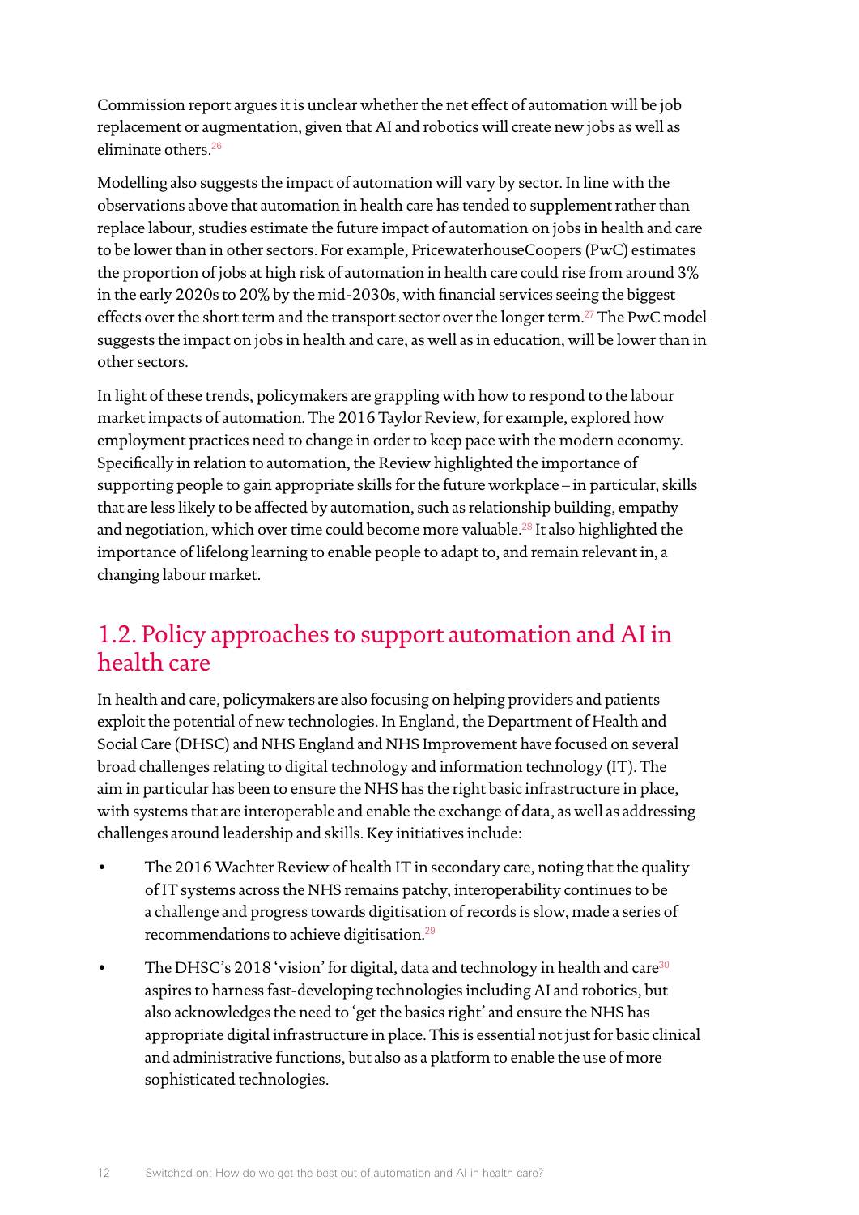Commission report argues it is unclear whether the net effect of automation will be job replacement or augmentation, given that AI and robotics will create new jobs as well as eliminate others.[26]

Modelling also suggests the impact of automation will vary by sector. In line with the observations above that automation in health care has tended to supplement rather than replace labour, studies estimate the future impact of automation on jobs in health and care to be lower than in other sectors. For example, PricewaterhouseCoopers (PwC) estimates the proportion of jobs at high risk of automation in health care could rise from around 3% in the early 2020s to 20% by the mid-2030s, with financial services seeing the biggest effects over the short term and the transport sector over the longer term.[27] The PwC model suggests the impact on jobs in health and care, as well as in education, will be lower than in other sectors.

In light of these trends, policymakers are grappling with how to respond to the labour market impacts of automation. The 2016 Taylor Review, for example, explored how employment practices need to change in order to keep pace with the modern economy. Specifically in relation to automation, the Review highlighted the importance of supporting people to gain appropriate skills for the future workplace – in particular, skills that are less likely to be affected by automation, such as relationship building, empathy and negotiation, which over time could become more valuable.[28] It also highlighted the importance of lifelong learning to enable people to adapt to, and remain relevant in, a changing labour market.

## 1.2. Policy approaches to support automation and AI in health care

In health and care, policymakers are also focusing on helping providers and patients exploit the potential of new technologies. In England, the Department of Health and Social Care (DHSC) and NHS England and NHS Improvement have focused on several broad challenges relating to digital technology and information technology (IT). The aim in particular has been to ensure the NHS has the right basic infrastructure in place, with systems that are interoperable and enable the exchange of data, as well as addressing challenges around leadership and skills. Key initiatives include:

- The 2016 Wachter Review of health IT in secondary care, noting that the quality of IT systems across the NHS remains patchy, interoperability continues to be a challenge and progress towards digitisation of records is slow, made a series of recommendations to achieve digitisation.[29]
- The DHSC's 2018 'vision' for digital, data and technology in health and care[30] aspires to harness fast-developing technologies including AI and robotics, but also acknowledges the need to 'get the basics right' and ensure the NHS has appropriate digital infrastructure in place. This is essential not just for basic clinical and administrative functions, but also as a platform to enable the use of more sophisticated technologies.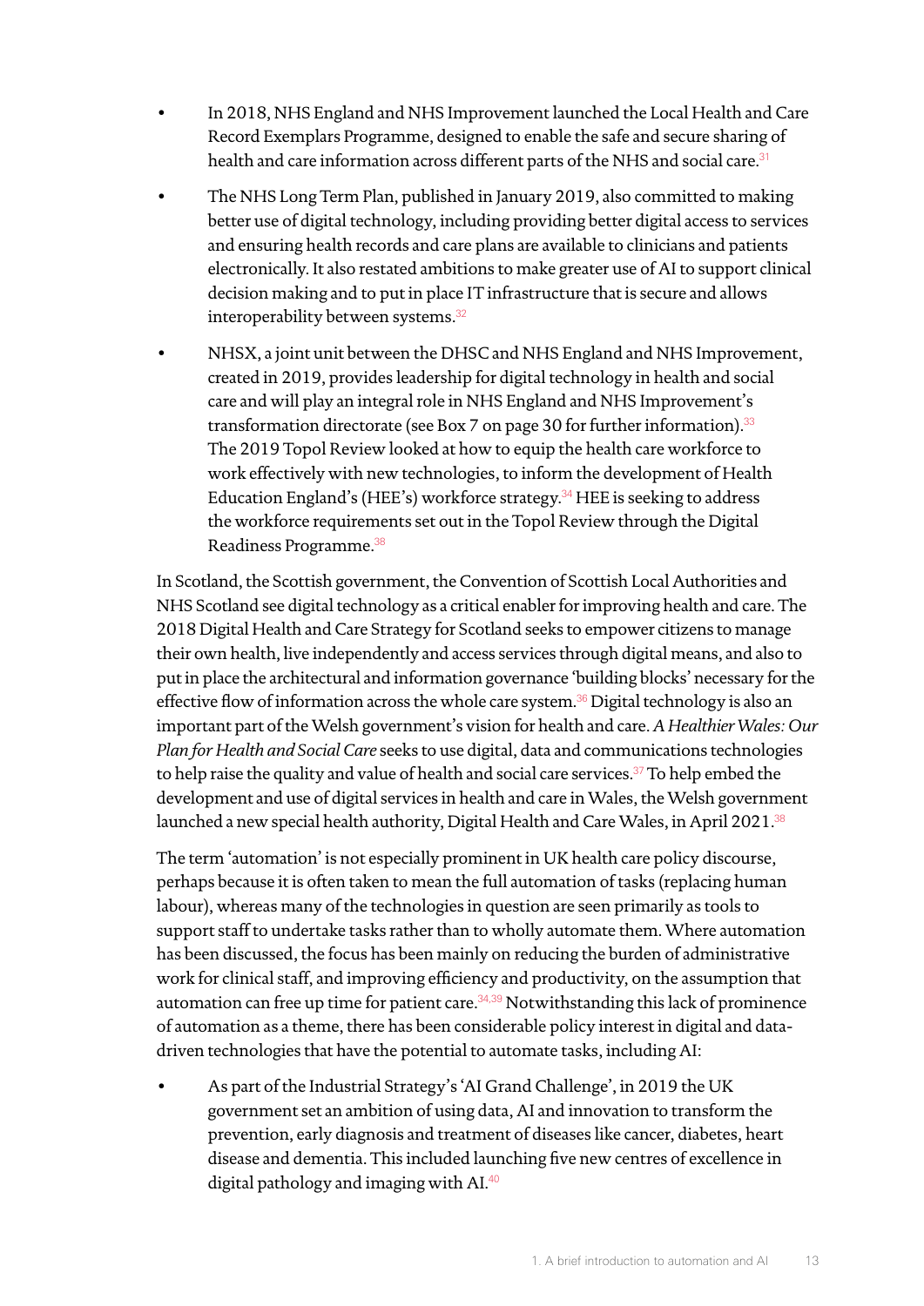- In 2018, NHS England and NHS Improvement launched the Local Health and Care Record Exemplars Programme, designed to enable the safe and secure sharing of health and care information across different parts of the NHS and social care.[31]
- The NHS Long Term Plan, published in January 2019, also committed to making better use of digital technology, including providing better digital access to services and ensuring health records and care plans are available to clinicians and patients electronically. It also restated ambitions to make greater use of AI to support clinical decision making and to put in place IT infrastructure that is secure and allows interoperability between systems.[32]
- NHSX, a joint unit between the DHSC and NHS England and NHS Improvement, created in 2019, provides leadership for digital technology in health and social care and will play an integral role in NHS England and NHS Improvement's transformation directorate (see Box 7 on page 30 for further information).[33] The 2019 Topol Review looked at how to equip the health care workforce to work effectively with new technologies, to inform the development of Health Education England's (HEE's) workforce strategy.[34] HEE is seeking to address the workforce requirements set out in the Topol Review through the Digital Readiness Programme.[35]

In Scotland, the Scottish government, the Convention of Scottish Local Authorities and NHS Scotland see digital technology as a critical enabler for improving health and care. The 2018 Digital Health and Care Strategy for Scotland seeks to empower citizens to manage their own health, live independently and access services through digital means, and also to put in place the architectural and information governance 'building blocks' necessary for the effective flow of information across the whole care system.[36] Digital technology is also an important part of the Welsh government's vision for health and care. *A Healthier Wales: Our Plan for Health and Social Care* seeks to use digital, data and communications technologies to help raise the quality and value of health and social care services.[37] To help embed the development and use of digital services in health and care in Wales, the Welsh government launched a new special health authority, Digital Health and Care Wales, in April 2021.[38]

The term 'automation' is not especially prominent in UK health care policy discourse, perhaps because it is often taken to mean the full automation of tasks (replacing human labour), whereas many of the technologies in question are seen primarily as tools to support staff to undertake tasks rather than to wholly automate them. Where automation has been discussed, the focus has been mainly on reducing the burden of administrative work for clinical staff, and improving efficiency and productivity, on the assumption that automation can free up time for patient care.[34,39] Notwithstanding this lack of prominence of automation as a theme, there has been considerable policy interest in digital and data-driven technologies that have the potential to automate tasks, including AI:

- As part of the Industrial Strategy's 'AI Grand Challenge', in 2019 the UK government set an ambition of using data, AI and innovation to transform the prevention, early diagnosis and treatment of diseases like cancer, diabetes, heart disease and dementia. This included launching five new centres of excellence in digital pathology and imaging with AI.[40]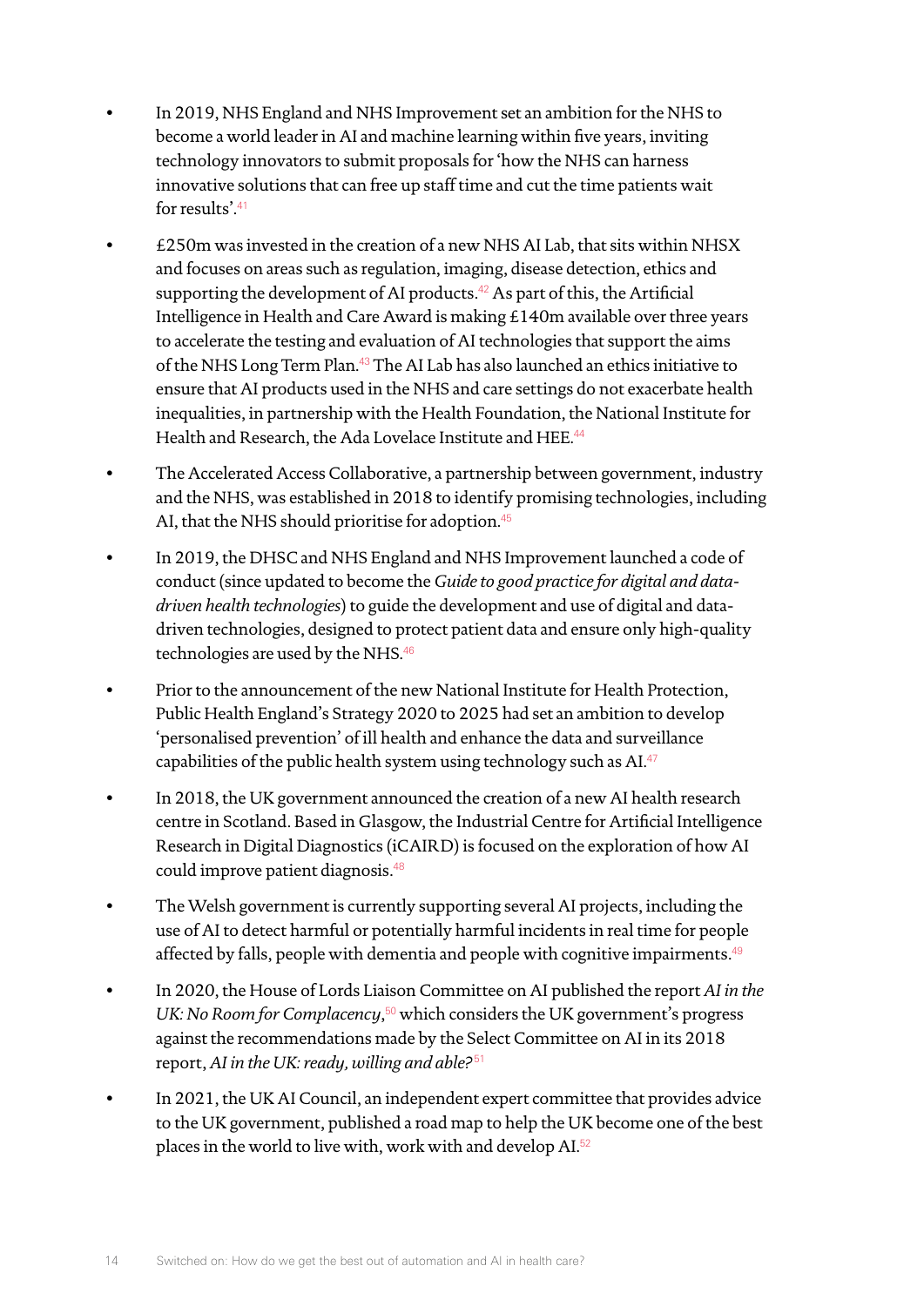- In 2019, NHS England and NHS Improvement set an ambition for the NHS to become a world leader in AI and machine learning within five years, inviting technology innovators to submit proposals for 'how the NHS can harness innovative solutions that can free up staff time and cut the time patients wait for results'.[41]
- £250m was invested in the creation of a new NHS AI Lab, that sits within NHSX and focuses on areas such as regulation, imaging, disease detection, ethics and supporting the development of AI products.[42] As part of this, the Artificial Intelligence in Health and Care Award is making £140m available over three years to accelerate the testing and evaluation of AI technologies that support the aims of the NHS Long Term Plan.[43] The AI Lab has also launched an ethics initiative to ensure that AI products used in the NHS and care settings do not exacerbate health inequalities, in partnership with the Health Foundation, the National Institute for Health and Research, the Ada Lovelace Institute and HEE.[44]
- The Accelerated Access Collaborative, a partnership between government, industry and the NHS, was established in 2018 to identify promising technologies, including AI, that the NHS should prioritise for adoption.[45]
- In 2019, the DHSC and NHS England and NHS Improvement launched a code of conduct (since updated to become the *Guide to good practice for digital and data-driven health technologies*) to guide the development and use of digital and data-driven technologies, designed to protect patient data and ensure only high-quality technologies are used by the NHS.[46]
- Prior to the announcement of the new National Institute for Health Protection, Public Health England's Strategy 2020 to 2025 had set an ambition to develop 'personalised prevention' of ill health and enhance the data and surveillance capabilities of the public health system using technology such as AI.[47]
- In 2018, the UK government announced the creation of a new AI health research centre in Scotland. Based in Glasgow, the Industrial Centre for Artificial Intelligence Research in Digital Diagnostics (iCAIRD) is focused on the exploration of how AI could improve patient diagnosis.[48]
- The Welsh government is currently supporting several AI projects, including the use of AI to detect harmful or potentially harmful incidents in real time for people affected by falls, people with dementia and people with cognitive impairments.[49]
- In 2020, the House of Lords Liaison Committee on AI published the report *AI in the UK: No Room for Complacency*,[50] which considers the UK government's progress against the recommendations made by the Select Committee on AI in its 2018 report, *AI in the UK: ready, willing and able?*[51]
- In 2021, the UK AI Council, an independent expert committee that provides advice to the UK government, published a road map to help the UK become one of the best places in the world to live with, work with and develop AI.[52]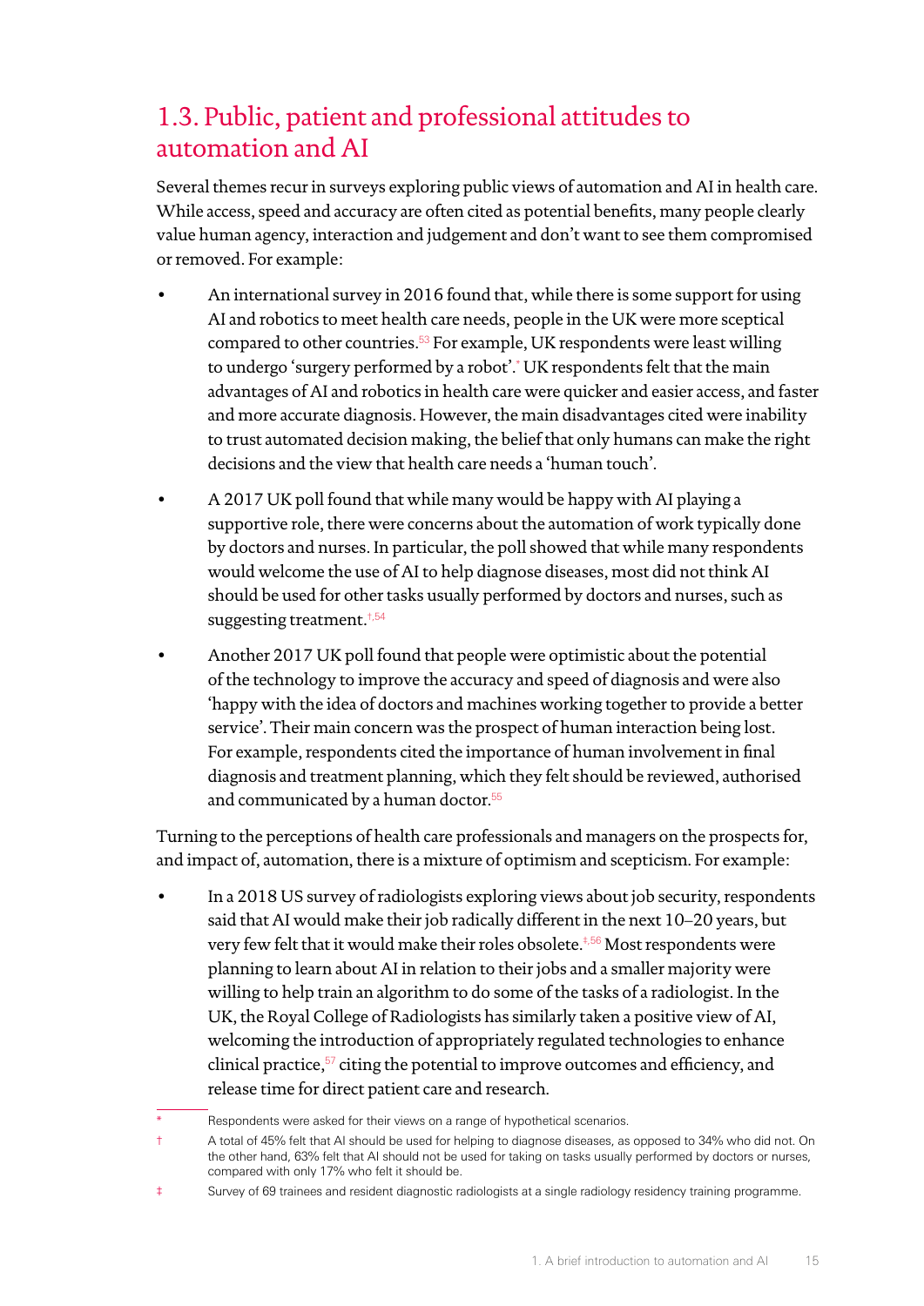## 1.3. Public, patient and professional attitudes to automation and AI

Several themes recur in surveys exploring public views of automation and AI in health care. While access, speed and accuracy are often cited as potential benefits, many people clearly value human agency, interaction and judgement and don't want to see them compromised or removed. For example:

- An international survey in 2016 found that, while there is some support for using AI and robotics to meet health care needs, people in the UK were more sceptical compared to other countries.[53] For example, UK respondents were least willing to undergo 'surgery performed by a robot'.[*] UK respondents felt that the main advantages of AI and robotics in health care were quicker and easier access, and faster and more accurate diagnosis. However, the main disadvantages cited were inability to trust automated decision making, the belief that only humans can make the right decisions and the view that health care needs a 'human touch'.
- A 2017 UK poll found that while many would be happy with AI playing a supportive role, there were concerns about the automation of work typically done by doctors and nurses. In particular, the poll showed that while many respondents would welcome the use of AI to help diagnose diseases, most did not think AI should be used for other tasks usually performed by doctors and nurses, such as suggesting treatment.[†,54]
- Another 2017 UK poll found that people were optimistic about the potential of the technology to improve the accuracy and speed of diagnosis and were also 'happy with the idea of doctors and machines working together to provide a better service'. Their main concern was the prospect of human interaction being lost. For example, respondents cited the importance of human involvement in final diagnosis and treatment planning, which they felt should be reviewed, authorised and communicated by a human doctor.[55]

Turning to the perceptions of health care professionals and managers on the prospects for, and impact of, automation, there is a mixture of optimism and scepticism. For example:

- In a 2018 US survey of radiologists exploring views about job security, respondents said that AI would make their job radically different in the next 10–20 years, but very few felt that it would make their roles obsolete.[‡,56] Most respondents were planning to learn about AI in relation to their jobs and a smaller majority were willing to help train an algorithm to do some of the tasks of a radiologist. In the UK, the Royal College of Radiologists has similarly taken a positive view of AI, welcoming the introduction of appropriately regulated technologies to enhance clinical practice,[57] citing the potential to improve outcomes and efficiency, and release time for direct patient care and research.

---

* Respondents were asked for their views on a range of hypothetical scenarios.

† A total of 45% felt that AI should be used for helping to diagnose diseases, as opposed to 34% who did not. On the other hand, 63% felt that AI should not be used for taking on tasks usually performed by doctors or nurses, compared with only 17% who felt it should be.

‡ Survey of 69 trainees and resident diagnostic radiologists at a single radiology residency training programme.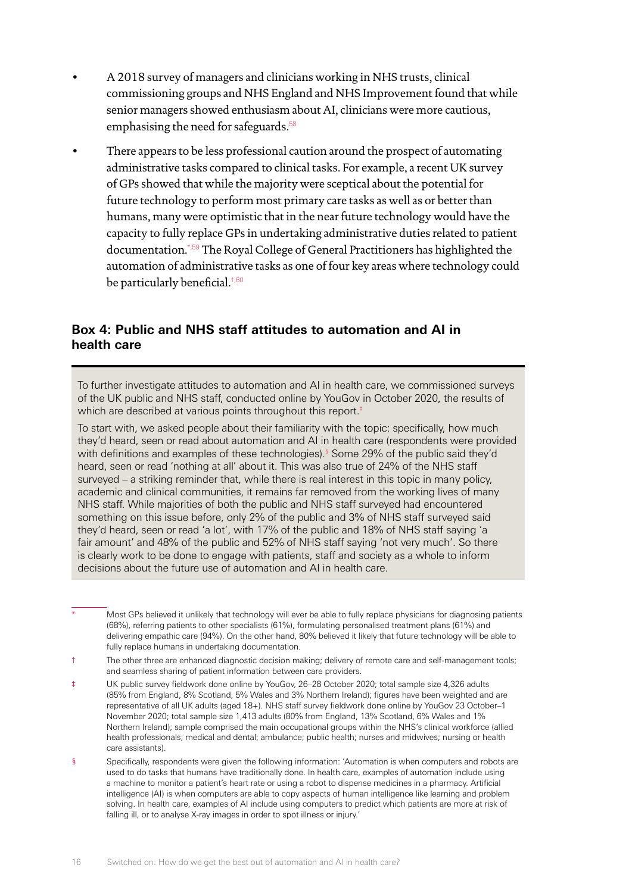- A 2018 survey of managers and clinicians working in NHS trusts, clinical commissioning groups and NHS England and NHS Improvement found that while senior managers showed enthusiasm about AI, clinicians were more cautious, emphasising the need for safeguards.[58]
- There appears to be less professional caution around the prospect of automating administrative tasks compared to clinical tasks. For example, a recent UK survey of GPs showed that while the majority were sceptical about the potential for future technology to perform most primary care tasks as well as or better than humans, many were optimistic that in the near future technology would have the capacity to fully replace GPs in undertaking administrative duties related to patient documentation.[*,59] The Royal College of General Practitioners has highlighted the automation of administrative tasks as one of four key areas where technology could be particularly beneficial.[†,60]

## Box 4: Public and NHS staff attitudes to automation and AI in health care

To further investigate attitudes to automation and AI in health care, we commissioned surveys of the UK public and NHS staff, conducted online by YouGov in October 2020, the results of which are described at various points throughout this report.[‡]

To start with, we asked people about their familiarity with the topic: specifically, how much they'd heard, seen or read about automation and AI in health care (respondents were provided with definitions and examples of these technologies).[§] Some 29% of the public said they'd heard, seen or read 'nothing at all' about it. This was also true of 24% of the NHS staff surveyed – a striking reminder that, while there is real interest in this topic in many policy, academic and clinical communities, it remains far removed from the working lives of many NHS staff. While majorities of both the public and NHS staff surveyed had encountered something on this issue before, only 2% of the public and 3% of NHS staff surveyed said they'd heard, seen or read 'a lot', with 17% of the public and 18% of NHS staff saying 'a fair amount' and 48% of the public and 52% of NHS staff saying 'not very much'. So there is clearly work to be done to engage with patients, staff and society as a whole to inform decisions about the future use of automation and AI in health care.

---

[*] Most GPs believed it unlikely that technology will ever be able to fully replace physicians for diagnosing patients (68%), referring patients to other specialists (61%), formulating personalised treatment plans (61%) and delivering empathic care (94%). On the other hand, 80% believed it likely that future technology will be able to fully replace humans in undertaking documentation.

[†] The other three are enhanced diagnostic decision making; delivery of remote care and self-management tools; and seamless sharing of patient information between care providers.

[‡] UK public survey fieldwork done online by YouGov, 26–28 October 2020; total sample size 4,326 adults (85% from England, 8% Scotland, 5% Wales and 3% Northern Ireland); figures have been weighted and are representative of all UK adults (aged 18+). NHS staff survey fieldwork done online by YouGov 23 October–1 November 2020; total sample size 1,413 adults (80% from England, 13% Scotland, 6% Wales and 1% Northern Ireland); sample comprised the main occupational groups within the NHS's clinical workforce (allied health professionals; medical and dental; ambulance; public health; nurses and midwives; nursing or health care assistants).

[§] Specifically, respondents were given the following information: 'Automation is when computers and robots are used to do tasks that humans have traditionally done. In health care, examples of automation include using a machine to monitor a patient's heart rate or using a robot to dispense medicines in a pharmacy. Artificial intelligence (AI) is when computers are able to copy aspects of human intelligence like learning and problem solving. In health care, examples of AI include using computers to predict which patients are more at risk of falling ill, or to analyse X-ray images in order to spot illness or injury.'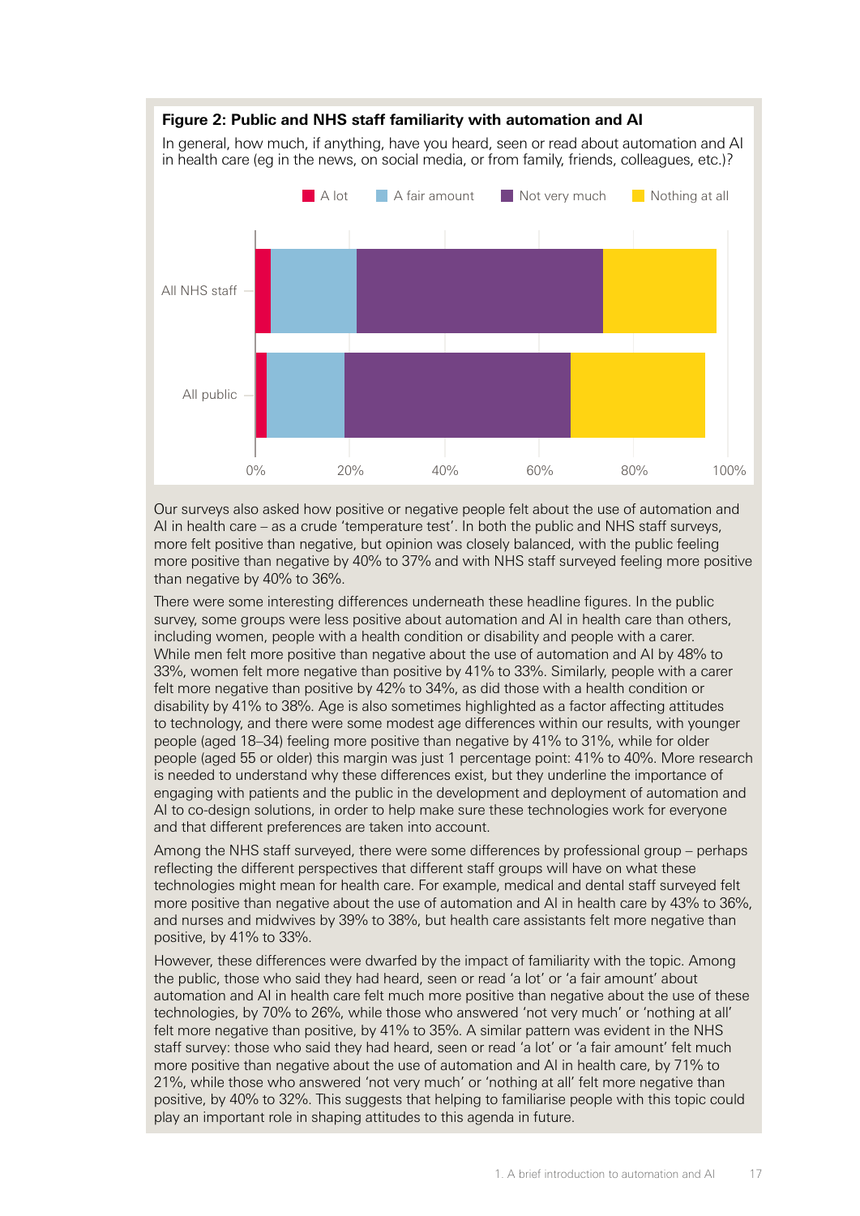**Figure 2: Public and NHS staff familiarity with automation and AI**

In general, how much, if anything, have you heard, seen or read about automation and AI in health care (eg in the news, on social media, or from family, friends, colleagues, etc.)?

Our surveys also asked how positive or negative people felt about the use of automation and AI in health care – as a crude 'temperature test'. In both the public and NHS staff surveys, more felt positive than negative, but opinion was closely balanced, with the public feeling more positive than negative by 40% to 37% and with NHS staff surveyed feeling more positive than negative by 40% to 36%.

There were some interesting differences underneath these headline figures. In the public survey, some groups were less positive about automation and AI in health care than others, including women, people with a health condition or disability and people with a carer. While men felt more positive than negative about the use of automation and AI by 48% to 33%, women felt more negative than positive by 41% to 33%. Similarly, people with a carer felt more negative than positive by 42% to 34%, as did those with a health condition or disability by 41% to 38%. Age is also sometimes highlighted as a factor affecting attitudes to technology, and there were some modest age differences within our results, with younger people (aged 18–34) feeling more positive than negative by 41% to 31%, while for older people (aged 55 or older) this margin was just 1 percentage point: 41% to 40%. More research is needed to understand why these differences exist, but they underline the importance of engaging with patients and the public in the development and deployment of automation and AI to co-design solutions, in order to help make sure these technologies work for everyone and that different preferences are taken into account.

Among the NHS staff surveyed, there were some differences by professional group – perhaps reflecting the different perspectives that different staff groups will have on what these technologies might mean for health care. For example, medical and dental staff surveyed felt more positive than negative about the use of automation and AI in health care by 43% to 36%, and nurses and midwives by 39% to 38%, but health care assistants felt more negative than positive, by 41% to 33%.

However, these differences were dwarfed by the impact of familiarity with the topic. Among the public, those who said they had heard, seen or read 'a lot' or 'a fair amount' about automation and AI in health care felt much more positive than negative about the use of these technologies, by 70% to 26%, while those who answered 'not very much' or 'nothing at all' felt more negative than positive, by 41% to 35%. A similar pattern was evident in the NHS staff survey: those who said they had heard, seen or read 'a lot' or 'a fair amount' felt much more positive than negative about the use of automation and AI in health care, by 71% to 21%, while those who answered 'not very much' or 'nothing at all' felt more negative than positive, by 40% to 32%. This suggests that helping to familiarise people with this topic could play an important role in shaping attitudes to this agenda in future.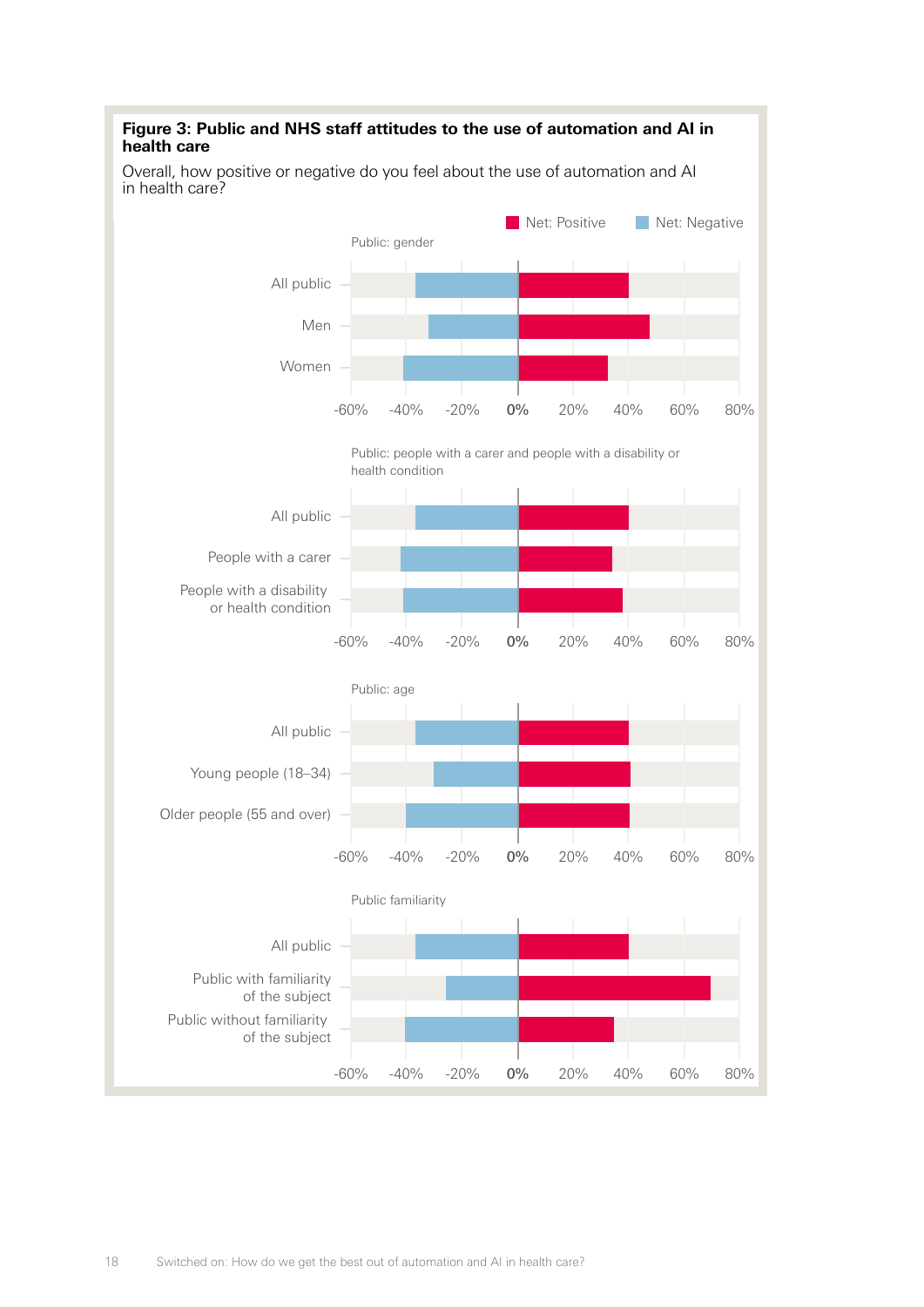**Figure 3: Public and NHS staff attitudes to the use of automation and AI in health care**

Overall, how positive or negative do you feel about the use of automation and AI in health care?

Net: Positive   Net: Negative

Public: gender

All public

Men

Women

-60% -40% -20% 0% 20% 40% 60% 80%

Public: people with a carer and people with a disability or health condition

All public

People with a carer

People with a disability or health condition

-60% -40% -20% 0% 20% 40% 60% 80%

Public: age

All public

Young people (18–34)

Older people (55 and over)

-60% -40% -20% 0% 20% 40% 60% 80%

Public familiarity

All public

Public with familiarity of the subject

Public without familiarity of the subject

-60% -40% -20% 0% 20% 40% 60% 80%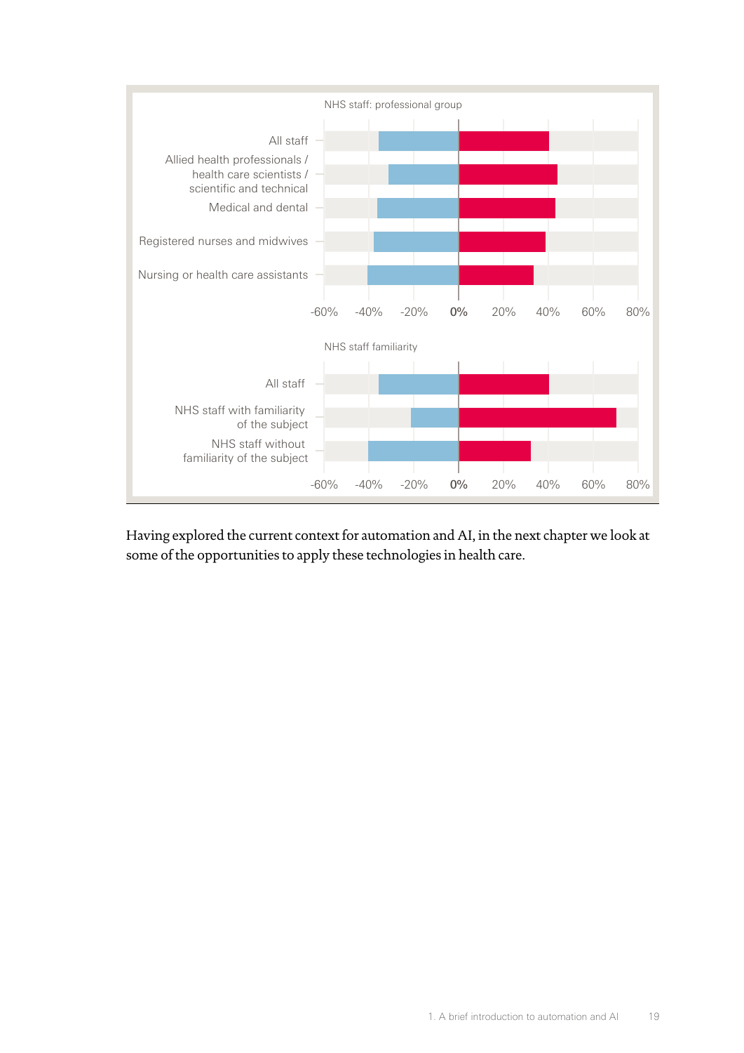NHS staff: professional group

- All staff
- Allied health professionals / health care scientists / scientific and technical
- Medical and dental
- Registered nurses and midwives
- Nursing or health care assistants

-60% -40% -20% 0% 20% 40% 60% 80%

NHS staff familiarity

- All staff
- NHS staff with familiarity of the subject
- NHS staff without familiarity of the subject

-60% -40% -20% 0% 20% 40% 60% 80%

Having explored the current context for automation and AI, in the next chapter we look at some of the opportunities to apply these technologies in health care.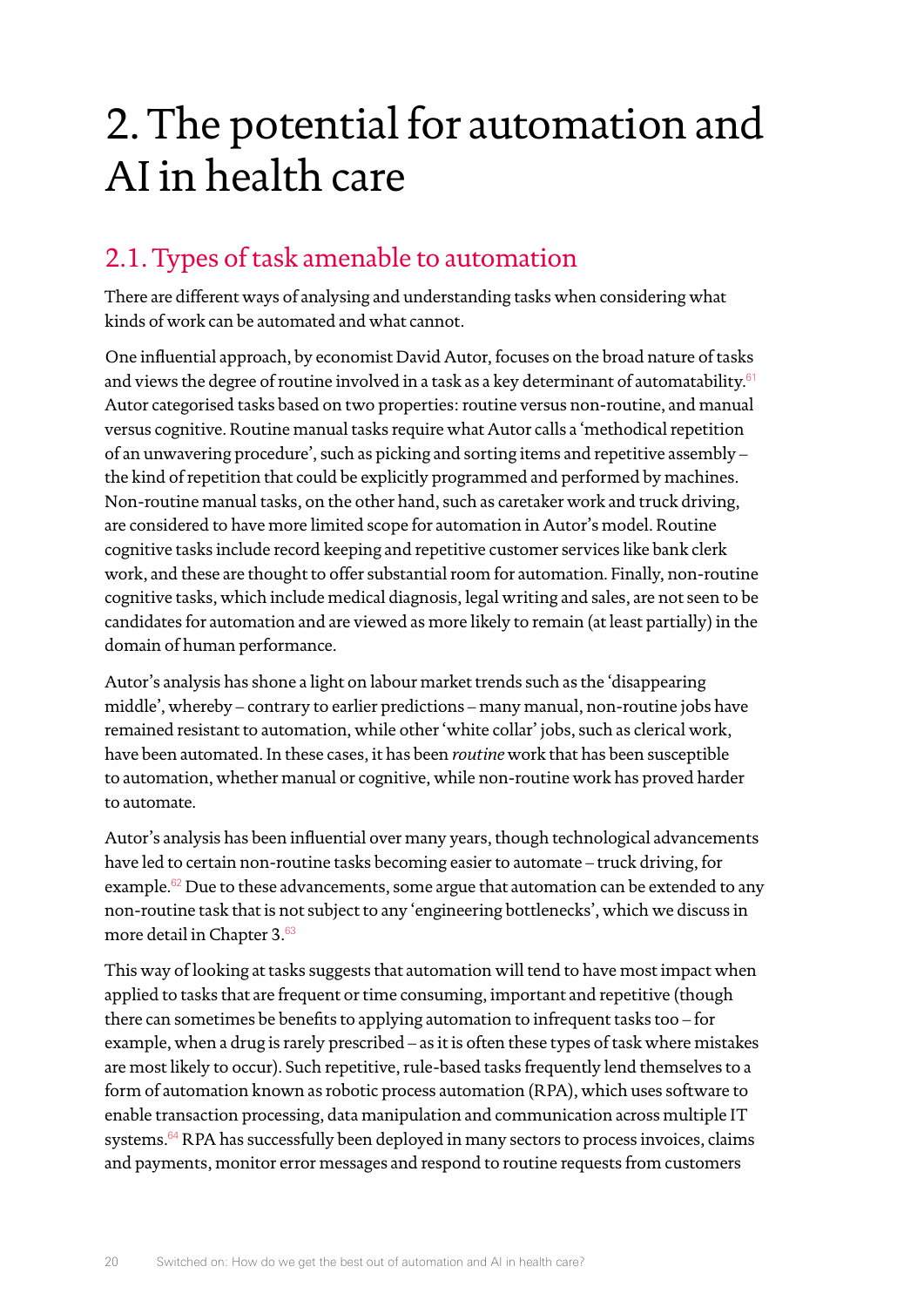# 2. The potential for automation and AI in health care

## 2.1. Types of task amenable to automation

There are different ways of analysing and understanding tasks when considering what kinds of work can be automated and what cannot.

One influential approach, by economist David Autor, focuses on the broad nature of tasks and views the degree of routine involved in a task as a key determinant of automatability.[61] Autor categorised tasks based on two properties: routine versus non-routine, and manual versus cognitive. Routine manual tasks require what Autor calls a 'methodical repetition of an unwavering procedure', such as picking and sorting items and repetitive assembly – the kind of repetition that could be explicitly programmed and performed by machines. Non-routine manual tasks, on the other hand, such as caretaker work and truck driving, are considered to have more limited scope for automation in Autor's model. Routine cognitive tasks include record keeping and repetitive customer services like bank clerk work, and these are thought to offer substantial room for automation. Finally, non-routine cognitive tasks, which include medical diagnosis, legal writing and sales, are not seen to be candidates for automation and are viewed as more likely to remain (at least partially) in the domain of human performance.

Autor's analysis has shone a light on labour market trends such as the 'disappearing middle', whereby – contrary to earlier predictions – many manual, non-routine jobs have remained resistant to automation, while other 'white collar' jobs, such as clerical work, have been automated. In these cases, it has been *routine* work that has been susceptible to automation, whether manual or cognitive, while non-routine work has proved harder to automate.

Autor's analysis has been influential over many years, though technological advancements have led to certain non-routine tasks becoming easier to automate – truck driving, for example.[62] Due to these advancements, some argue that automation can be extended to any non-routine task that is not subject to any 'engineering bottlenecks', which we discuss in more detail in Chapter 3.[63]

This way of looking at tasks suggests that automation will tend to have most impact when applied to tasks that are frequent or time consuming, important and repetitive (though there can sometimes be benefits to applying automation to infrequent tasks too – for example, when a drug is rarely prescribed – as it is often these types of task where mistakes are most likely to occur). Such repetitive, rule-based tasks frequently lend themselves to a form of automation known as robotic process automation (RPA), which uses software to enable transaction processing, data manipulation and communication across multiple IT systems.[64] RPA has successfully been deployed in many sectors to process invoices, claims and payments, monitor error messages and respond to routine requests from customers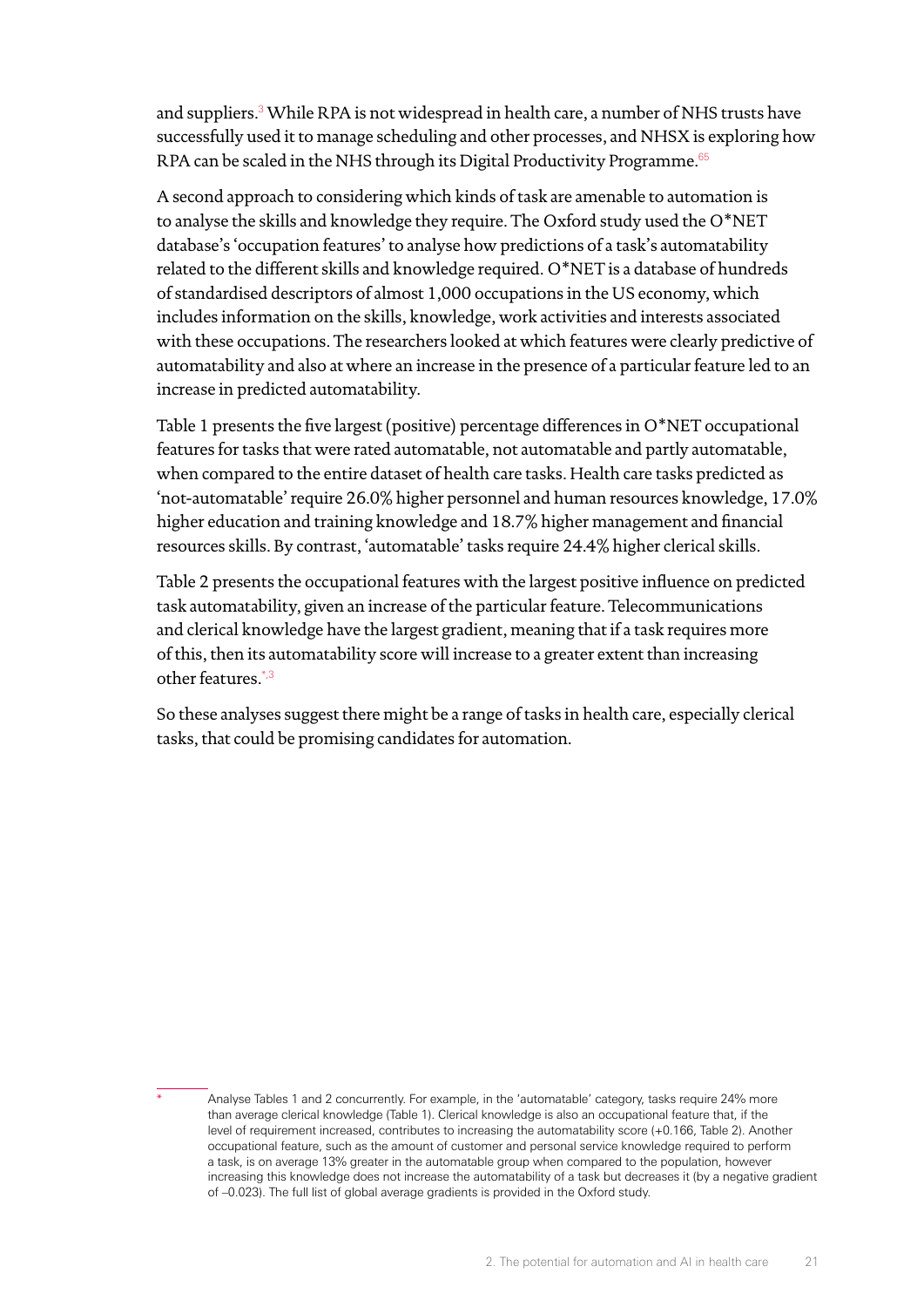and suppliers.[3] While RPA is not widespread in health care, a number of NHS trusts have successfully used it to manage scheduling and other processes, and NHSX is exploring how RPA can be scaled in the NHS through its Digital Productivity Programme.[65]

A second approach to considering which kinds of task are amenable to automation is to analyse the skills and knowledge they require. The Oxford study used the O*NET database's 'occupation features' to analyse how predictions of a task's automatability related to the different skills and knowledge required. O*NET is a database of hundreds of standardised descriptors of almost 1,000 occupations in the US economy, which includes information on the skills, knowledge, work activities and interests associated with these occupations. The researchers looked at which features were clearly predictive of automatability and also at where an increase in the presence of a particular feature led to an increase in predicted automatability.

Table 1 presents the five largest (positive) percentage differences in O*NET occupational features for tasks that were rated automatable, not automatable and partly automatable, when compared to the entire dataset of health care tasks. Health care tasks predicted as 'not-automatable' require 26.0% higher personnel and human resources knowledge, 17.0% higher education and training knowledge and 18.7% higher management and financial resources skills. By contrast, 'automatable' tasks require 24.4% higher clerical skills.

Table 2 presents the occupational features with the largest positive influence on predicted task automatability, given an increase of the particular feature. Telecommunications and clerical knowledge have the largest gradient, meaning that if a task requires more of this, then its automatability score will increase to a greater extent than increasing other features.[*,3]

So these analyses suggest there might be a range of tasks in health care, especially clerical tasks, that could be promising candidates for automation.

[*] Analyse Tables 1 and 2 concurrently. For example, in the 'automatable' category, tasks require 24% more than average clerical knowledge (Table 1). Clerical knowledge is also an occupational feature that, if the level of requirement increased, contributes to increasing the automatability score (+0.166, Table 2). Another occupational feature, such as the amount of customer and personal service knowledge required to perform a task, is on average 13% greater in the automatable group when compared to the population, however increasing this knowledge does not increase the automatability of a task but decreases it (by a negative gradient of –0.023). The full list of global average gradients is provided in the Oxford study.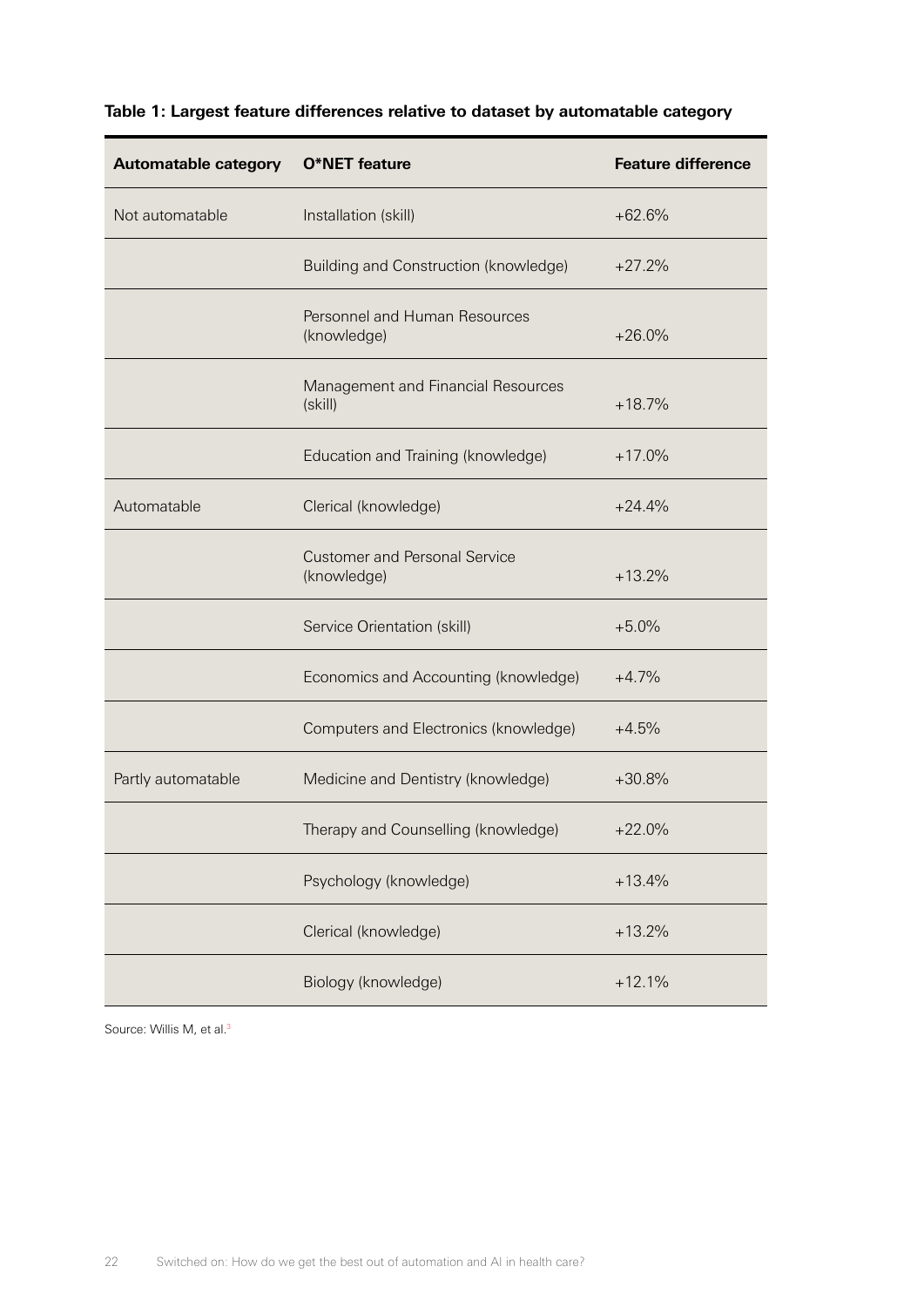**Table 1: Largest feature differences relative to dataset by automatable category**

| Automatable category | O*NET feature | Feature difference |
|---|---|---|
| Not automatable | Installation (skill) | +62.6% |
| | Building and Construction (knowledge) | +27.2% |
| | Personnel and Human Resources (knowledge) | +26.0% |
| | Management and Financial Resources (skill) | +18.7% |
| | Education and Training (knowledge) | +17.0% |
| Automatable | Clerical (knowledge) | +24.4% |
| | Customer and Personal Service (knowledge) | +13.2% |
| | Service Orientation (skill) | +5.0% |
| | Economics and Accounting (knowledge) | +4.7% |
| | Computers and Electronics (knowledge) | +4.5% |
| Partly automatable | Medicine and Dentistry (knowledge) | +30.8% |
| | Therapy and Counselling (knowledge) | +22.0% |
| | Psychology (knowledge) | +13.4% |
| | Clerical (knowledge) | +13.2% |
| | Biology (knowledge) | +12.1% |

Source: Willis M, et al.[3]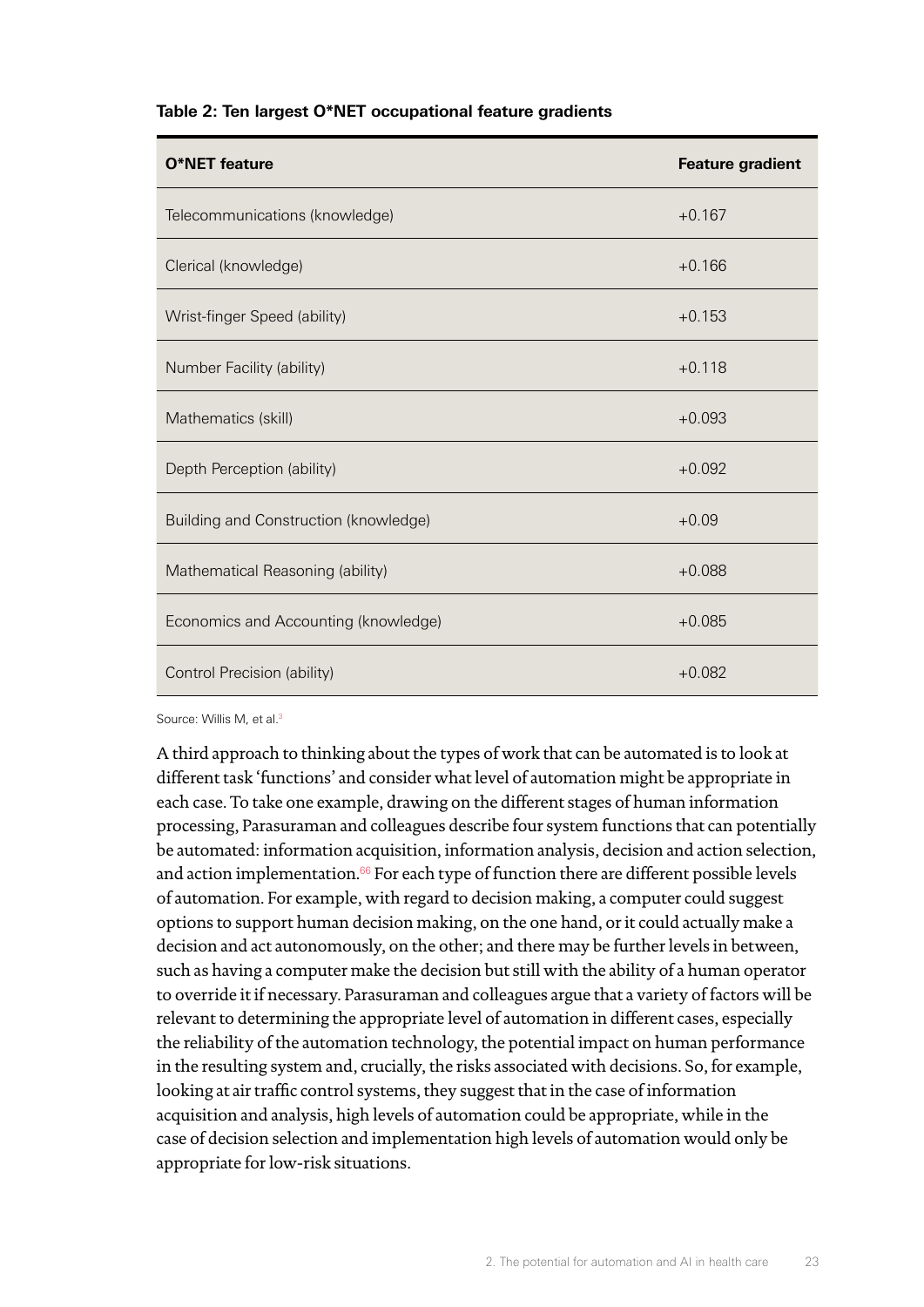**Table 2: Ten largest O*NET occupational feature gradients**

| O*NET feature | Feature gradient |
|---|---|
| Telecommunications (knowledge) | +0.167 |
| Clerical (knowledge) | +0.166 |
| Wrist-finger Speed (ability) | +0.153 |
| Number Facility (ability) | +0.118 |
| Mathematics (skill) | +0.093 |
| Depth Perception (ability) | +0.092 |
| Building and Construction (knowledge) | +0.09 |
| Mathematical Reasoning (ability) | +0.088 |
| Economics and Accounting (knowledge) | +0.085 |
| Control Precision (ability) | +0.082 |

Source: Willis M, et al.[3]

A third approach to thinking about the types of work that can be automated is to look at different task 'functions' and consider what level of automation might be appropriate in each case. To take one example, drawing on the different stages of human information processing, Parasuraman and colleagues describe four system functions that can potentially be automated: information acquisition, information analysis, decision and action selection, and action implementation.[66] For each type of function there are different possible levels of automation. For example, with regard to decision making, a computer could suggest options to support human decision making, on the one hand, or it could actually make a decision and act autonomously, on the other; and there may be further levels in between, such as having a computer make the decision but still with the ability of a human operator to override it if necessary. Parasuraman and colleagues argue that a variety of factors will be relevant to determining the appropriate level of automation in different cases, especially the reliability of the automation technology, the potential impact on human performance in the resulting system and, crucially, the risks associated with decisions. So, for example, looking at air traffic control systems, they suggest that in the case of information acquisition and analysis, high levels of automation could be appropriate, while in the case of decision selection and implementation high levels of automation would only be appropriate for low-risk situations.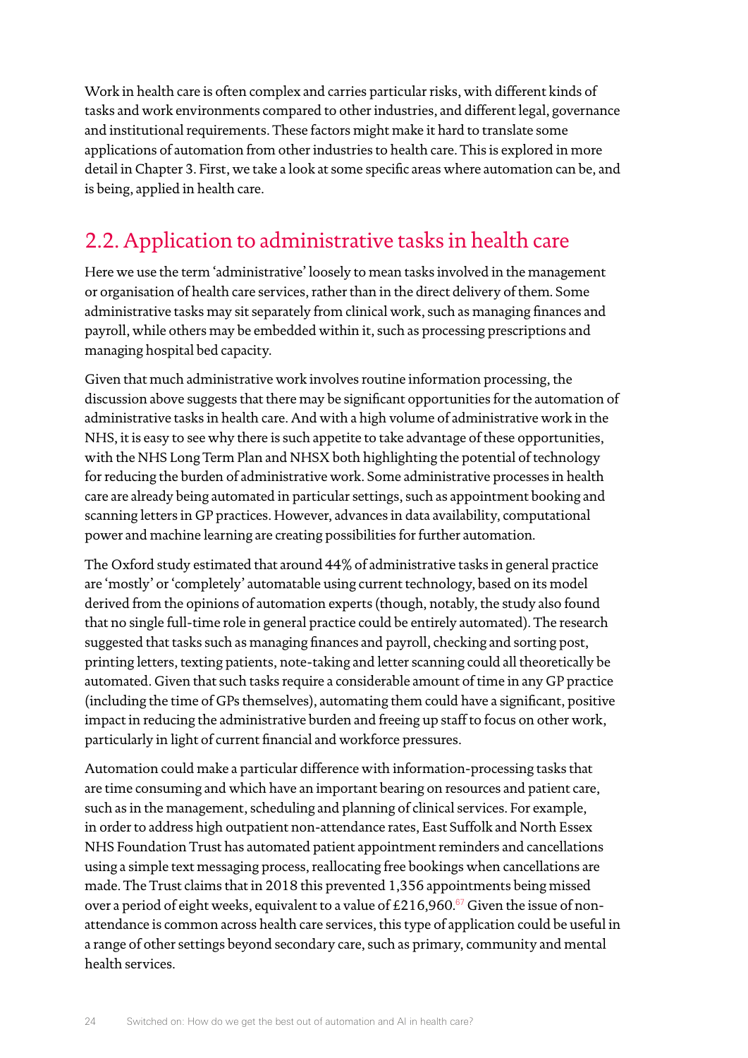Work in health care is often complex and carries particular risks, with different kinds of tasks and work environments compared to other industries, and different legal, governance and institutional requirements. These factors might make it hard to translate some applications of automation from other industries to health care. This is explored in more detail in Chapter 3. First, we take a look at some specific areas where automation can be, and is being, applied in health care.

## 2.2. Application to administrative tasks in health care

Here we use the term 'administrative' loosely to mean tasks involved in the management or organisation of health care services, rather than in the direct delivery of them. Some administrative tasks may sit separately from clinical work, such as managing finances and payroll, while others may be embedded within it, such as processing prescriptions and managing hospital bed capacity.

Given that much administrative work involves routine information processing, the discussion above suggests that there may be significant opportunities for the automation of administrative tasks in health care. And with a high volume of administrative work in the NHS, it is easy to see why there is such appetite to take advantage of these opportunities, with the NHS Long Term Plan and NHSX both highlighting the potential of technology for reducing the burden of administrative work. Some administrative processes in health care are already being automated in particular settings, such as appointment booking and scanning letters in GP practices. However, advances in data availability, computational power and machine learning are creating possibilities for further automation.

The Oxford study estimated that around 44% of administrative tasks in general practice are 'mostly' or 'completely' automatable using current technology, based on its model derived from the opinions of automation experts (though, notably, the study also found that no single full-time role in general practice could be entirely automated). The research suggested that tasks such as managing finances and payroll, checking and sorting post, printing letters, texting patients, note-taking and letter scanning could all theoretically be automated. Given that such tasks require a considerable amount of time in any GP practice (including the time of GPs themselves), automating them could have a significant, positive impact in reducing the administrative burden and freeing up staff to focus on other work, particularly in light of current financial and workforce pressures.

Automation could make a particular difference with information-processing tasks that are time consuming and which have an important bearing on resources and patient care, such as in the management, scheduling and planning of clinical services. For example, in order to address high outpatient non-attendance rates, East Suffolk and North Essex NHS Foundation Trust has automated patient appointment reminders and cancellations using a simple text messaging process, reallocating free bookings when cancellations are made. The Trust claims that in 2018 this prevented 1,356 appointments being missed over a period of eight weeks, equivalent to a value of £216,960.[67] Given the issue of non-attendance is common across health care services, this type of application could be useful in a range of other settings beyond secondary care, such as primary, community and mental health services.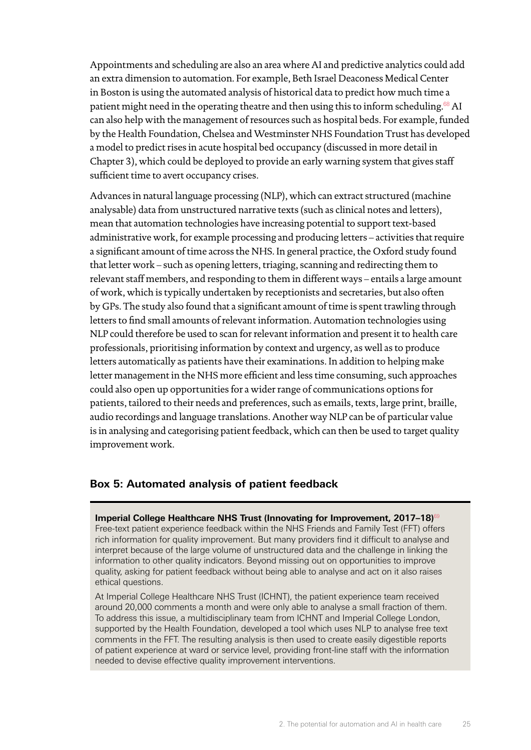Appointments and scheduling are also an area where AI and predictive analytics could add an extra dimension to automation. For example, Beth Israel Deaconess Medical Center in Boston is using the automated analysis of historical data to predict how much time a patient might need in the operating theatre and then using this to inform scheduling.[68] AI can also help with the management of resources such as hospital beds. For example, funded by the Health Foundation, Chelsea and Westminster NHS Foundation Trust has developed a model to predict rises in acute hospital bed occupancy (discussed in more detail in Chapter 3), which could be deployed to provide an early warning system that gives staff sufficient time to avert occupancy crises.

Advances in natural language processing (NLP), which can extract structured (machine analysable) data from unstructured narrative texts (such as clinical notes and letters), mean that automation technologies have increasing potential to support text-based administrative work, for example processing and producing letters – activities that require a significant amount of time across the NHS. In general practice, the Oxford study found that letter work – such as opening letters, triaging, scanning and redirecting them to relevant staff members, and responding to them in different ways – entails a large amount of work, which is typically undertaken by receptionists and secretaries, but also often by GPs. The study also found that a significant amount of time is spent trawling through letters to find small amounts of relevant information. Automation technologies using NLP could therefore be used to scan for relevant information and present it to health care professionals, prioritising information by context and urgency, as well as to produce letters automatically as patients have their examinations. In addition to helping make letter management in the NHS more efficient and less time consuming, such approaches could also open up opportunities for a wider range of communications options for patients, tailored to their needs and preferences, such as emails, texts, large print, braille, audio recordings and language translations. Another way NLP can be of particular value is in analysing and categorising patient feedback, which can then be used to target quality improvement work.

## Box 5: Automated analysis of patient feedback

**Imperial College Healthcare NHS Trust (Innovating for Improvement, 2017–18)**[69]

Free-text patient experience feedback within the NHS Friends and Family Test (FFT) offers rich information for quality improvement. But many providers find it difficult to analyse and interpret because of the large volume of unstructured data and the challenge in linking the information to other quality indicators. Beyond missing out on opportunities to improve quality, asking for patient feedback without being able to analyse and act on it also raises ethical questions.

At Imperial College Healthcare NHS Trust (ICHNT), the patient experience team received around 20,000 comments a month and were only able to analyse a small fraction of them. To address this issue, a multidisciplinary team from ICHNT and Imperial College London, supported by the Health Foundation, developed a tool which uses NLP to analyse free text comments in the FFT. The resulting analysis is then used to create easily digestible reports of patient experience at ward or service level, providing front-line staff with the information needed to devise effective quality improvement interventions.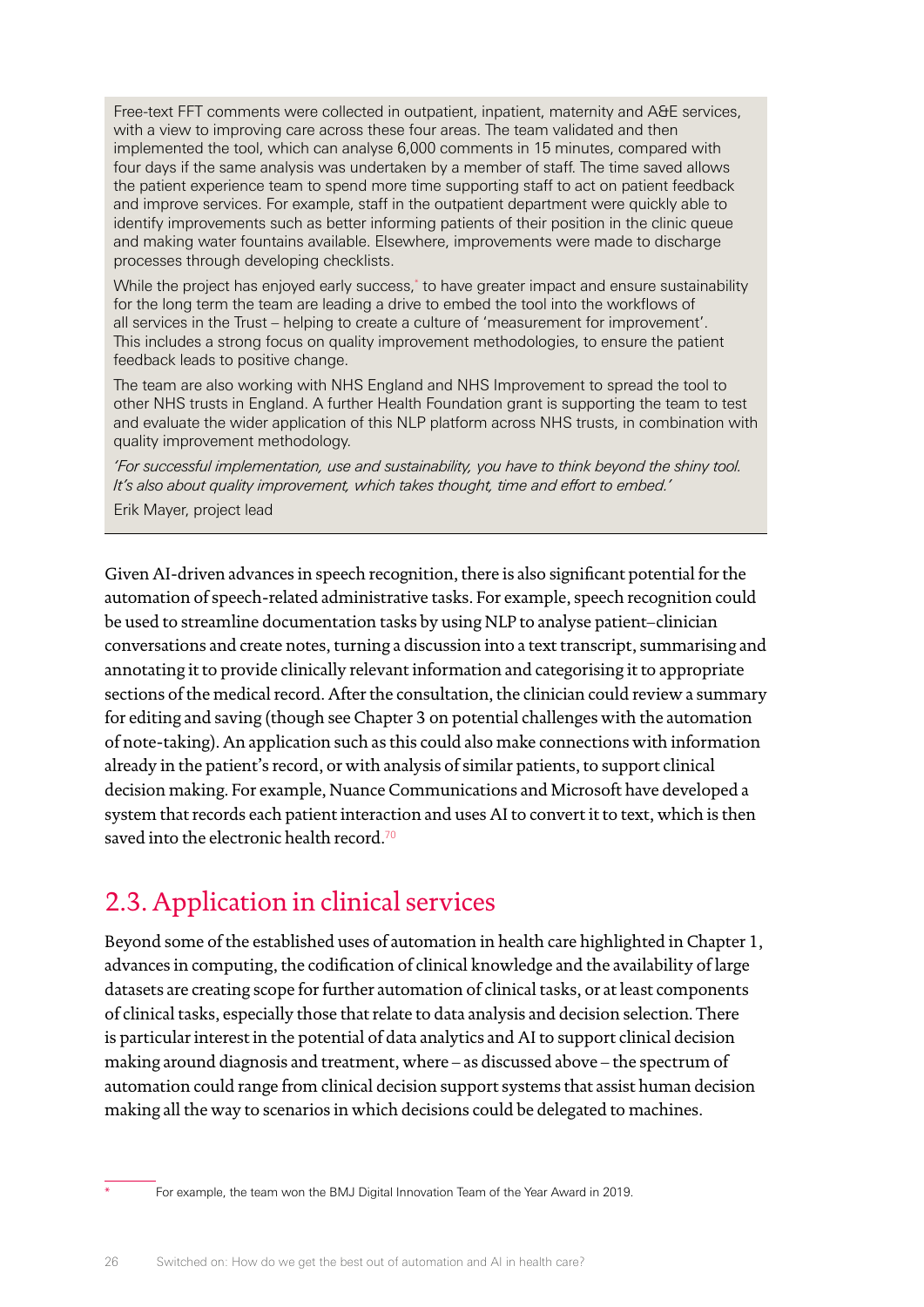Free-text FFT comments were collected in outpatient, inpatient, maternity and A&E services, with a view to improving care across these four areas. The team validated and then implemented the tool, which can analyse 6,000 comments in 15 minutes, compared with four days if the same analysis was undertaken by a member of staff. The time saved allows the patient experience team to spend more time supporting staff to act on patient feedback and improve services. For example, staff in the outpatient department were quickly able to identify improvements such as better informing patients of their position in the clinic queue and making water fountains available. Elsewhere, improvements were made to discharge processes through developing checklists.

While the project has enjoyed early success,[*] to have greater impact and ensure sustainability for the long term the team are leading a drive to embed the tool into the workflows of all services in the Trust – helping to create a culture of 'measurement for improvement'. This includes a strong focus on quality improvement methodologies, to ensure the patient feedback leads to positive change.

The team are also working with NHS England and NHS Improvement to spread the tool to other NHS trusts in England. A further Health Foundation grant is supporting the team to test and evaluate the wider application of this NLP platform across NHS trusts, in combination with quality improvement methodology.

*'For successful implementation, use and sustainability, you have to think beyond the shiny tool. It's also about quality improvement, which takes thought, time and effort to embed.'*

Erik Mayer, project lead

Given AI-driven advances in speech recognition, there is also significant potential for the automation of speech-related administrative tasks. For example, speech recognition could be used to streamline documentation tasks by using NLP to analyse patient–clinician conversations and create notes, turning a discussion into a text transcript, summarising and annotating it to provide clinically relevant information and categorising it to appropriate sections of the medical record. After the consultation, the clinician could review a summary for editing and saving (though see Chapter 3 on potential challenges with the automation of note-taking). An application such as this could also make connections with information already in the patient's record, or with analysis of similar patients, to support clinical decision making. For example, Nuance Communications and Microsoft have developed a system that records each patient interaction and uses AI to convert it to text, which is then saved into the electronic health record.[70]

## 2.3. Application in clinical services

Beyond some of the established uses of automation in health care highlighted in Chapter 1, advances in computing, the codification of clinical knowledge and the availability of large datasets are creating scope for further automation of clinical tasks, or at least components of clinical tasks, especially those that relate to data analysis and decision selection. There is particular interest in the potential of data analytics and AI to support clinical decision making around diagnosis and treatment, where – as discussed above – the spectrum of automation could range from clinical decision support systems that assist human decision making all the way to scenarios in which decisions could be delegated to machines.

---

[*] For example, the team won the BMJ Digital Innovation Team of the Year Award in 2019.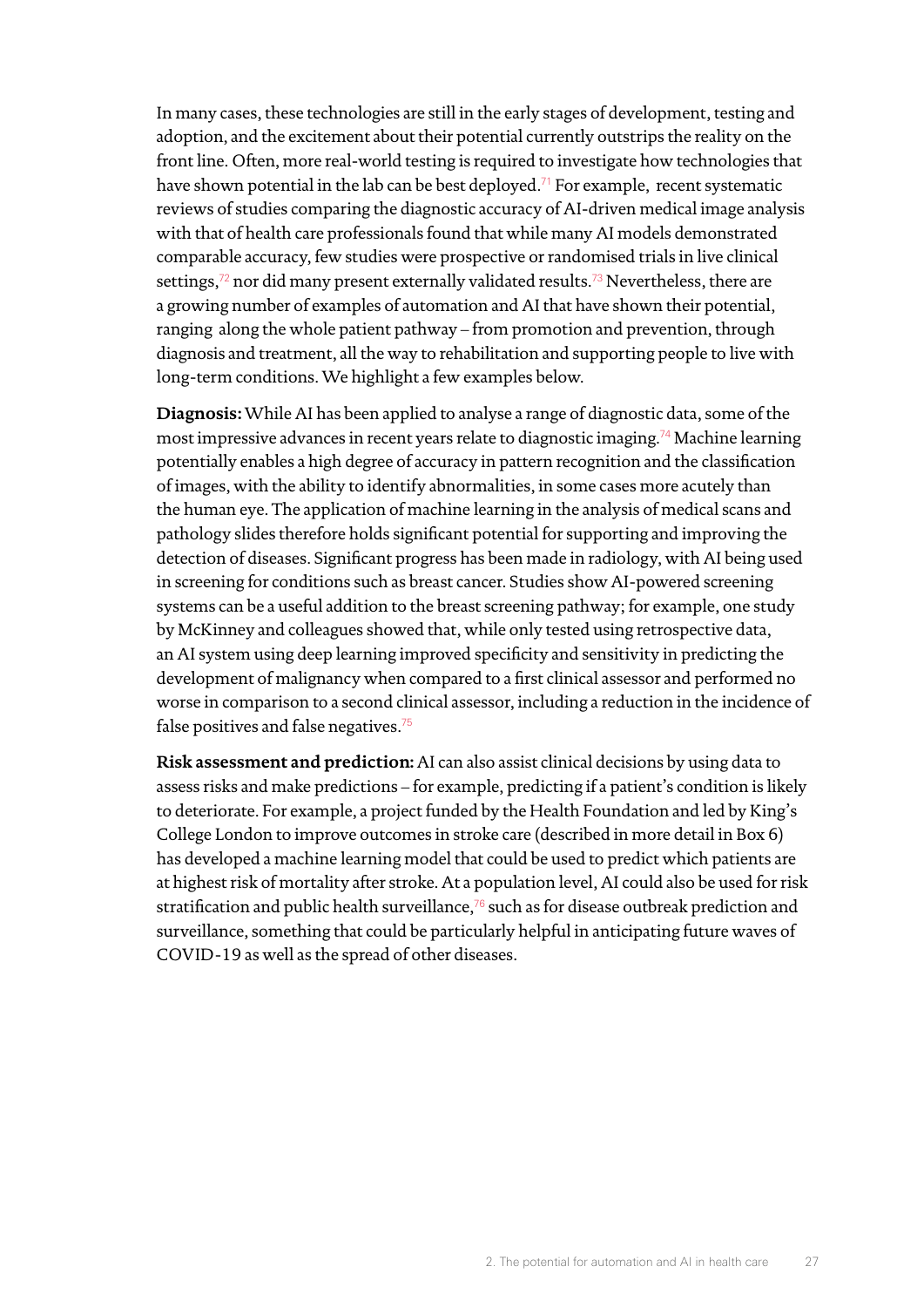In many cases, these technologies are still in the early stages of development, testing and adoption, and the excitement about their potential currently outstrips the reality on the front line. Often, more real-world testing is required to investigate how technologies that have shown potential in the lab can be best deployed.[71] For example, recent systematic reviews of studies comparing the diagnostic accuracy of AI-driven medical image analysis with that of health care professionals found that while many AI models demonstrated comparable accuracy, few studies were prospective or randomised trials in live clinical settings,[72] nor did many present externally validated results.[73] Nevertheless, there are a growing number of examples of automation and AI that have shown their potential, ranging along the whole patient pathway – from promotion and prevention, through diagnosis and treatment, all the way to rehabilitation and supporting people to live with long-term conditions. We highlight a few examples below.

**Diagnosis:** While AI has been applied to analyse a range of diagnostic data, some of the most impressive advances in recent years relate to diagnostic imaging.[74] Machine learning potentially enables a high degree of accuracy in pattern recognition and the classification of images, with the ability to identify abnormalities, in some cases more acutely than the human eye. The application of machine learning in the analysis of medical scans and pathology slides therefore holds significant potential for supporting and improving the detection of diseases. Significant progress has been made in radiology, with AI being used in screening for conditions such as breast cancer. Studies show AI-powered screening systems can be a useful addition to the breast screening pathway; for example, one study by McKinney and colleagues showed that, while only tested using retrospective data, an AI system using deep learning improved specificity and sensitivity in predicting the development of malignancy when compared to a first clinical assessor and performed no worse in comparison to a second clinical assessor, including a reduction in the incidence of false positives and false negatives.[75]

**Risk assessment and prediction:** AI can also assist clinical decisions by using data to assess risks and make predictions – for example, predicting if a patient's condition is likely to deteriorate. For example, a project funded by the Health Foundation and led by King's College London to improve outcomes in stroke care (described in more detail in Box 6) has developed a machine learning model that could be used to predict which patients are at highest risk of mortality after stroke. At a population level, AI could also be used for risk stratification and public health surveillance,[76] such as for disease outbreak prediction and surveillance, something that could be particularly helpful in anticipating future waves of COVID-19 as well as the spread of other diseases.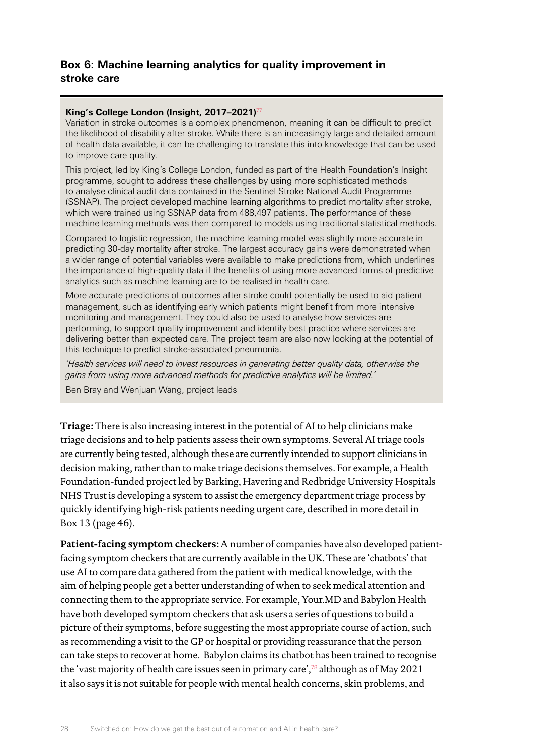### Box 6: Machine learning analytics for quality improvement in stroke care

**King's College London (Insight, 2017–2021)**[77]

Variation in stroke outcomes is a complex phenomenon, meaning it can be difficult to predict the likelihood of disability after stroke. While there is an increasingly large and detailed amount of health data available, it can be challenging to translate this into knowledge that can be used to improve care quality.

This project, led by King's College London, funded as part of the Health Foundation's Insight programme, sought to address these challenges by using more sophisticated methods to analyse clinical audit data contained in the Sentinel Stroke National Audit Programme (SSNAP). The project developed machine learning algorithms to predict mortality after stroke, which were trained using SSNAP data from 488,497 patients. The performance of these machine learning methods was then compared to models using traditional statistical methods.

Compared to logistic regression, the machine learning model was slightly more accurate in predicting 30-day mortality after stroke. The largest accuracy gains were demonstrated when a wider range of potential variables were available to make predictions from, which underlines the importance of high-quality data if the benefits of using more advanced forms of predictive analytics such as machine learning are to be realised in health care.

More accurate predictions of outcomes after stroke could potentially be used to aid patient management, such as identifying early which patients might benefit from more intensive monitoring and management. They could also be used to analyse how services are performing, to support quality improvement and identify best practice where services are delivering better than expected care. The project team are also now looking at the potential of this technique to predict stroke-associated pneumonia.

*'Health services will need to invest resources in generating better quality data, otherwise the gains from using more advanced methods for predictive analytics will be limited.'*

Ben Bray and Wenjuan Wang, project leads

**Triage:** There is also increasing interest in the potential of AI to help clinicians make triage decisions and to help patients assess their own symptoms. Several AI triage tools are currently being tested, although these are currently intended to support clinicians in decision making, rather than to make triage decisions themselves. For example, a Health Foundation-funded project led by Barking, Havering and Redbridge University Hospitals NHS Trust is developing a system to assist the emergency department triage process by quickly identifying high-risk patients needing urgent care, described in more detail in Box 13 (page 46).

**Patient-facing symptom checkers:** A number of companies have also developed patient-facing symptom checkers that are currently available in the UK. These are 'chatbots' that use AI to compare data gathered from the patient with medical knowledge, with the aim of helping people get a better understanding of when to seek medical attention and connecting them to the appropriate service. For example, Your.MD and Babylon Health have both developed symptom checkers that ask users a series of questions to build a picture of their symptoms, before suggesting the most appropriate course of action, such as recommending a visit to the GP or hospital or providing reassurance that the person can take steps to recover at home. Babylon claims its chatbot has been trained to recognise the 'vast majority of health care issues seen in primary care',[78] although as of May 2021 it also says it is not suitable for people with mental health concerns, skin problems, and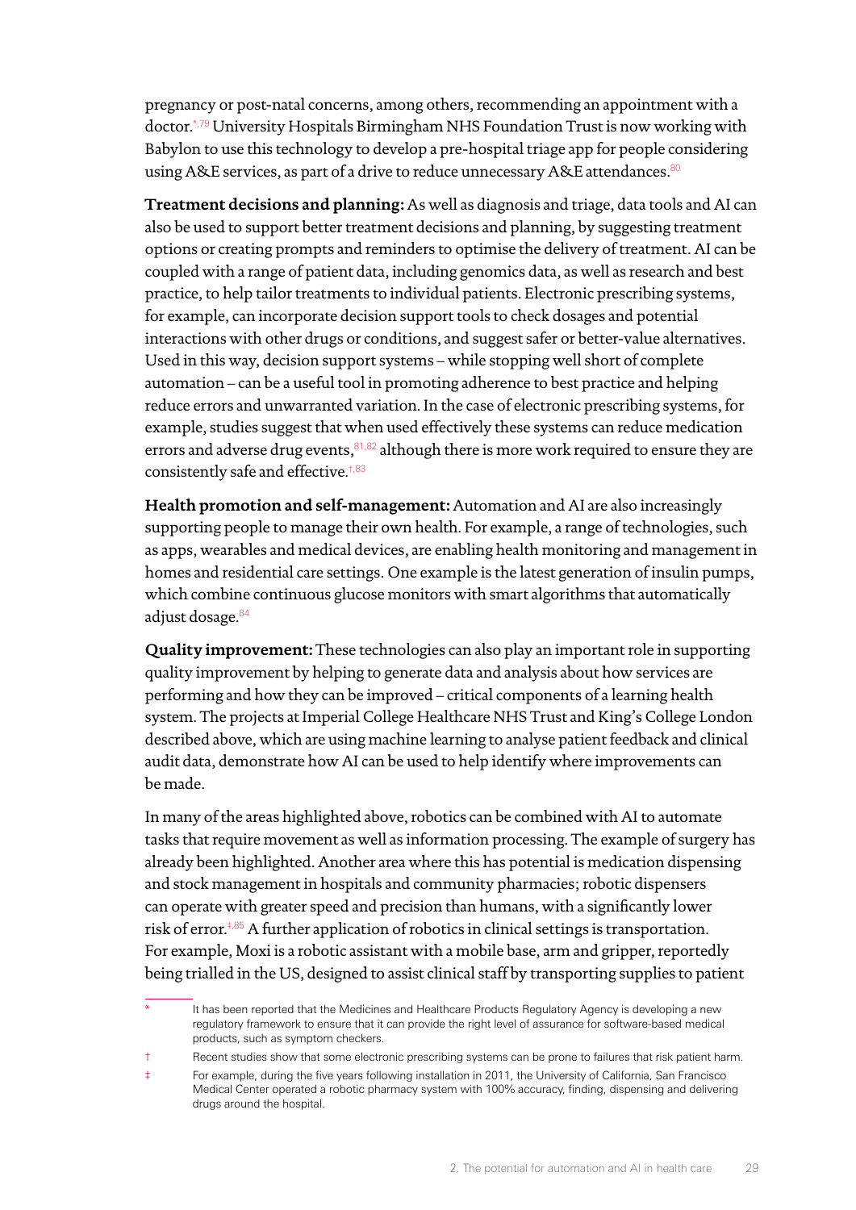pregnancy or post-natal concerns, among others, recommending an appointment with a doctor.[*,79] University Hospitals Birmingham NHS Foundation Trust is now working with Babylon to use this technology to develop a pre-hospital triage app for people considering using A&E services, as part of a drive to reduce unnecessary A&E attendances.[80]

**Treatment decisions and planning:** As well as diagnosis and triage, data tools and AI can also be used to support better treatment decisions and planning, by suggesting treatment options or creating prompts and reminders to optimise the delivery of treatment. AI can be coupled with a range of patient data, including genomics data, as well as research and best practice, to help tailor treatments to individual patients. Electronic prescribing systems, for example, can incorporate decision support tools to check dosages and potential interactions with other drugs or conditions, and suggest safer or better-value alternatives. Used in this way, decision support systems – while stopping well short of complete automation – can be a useful tool in promoting adherence to best practice and helping reduce errors and unwarranted variation. In the case of electronic prescribing systems, for example, studies suggest that when used effectively these systems can reduce medication errors and adverse drug events,[81,82] although there is more work required to ensure they are consistently safe and effective.[†,83]

**Health promotion and self-management:** Automation and AI are also increasingly supporting people to manage their own health. For example, a range of technologies, such as apps, wearables and medical devices, are enabling health monitoring and management in homes and residential care settings. One example is the latest generation of insulin pumps, which combine continuous glucose monitors with smart algorithms that automatically adjust dosage.[84]

**Quality improvement:** These technologies can also play an important role in supporting quality improvement by helping to generate data and analysis about how services are performing and how they can be improved – critical components of a learning health system. The projects at Imperial College Healthcare NHS Trust and King's College London described above, which are using machine learning to analyse patient feedback and clinical audit data, demonstrate how AI can be used to help identify where improvements can be made.

In many of the areas highlighted above, robotics can be combined with AI to automate tasks that require movement as well as information processing. The example of surgery has already been highlighted. Another area where this has potential is medication dispensing and stock management in hospitals and community pharmacies; robotic dispensers can operate with greater speed and precision than humans, with a significantly lower risk of error.[‡,85] A further application of robotics in clinical settings is transportation. For example, Moxi is a robotic assistant with a mobile base, arm and gripper, reportedly being trialled in the US, designed to assist clinical staff by transporting supplies to patient

---

* It has been reported that the Medicines and Healthcare Products Regulatory Agency is developing a new regulatory framework to ensure that it can provide the right level of assurance for software-based medical products, such as symptom checkers.

† Recent studies show that some electronic prescribing systems can be prone to failures that risk patient harm.

‡ For example, during the five years following installation in 2011, the University of California, San Francisco Medical Center operated a robotic pharmacy system with 100% accuracy, finding, dispensing and delivering drugs around the hospital.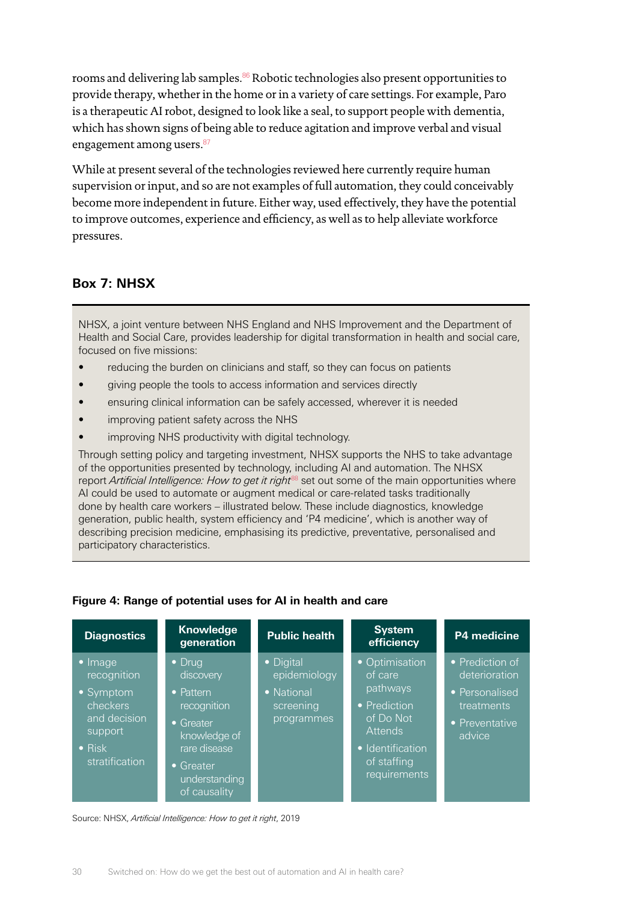rooms and delivering lab samples.[86] Robotic technologies also present opportunities to provide therapy, whether in the home or in a variety of care settings. For example, Paro is a therapeutic AI robot, designed to look like a seal, to support people with dementia, which has shown signs of being able to reduce agitation and improve verbal and visual engagement among users.[87]

While at present several of the technologies reviewed here currently require human supervision or input, and so are not examples of full automation, they could conceivably become more independent in future. Either way, used effectively, they have the potential to improve outcomes, experience and efficiency, as well as to help alleviate workforce pressures.

### Box 7: NHSX

NHSX, a joint venture between NHS England and NHS Improvement and the Department of Health and Social Care, provides leadership for digital transformation in health and social care, focused on five missions:

- reducing the burden on clinicians and staff, so they can focus on patients
- giving people the tools to access information and services directly
- ensuring clinical information can be safely accessed, wherever it is needed
- improving patient safety across the NHS
- improving NHS productivity with digital technology.

Through setting policy and targeting investment, NHSX supports the NHS to take advantage of the opportunities presented by technology, including AI and automation. The NHSX report *Artificial Intelligence: How to get it right*[88] set out some of the main opportunities where AI could be used to automate or augment medical or care-related tasks traditionally done by health care workers – illustrated below. These include diagnostics, knowledge generation, public health, system efficiency and 'P4 medicine', which is another way of describing precision medicine, emphasising its predictive, preventative, personalised and participatory characteristics.

**Figure 4: Range of potential uses for AI in health and care**

| Diagnostics | Knowledge generation | Public health | System efficiency | P4 medicine |
|---|---|---|---|---|
| • Image recognition<br>• Symptom checkers and decision support<br>• Risk stratification | • Drug discovery<br>• Pattern recognition<br>• Greater knowledge of rare disease<br>• Greater understanding of causality | • Digital epidemiology<br>• National screening programmes | • Optimisation of care pathways<br>• Prediction of Do Not Attends<br>• Identification of staffing requirements | • Prediction of deterioration<br>• Personalised treatments<br>• Preventative advice |

Source: NHSX, *Artificial Intelligence: How to get it right*, 2019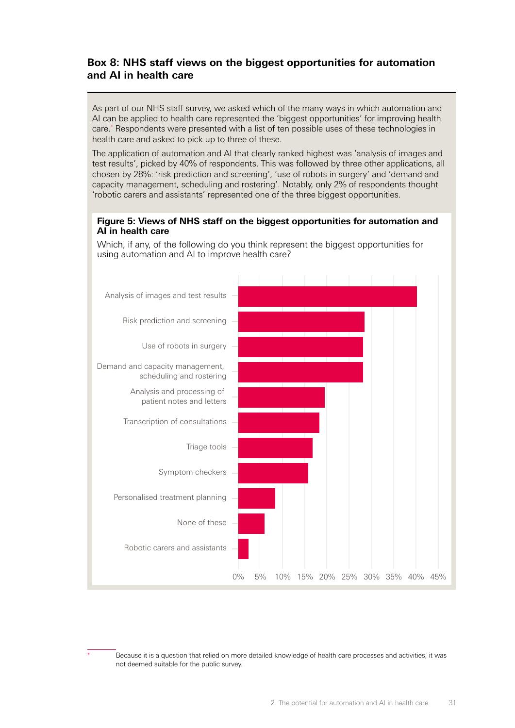## Box 8: NHS staff views on the biggest opportunities for automation and AI in health care

As part of our NHS staff survey, we asked which of the many ways in which automation and AI can be applied to health care represented the 'biggest opportunities' for improving health care.* Respondents were presented with a list of ten possible uses of these technologies in health care and asked to pick up to three of these.

The application of automation and AI that clearly ranked highest was 'analysis of images and test results', picked by 40% of respondents. This was followed by three other applications, all chosen by 28%: 'risk prediction and screening', 'use of robots in surgery' and 'demand and capacity management, scheduling and rostering'. Notably, only 2% of respondents thought 'robotic carers and assistants' represented one of the three biggest opportunities.

**Figure 5: Views of NHS staff on the biggest opportunities for automation and AI in health care**

Which, if any, of the following do you think represent the biggest opportunities for using automation and AI to improve health care?

| Application | Approximate share of respondents |
|---|---|
| Analysis of images and test results | 40% |
| Risk prediction and screening | 28% |
| Use of robots in surgery | 28% |
| Demand and capacity management, scheduling and rostering | 28% |
| Analysis and processing of patient notes and letters | ~19% |
| Transcription of consultations | ~18% |
| Triage tools | ~17% |
| Symptom checkers | ~16% |
| Personalised treatment planning | ~8% |
| None of these | ~6% |
| Robotic carers and assistants | 2% |

\* Because it is a question that relied on more detailed knowledge of health care processes and activities, it was not deemed suitable for the public survey.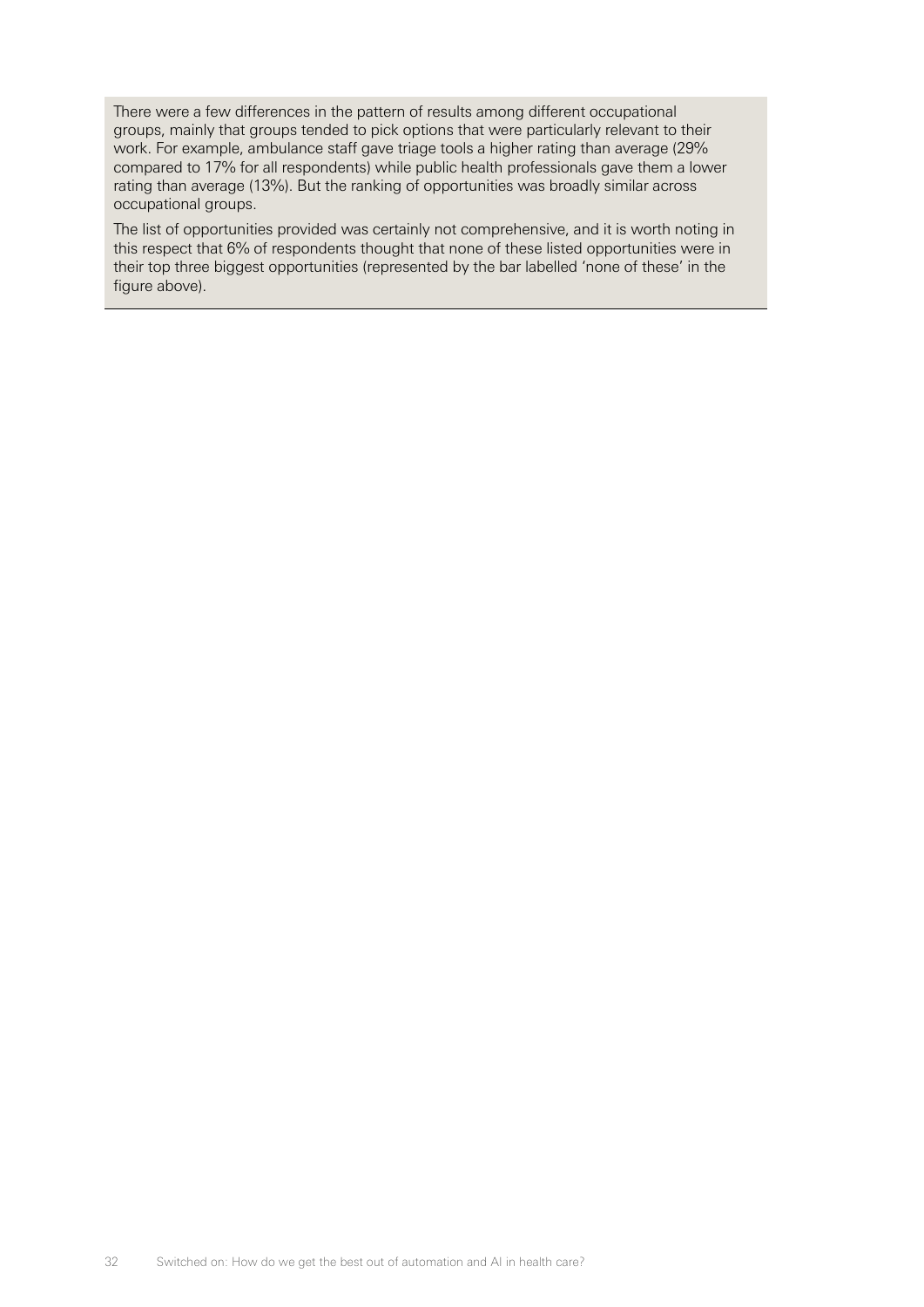There were a few differences in the pattern of results among different occupational groups, mainly that groups tended to pick options that were particularly relevant to their work. For example, ambulance staff gave triage tools a higher rating than average (29% compared to 17% for all respondents) while public health professionals gave them a lower rating than average (13%). But the ranking of opportunities was broadly similar across occupational groups.

The list of opportunities provided was certainly not comprehensive, and it is worth noting in this respect that 6% of respondents thought that none of these listed opportunities were in their top three biggest opportunities (represented by the bar labelled 'none of these' in the figure above).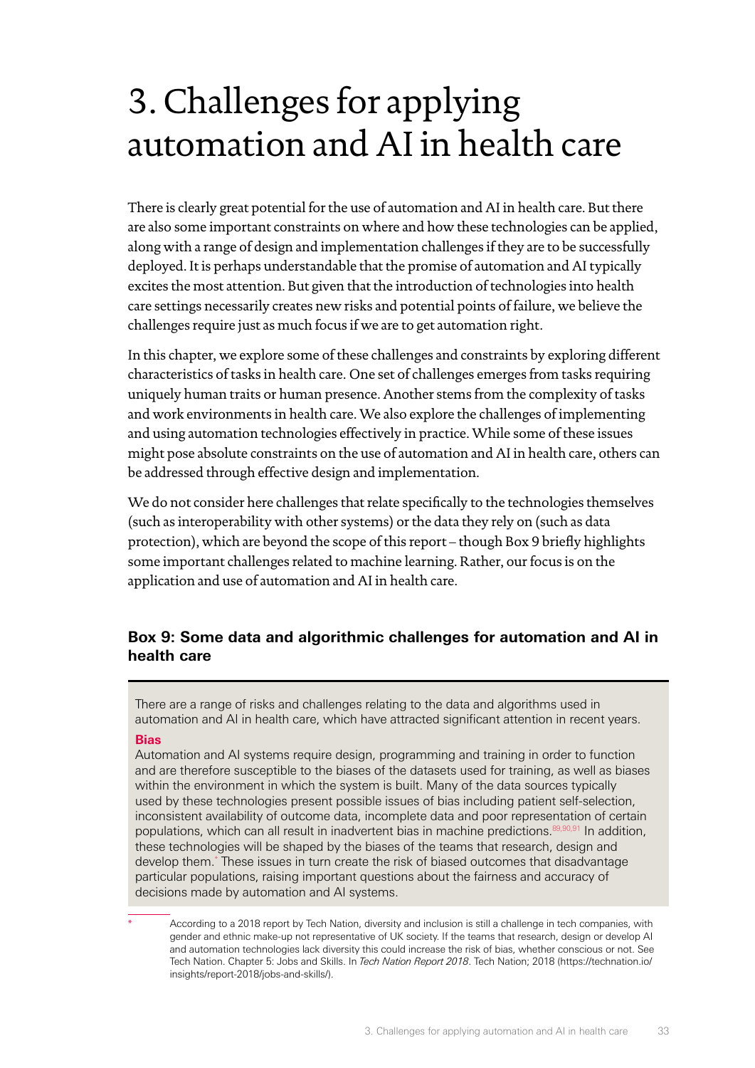# 3. Challenges for applying automation and AI in health care

There is clearly great potential for the use of automation and AI in health care. But there are also some important constraints on where and how these technologies can be applied, along with a range of design and implementation challenges if they are to be successfully deployed. It is perhaps understandable that the promise of automation and AI typically excites the most attention. But given that the introduction of technologies into health care settings necessarily creates new risks and potential points of failure, we believe the challenges require just as much focus if we are to get automation right.

In this chapter, we explore some of these challenges and constraints by exploring different characteristics of tasks in health care. One set of challenges emerges from tasks requiring uniquely human traits or human presence. Another stems from the complexity of tasks and work environments in health care. We also explore the challenges of implementing and using automation technologies effectively in practice. While some of these issues might pose absolute constraints on the use of automation and AI in health care, others can be addressed through effective design and implementation.

We do not consider here challenges that relate specifically to the technologies themselves (such as interoperability with other systems) or the data they rely on (such as data protection), which are beyond the scope of this report – though Box 9 briefly highlights some important challenges related to machine learning. Rather, our focus is on the application and use of automation and AI in health care.

### Box 9: Some data and algorithmic challenges for automation and AI in health care

There are a range of risks and challenges relating to the data and algorithms used in automation and AI in health care, which have attracted significant attention in recent years.

**Bias**

Automation and AI systems require design, programming and training in order to function and are therefore susceptible to the biases of the datasets used for training, as well as biases within the environment in which the system is built. Many of the data sources typically used by these technologies present possible issues of bias including patient self-selection, inconsistent availability of outcome data, incomplete data and poor representation of certain populations, which can all result in inadvertent bias in machine predictions.[89,90,91] In addition, these technologies will be shaped by the biases of the teams that research, design and develop them.[*] These issues in turn create the risk of biased outcomes that disadvantage particular populations, raising important questions about the fairness and accuracy of decisions made by automation and AI systems.

[*] According to a 2018 report by Tech Nation, diversity and inclusion is still a challenge in tech companies, with gender and ethnic make-up not representative of UK society. If the teams that research, design or develop AI and automation technologies lack diversity this could increase the risk of bias, whether conscious or not. See Tech Nation. Chapter 5: Jobs and Skills. In *Tech Nation Report 2018*. Tech Nation; 2018 (https://technation.io/insights/report-2018/jobs-and-skills/).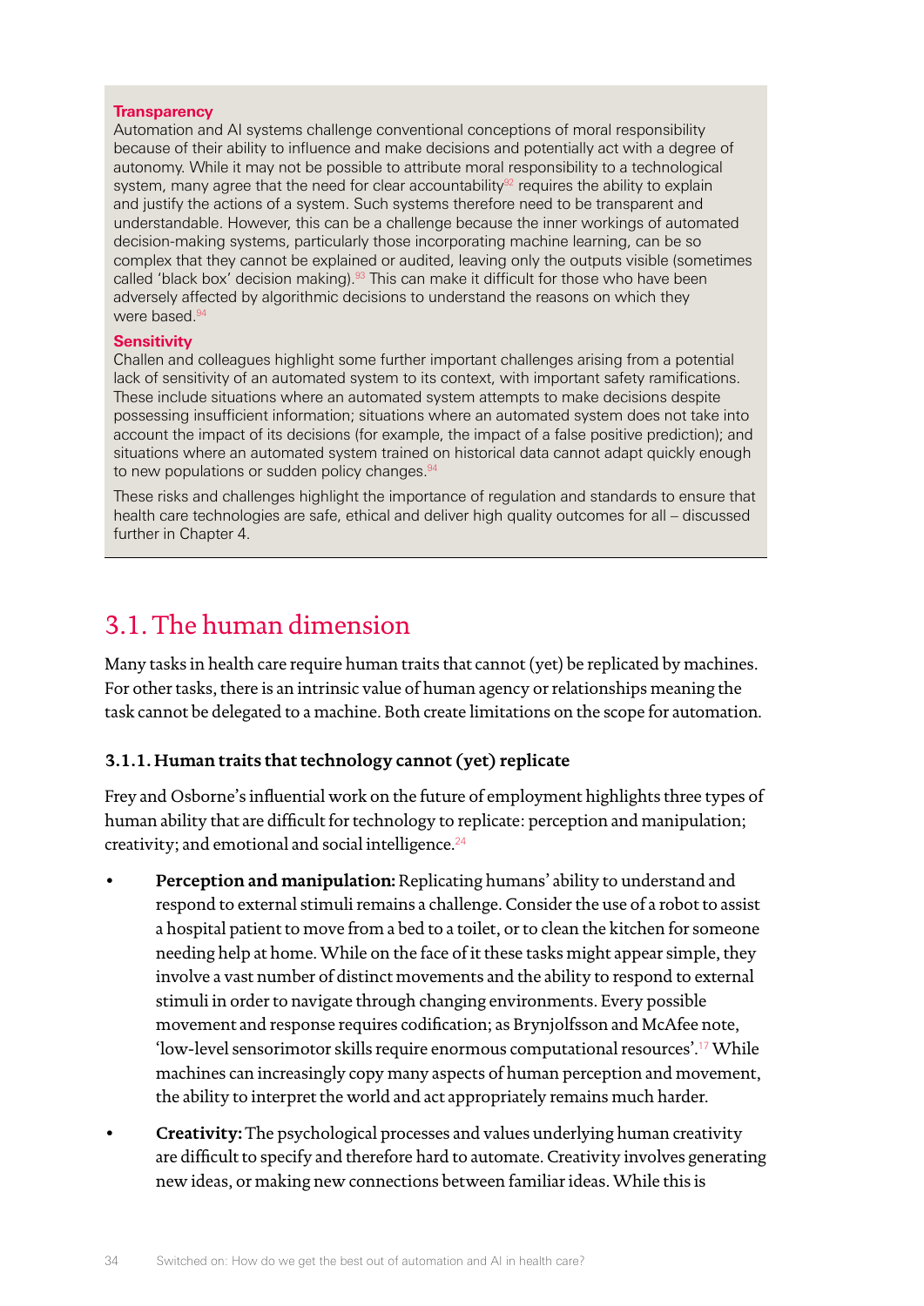**Transparency**

Automation and AI systems challenge conventional conceptions of moral responsibility because of their ability to influence and make decisions and potentially act with a degree of autonomy. While it may not be possible to attribute moral responsibility to a technological system, many agree that the need for clear accountability[92] requires the ability to explain and justify the actions of a system. Such systems therefore need to be transparent and understandable. However, this can be a challenge because the inner workings of automated decision-making systems, particularly those incorporating machine learning, can be so complex that they cannot be explained or audited, leaving only the outputs visible (sometimes called 'black box' decision making).[93] This can make it difficult for those who have been adversely affected by algorithmic decisions to understand the reasons on which they were based.[94]

**Sensitivity**

Challen and colleagues highlight some further important challenges arising from a potential lack of sensitivity of an automated system to its context, with important safety ramifications. These include situations where an automated system attempts to make decisions despite possessing insufficient information; situations where an automated system does not take into account the impact of its decisions (for example, the impact of a false positive prediction); and situations where an automated system trained on historical data cannot adapt quickly enough to new populations or sudden policy changes.[94]

These risks and challenges highlight the importance of regulation and standards to ensure that health care technologies are safe, ethical and deliver high quality outcomes for all – discussed further in Chapter 4.

## 3.1. The human dimension

Many tasks in health care require human traits that cannot (yet) be replicated by machines. For other tasks, there is an intrinsic value of human agency or relationships meaning the task cannot be delegated to a machine. Both create limitations on the scope for automation.

### 3.1.1. Human traits that technology cannot (yet) replicate

Frey and Osborne's influential work on the future of employment highlights three types of human ability that are difficult for technology to replicate: perception and manipulation; creativity; and emotional and social intelligence.[24]

- **Perception and manipulation:** Replicating humans' ability to understand and respond to external stimuli remains a challenge. Consider the use of a robot to assist a hospital patient to move from a bed to a toilet, or to clean the kitchen for someone needing help at home. While on the face of it these tasks might appear simple, they involve a vast number of distinct movements and the ability to respond to external stimuli in order to navigate through changing environments. Every possible movement and response requires codification; as Brynjolfsson and McAfee note, 'low-level sensorimotor skills require enormous computational resources'.[17] While machines can increasingly copy many aspects of human perception and movement, the ability to interpret the world and act appropriately remains much harder.
- **Creativity:** The psychological processes and values underlying human creativity are difficult to specify and therefore hard to automate. Creativity involves generating new ideas, or making new connections between familiar ideas. While this is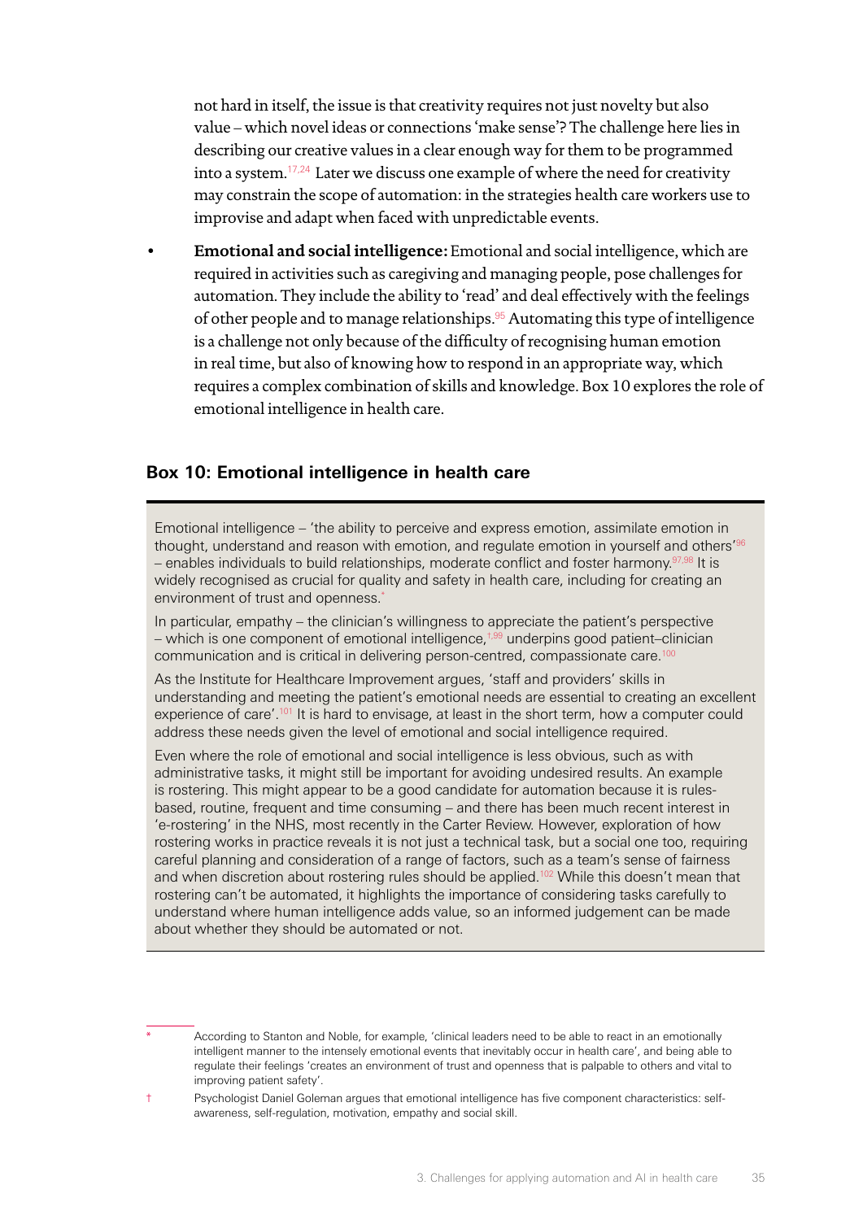not hard in itself, the issue is that creativity requires not just novelty but also value – which novel ideas or connections 'make sense'? The challenge here lies in describing our creative values in a clear enough way for them to be programmed into a system.[17,24] Later we discuss one example of where the need for creativity may constrain the scope of automation: in the strategies health care workers use to improvise and adapt when faced with unpredictable events.

- **Emotional and social intelligence:** Emotional and social intelligence, which are required in activities such as caregiving and managing people, pose challenges for automation. They include the ability to 'read' and deal effectively with the feelings of other people and to manage relationships.[95] Automating this type of intelligence is a challenge not only because of the difficulty of recognising human emotion in real time, but also of knowing how to respond in an appropriate way, which requires a complex combination of skills and knowledge. Box 10 explores the role of emotional intelligence in health care.

### Box 10: Emotional intelligence in health care

Emotional intelligence – 'the ability to perceive and express emotion, assimilate emotion in thought, understand and reason with emotion, and regulate emotion in yourself and others'[96] – enables individuals to build relationships, moderate conflict and foster harmony.[97,98] It is widely recognised as crucial for quality and safety in health care, including for creating an environment of trust and openness.[*]

In particular, empathy – the clinician's willingness to appreciate the patient's perspective – which is one component of emotional intelligence,[†,99] underpins good patient–clinician communication and is critical in delivering person-centred, compassionate care.[100]

As the Institute for Healthcare Improvement argues, 'staff and providers' skills in understanding and meeting the patient's emotional needs are essential to creating an excellent experience of care'.[101] It is hard to envisage, at least in the short term, how a computer could address these needs given the level of emotional and social intelligence required.

Even where the role of emotional and social intelligence is less obvious, such as with administrative tasks, it might still be important for avoiding undesired results. An example is rostering. This might appear to be a good candidate for automation because it is rules-based, routine, frequent and time consuming – and there has been much recent interest in 'e-rostering' in the NHS, most recently in the Carter Review. However, exploration of how rostering works in practice reveals it is not just a technical task, but a social one too, requiring careful planning and consideration of a range of factors, such as a team's sense of fairness and when discretion about rostering rules should be applied.[102] While this doesn't mean that rostering can't be automated, it highlights the importance of considering tasks carefully to understand where human intelligence adds value, so an informed judgement can be made about whether they should be automated or not.

---

[*] According to Stanton and Noble, for example, 'clinical leaders need to be able to react in an emotionally intelligent manner to the intensely emotional events that inevitably occur in health care', and being able to regulate their feelings 'creates an environment of trust and openness that is palpable to others and vital to improving patient safety'.

[†] Psychologist Daniel Goleman argues that emotional intelligence has five component characteristics: self-awareness, self-regulation, motivation, empathy and social skill.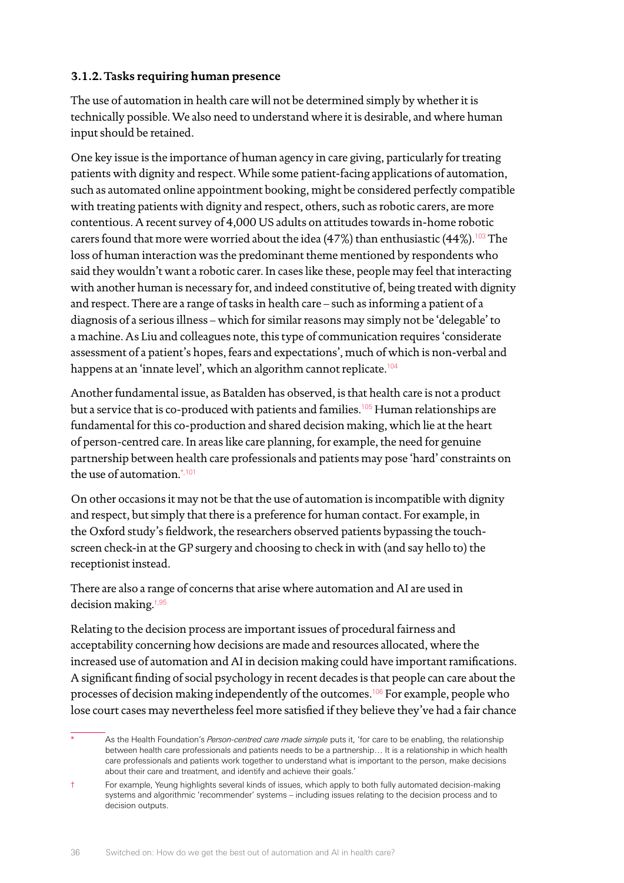### 3.1.2. Tasks requiring human presence

The use of automation in health care will not be determined simply by whether it is technically possible. We also need to understand where it is desirable, and where human input should be retained.

One key issue is the importance of human agency in care giving, particularly for treating patients with dignity and respect. While some patient-facing applications of automation, such as automated online appointment booking, might be considered perfectly compatible with treating patients with dignity and respect, others, such as robotic carers, are more contentious. A recent survey of 4,000 US adults on attitudes towards in-home robotic carers found that more were worried about the idea (47%) than enthusiastic (44%).[103] The loss of human interaction was the predominant theme mentioned by respondents who said they wouldn't want a robotic carer. In cases like these, people may feel that interacting with another human is necessary for, and indeed constitutive of, being treated with dignity and respect. There are a range of tasks in health care – such as informing a patient of a diagnosis of a serious illness – which for similar reasons may simply not be 'delegable' to a machine. As Liu and colleagues note, this type of communication requires 'considerate assessment of a patient's hopes, fears and expectations', much of which is non-verbal and happens at an 'innate level', which an algorithm cannot replicate.[104]

Another fundamental issue, as Batalden has observed, is that health care is not a product but a service that is co-produced with patients and families.[105] Human relationships are fundamental for this co-production and shared decision making, which lie at the heart of person-centred care. In areas like care planning, for example, the need for genuine partnership between health care professionals and patients may pose 'hard' constraints on the use of automation.[*,101]

On other occasions it may not be that the use of automation is incompatible with dignity and respect, but simply that there is a preference for human contact. For example, in the Oxford study's fieldwork, the researchers observed patients bypassing the touch-screen check-in at the GP surgery and choosing to check in with (and say hello to) the receptionist instead.

There are also a range of concerns that arise where automation and AI are used in decision making.[†,95]

Relating to the decision process are important issues of procedural fairness and acceptability concerning how decisions are made and resources allocated, where the increased use of automation and AI in decision making could have important ramifications. A significant finding of social psychology in recent decades is that people can care about the processes of decision making independently of the outcomes.[106] For example, people who lose court cases may nevertheless feel more satisfied if they believe they've had a fair chance

\* As the Health Foundation's *Person-centred care made simple* puts it, 'for care to be enabling, the relationship between health care professionals and patients needs to be a partnership… It is a relationship in which health care professionals and patients work together to understand what is important to the person, make decisions about their care and treatment, and identify and achieve their goals.'

† For example, Yeung highlights several kinds of issues, which apply to both fully automated decision-making systems and algorithmic 'recommender' systems – including issues relating to the decision process and to decision outputs.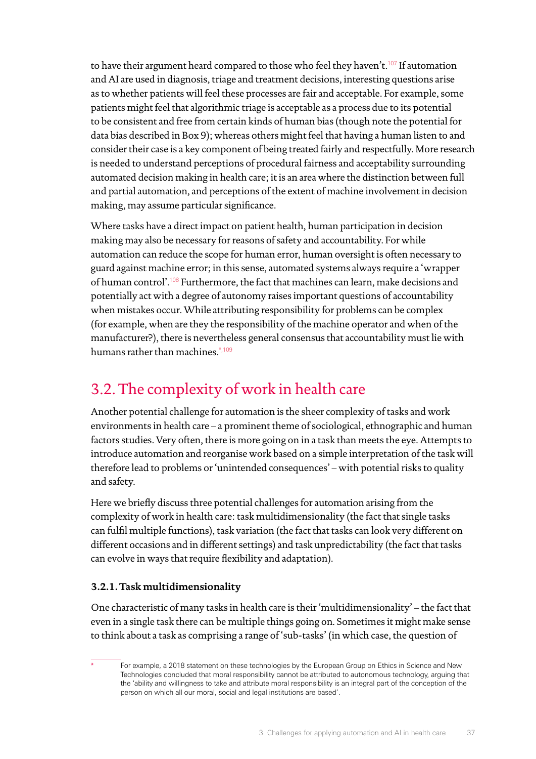to have their argument heard compared to those who feel they haven't.[107] If automation and AI are used in diagnosis, triage and treatment decisions, interesting questions arise as to whether patients will feel these processes are fair and acceptable. For example, some patients might feel that algorithmic triage is acceptable as a process due to its potential to be consistent and free from certain kinds of human bias (though note the potential for data bias described in Box 9); whereas others might feel that having a human listen to and consider their case is a key component of being treated fairly and respectfully. More research is needed to understand perceptions of procedural fairness and acceptability surrounding automated decision making in health care; it is an area where the distinction between full and partial automation, and perceptions of the extent of machine involvement in decision making, may assume particular significance.

Where tasks have a direct impact on patient health, human participation in decision making may also be necessary for reasons of safety and accountability. For while automation can reduce the scope for human error, human oversight is often necessary to guard against machine error; in this sense, automated systems always require a 'wrapper of human control'.[108] Furthermore, the fact that machines can learn, make decisions and potentially act with a degree of autonomy raises important questions of accountability when mistakes occur. While attributing responsibility for problems can be complex (for example, when are they the responsibility of the machine operator and when of the manufacturer?), there is nevertheless general consensus that accountability must lie with humans rather than machines.[*,109]

## 3.2. The complexity of work in health care

Another potential challenge for automation is the sheer complexity of tasks and work environments in health care – a prominent theme of sociological, ethnographic and human factors studies. Very often, there is more going on in a task than meets the eye. Attempts to introduce automation and reorganise work based on a simple interpretation of the task will therefore lead to problems or 'unintended consequences' – with potential risks to quality and safety.

Here we briefly discuss three potential challenges for automation arising from the complexity of work in health care: task multidimensionality (the fact that single tasks can fulfil multiple functions), task variation (the fact that tasks can look very different on different occasions and in different settings) and task unpredictability (the fact that tasks can evolve in ways that require flexibility and adaptation).

### 3.2.1. Task multidimensionality

One characteristic of many tasks in health care is their 'multidimensionality' – the fact that even in a single task there can be multiple things going on. Sometimes it might make sense to think about a task as comprising a range of 'sub-tasks' (in which case, the question of

---

* For example, a 2018 statement on these technologies by the European Group on Ethics in Science and New Technologies concluded that moral responsibility cannot be attributed to autonomous technology, arguing that the 'ability and willingness to take and attribute moral responsibility is an integral part of the conception of the person on which all our moral, social and legal institutions are based'.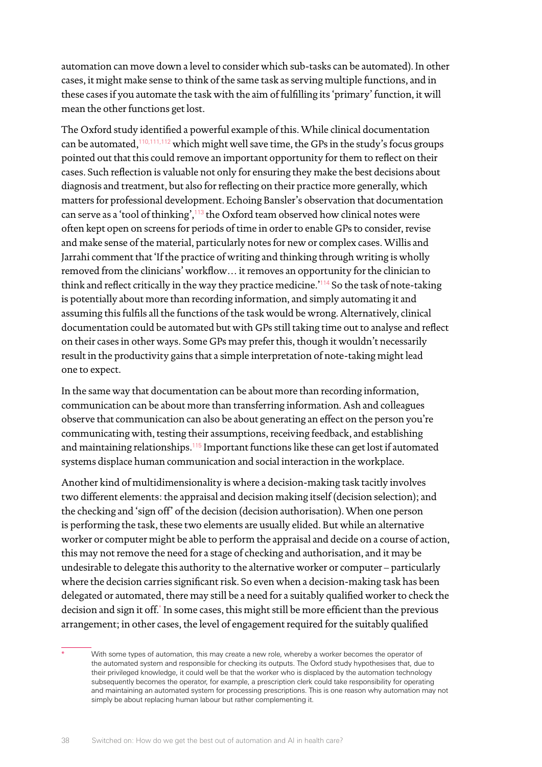automation can move down a level to consider which sub-tasks can be automated). In other cases, it might make sense to think of the same task as serving multiple functions, and in these cases if you automate the task with the aim of fulfilling its 'primary' function, it will mean the other functions get lost.

The Oxford study identified a powerful example of this. While clinical documentation can be automated,[110,111,112] which might well save time, the GPs in the study's focus groups pointed out that this could remove an important opportunity for them to reflect on their cases. Such reflection is valuable not only for ensuring they make the best decisions about diagnosis and treatment, but also for reflecting on their practice more generally, which matters for professional development. Echoing Bansler's observation that documentation can serve as a 'tool of thinking',[113] the Oxford team observed how clinical notes were often kept open on screens for periods of time in order to enable GPs to consider, revise and make sense of the material, particularly notes for new or complex cases. Willis and Jarrahi comment that 'If the practice of writing and thinking through writing is wholly removed from the clinicians' workflow… it removes an opportunity for the clinician to think and reflect critically in the way they practice medicine.'[114] So the task of note-taking is potentially about more than recording information, and simply automating it and assuming this fulfils all the functions of the task would be wrong. Alternatively, clinical documentation could be automated but with GPs still taking time out to analyse and reflect on their cases in other ways. Some GPs may prefer this, though it wouldn't necessarily result in the productivity gains that a simple interpretation of note-taking might lead one to expect.

In the same way that documentation can be about more than recording information, communication can be about more than transferring information. Ash and colleagues observe that communication can also be about generating an effect on the person you're communicating with, testing their assumptions, receiving feedback, and establishing and maintaining relationships.[115] Important functions like these can get lost if automated systems displace human communication and social interaction in the workplace.

Another kind of multidimensionality is where a decision-making task tacitly involves two different elements: the appraisal and decision making itself (decision selection); and the checking and 'sign off' of the decision (decision authorisation). When one person is performing the task, these two elements are usually elided. But while an alternative worker or computer might be able to perform the appraisal and decide on a course of action, this may not remove the need for a stage of checking and authorisation, and it may be undesirable to delegate this authority to the alternative worker or computer – particularly where the decision carries significant risk. So even when a decision-making task has been delegated or automated, there may still be a need for a suitably qualified worker to check the decision and sign it off.[*] In some cases, this might still be more efficient than the previous arrangement; in other cases, the level of engagement required for the suitably qualified

[*] With some types of automation, this may create a new role, whereby a worker becomes the operator of the automated system and responsible for checking its outputs. The Oxford study hypothesises that, due to their privileged knowledge, it could well be that the worker who is displaced by the automation technology subsequently becomes the operator, for example, a prescription clerk could take responsibility for operating and maintaining an automated system for processing prescriptions. This is one reason why automation may not simply be about replacing human labour but rather complementing it.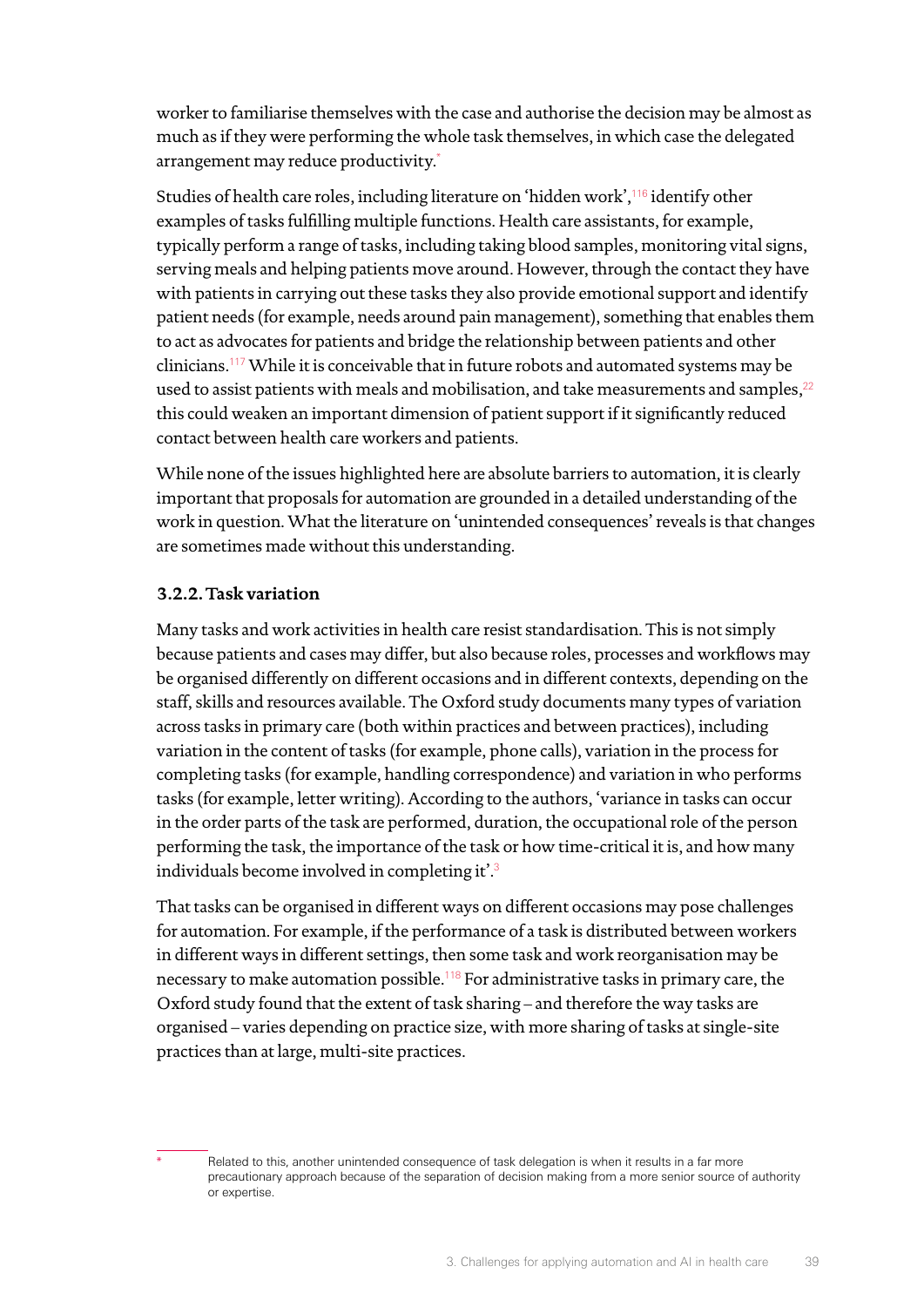worker to familiarise themselves with the case and authorise the decision may be almost as much as if they were performing the whole task themselves, in which case the delegated arrangement may reduce productivity.*

Studies of health care roles, including literature on 'hidden work',[116] identify other examples of tasks fulfilling multiple functions. Health care assistants, for example, typically perform a range of tasks, including taking blood samples, monitoring vital signs, serving meals and helping patients move around. However, through the contact they have with patients in carrying out these tasks they also provide emotional support and identify patient needs (for example, needs around pain management), something that enables them to act as advocates for patients and bridge the relationship between patients and other clinicians.[117] While it is conceivable that in future robots and automated systems may be used to assist patients with meals and mobilisation, and take measurements and samples,[22] this could weaken an important dimension of patient support if it significantly reduced contact between health care workers and patients.

While none of the issues highlighted here are absolute barriers to automation, it is clearly important that proposals for automation are grounded in a detailed understanding of the work in question. What the literature on 'unintended consequences' reveals is that changes are sometimes made without this understanding.

### 3.2.2. Task variation

Many tasks and work activities in health care resist standardisation. This is not simply because patients and cases may differ, but also because roles, processes and workflows may be organised differently on different occasions and in different contexts, depending on the staff, skills and resources available. The Oxford study documents many types of variation across tasks in primary care (both within practices and between practices), including variation in the content of tasks (for example, phone calls), variation in the process for completing tasks (for example, handling correspondence) and variation in who performs tasks (for example, letter writing). According to the authors, 'variance in tasks can occur in the order parts of the task are performed, duration, the occupational role of the person performing the task, the importance of the task or how time-critical it is, and how many individuals become involved in completing it'.[3]

That tasks can be organised in different ways on different occasions may pose challenges for automation. For example, if the performance of a task is distributed between workers in different ways in different settings, then some task and work reorganisation may be necessary to make automation possible.[118] For administrative tasks in primary care, the Oxford study found that the extent of task sharing – and therefore the way tasks are organised – varies depending on practice size, with more sharing of tasks at single-site practices than at large, multi-site practices.

---

* Related to this, another unintended consequence of task delegation is when it results in a far more precautionary approach because of the separation of decision making from a more senior source of authority or expertise.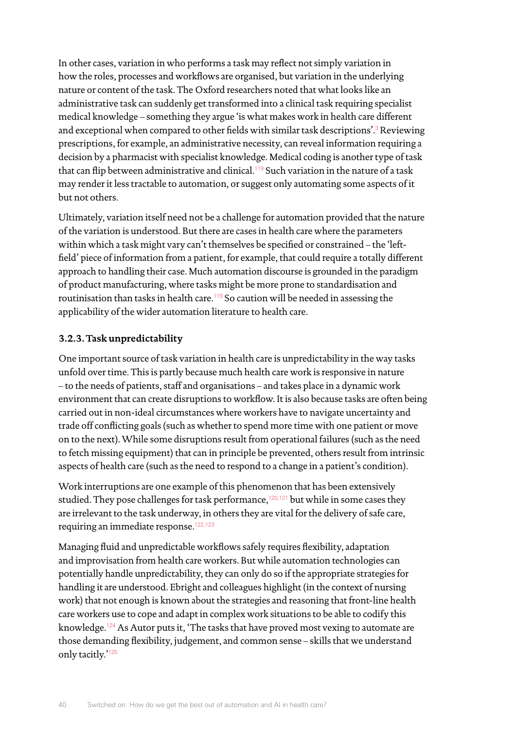In other cases, variation in who performs a task may reflect not simply variation in how the roles, processes and workflows are organised, but variation in the underlying nature or content of the task. The Oxford researchers noted that what looks like an administrative task can suddenly get transformed into a clinical task requiring specialist medical knowledge – something they argue 'is what makes work in health care different and exceptional when compared to other fields with similar task descriptions'.[3] Reviewing prescriptions, for example, an administrative necessity, can reveal information requiring a decision by a pharmacist with specialist knowledge. Medical coding is another type of task that can flip between administrative and clinical.[119] Such variation in the nature of a task may render it less tractable to automation, or suggest only automating some aspects of it but not others.

Ultimately, variation itself need not be a challenge for automation provided that the nature of the variation is understood. But there are cases in health care where the parameters within which a task might vary can't themselves be specified or constrained – the 'left-field' piece of information from a patient, for example, that could require a totally different approach to handling their case. Much automation discourse is grounded in the paradigm of product manufacturing, where tasks might be more prone to standardisation and routinisation than tasks in health care.[119] So caution will be needed in assessing the applicability of the wider automation literature to health care.

### 3.2.3. Task unpredictability

One important source of task variation in health care is unpredictability in the way tasks unfold over time. This is partly because much health care work is responsive in nature – to the needs of patients, staff and organisations – and takes place in a dynamic work environment that can create disruptions to workflow. It is also because tasks are often being carried out in non-ideal circumstances where workers have to navigate uncertainty and trade off conflicting goals (such as whether to spend more time with one patient or move on to the next). While some disruptions result from operational failures (such as the need to fetch missing equipment) that can in principle be prevented, others result from intrinsic aspects of health care (such as the need to respond to a change in a patient's condition).

Work interruptions are one example of this phenomenon that has been extensively studied. They pose challenges for task performance,[120,121] but while in some cases they are irrelevant to the task underway, in others they are vital for the delivery of safe care, requiring an immediate response.[122,123]

Managing fluid and unpredictable workflows safely requires flexibility, adaptation and improvisation from health care workers. But while automation technologies can potentially handle unpredictability, they can only do so if the appropriate strategies for handling it are understood. Ebright and colleagues highlight (in the context of nursing work) that not enough is known about the strategies and reasoning that front-line health care workers use to cope and adapt in complex work situations to be able to codify this knowledge.[124] As Autor puts it, 'The tasks that have proved most vexing to automate are those demanding flexibility, judgement, and common sense – skills that we understand only tacitly.'[125]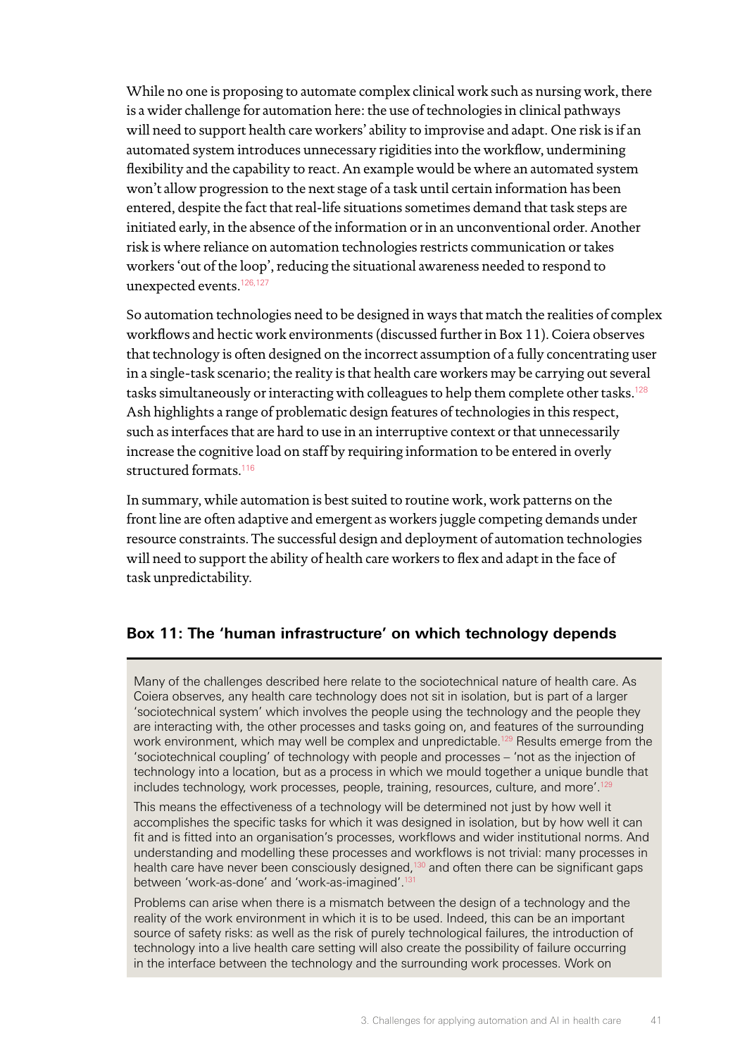While no one is proposing to automate complex clinical work such as nursing work, there is a wider challenge for automation here: the use of technologies in clinical pathways will need to support health care workers' ability to improvise and adapt. One risk is if an automated system introduces unnecessary rigidities into the workflow, undermining flexibility and the capability to react. An example would be where an automated system won't allow progression to the next stage of a task until certain information has been entered, despite the fact that real-life situations sometimes demand that task steps are initiated early, in the absence of the information or in an unconventional order. Another risk is where reliance on automation technologies restricts communication or takes workers 'out of the loop', reducing the situational awareness needed to respond to unexpected events.[126,127]

So automation technologies need to be designed in ways that match the realities of complex workflows and hectic work environments (discussed further in Box 11). Coiera observes that technology is often designed on the incorrect assumption of a fully concentrating user in a single-task scenario; the reality is that health care workers may be carrying out several tasks simultaneously or interacting with colleagues to help them complete other tasks.[128] Ash highlights a range of problematic design features of technologies in this respect, such as interfaces that are hard to use in an interruptive context or that unnecessarily increase the cognitive load on staff by requiring information to be entered in overly structured formats.[116]

In summary, while automation is best suited to routine work, work patterns on the front line are often adaptive and emergent as workers juggle competing demands under resource constraints. The successful design and deployment of automation technologies will need to support the ability of health care workers to flex and adapt in the face of task unpredictability.

### Box 11: The 'human infrastructure' on which technology depends

Many of the challenges described here relate to the sociotechnical nature of health care. As Coiera observes, any health care technology does not sit in isolation, but is part of a larger 'sociotechnical system' which involves the people using the technology and the people they are interacting with, the other processes and tasks going on, and features of the surrounding work environment, which may well be complex and unpredictable.[129] Results emerge from the 'sociotechnical coupling' of technology with people and processes – 'not as the injection of technology into a location, but as a process in which we mould together a unique bundle that includes technology, work processes, people, training, resources, culture, and more'.[129]

This means the effectiveness of a technology will be determined not just by how well it accomplishes the specific tasks for which it was designed in isolation, but by how well it can fit and is fitted into an organisation's processes, workflows and wider institutional norms. And understanding and modelling these processes and workflows is not trivial: many processes in health care have never been consciously designed,[130] and often there can be significant gaps between 'work-as-done' and 'work-as-imagined'.[131]

Problems can arise when there is a mismatch between the design of a technology and the reality of the work environment in which it is to be used. Indeed, this can be an important source of safety risks: as well as the risk of purely technological failures, the introduction of technology into a live health care setting will also create the possibility of failure occurring in the interface between the technology and the surrounding work processes. Work on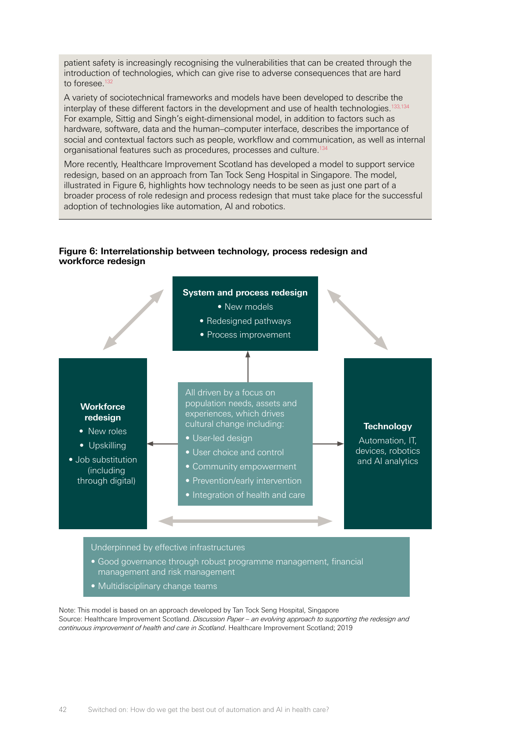patient safety is increasingly recognising the vulnerabilities that can be created through the introduction of technologies, which can give rise to adverse consequences that are hard to foresee.[132]

A variety of sociotechnical frameworks and models have been developed to describe the interplay of these different factors in the development and use of health technologies.[133,134] For example, Sittig and Singh's eight-dimensional model, in addition to factors such as hardware, software, data and the human–computer interface, describes the importance of social and contextual factors such as people, workflow and communication, as well as internal organisational features such as procedures, processes and culture.[134]

More recently, Healthcare Improvement Scotland has developed a model to support service redesign, based on an approach from Tan Tock Seng Hospital in Singapore. The model, illustrated in Figure 6, highlights how technology needs to be seen as just one part of a broader process of role redesign and process redesign that must take place for the successful adoption of technologies like automation, AI and robotics.

**Figure 6: Interrelationship between technology, process redesign and workforce redesign**

**System and process redesign**
- New models
- Redesigned pathways
- Process improvement

**Workforce redesign**
- New roles
- Upskilling
- Job substitution (including through digital)

All driven by a focus on population needs, assets and experiences, which drives cultural change including:
- User-led design
- User choice and control
- Community empowerment
- Prevention/early intervention
- Integration of health and care

**Technology**

Automation, IT, devices, robotics and AI analytics

Underpinned by effective infrastructures
- Good governance through robust programme management, financial management and risk management
- Multidisciplinary change teams

Note: This model is based on an approach developed by Tan Tock Seng Hospital, Singapore
Source: Healthcare Improvement Scotland. *Discussion Paper – an evolving approach to supporting the redesign and continuous improvement of health and care in Scotland*. Healthcare Improvement Scotland; 2019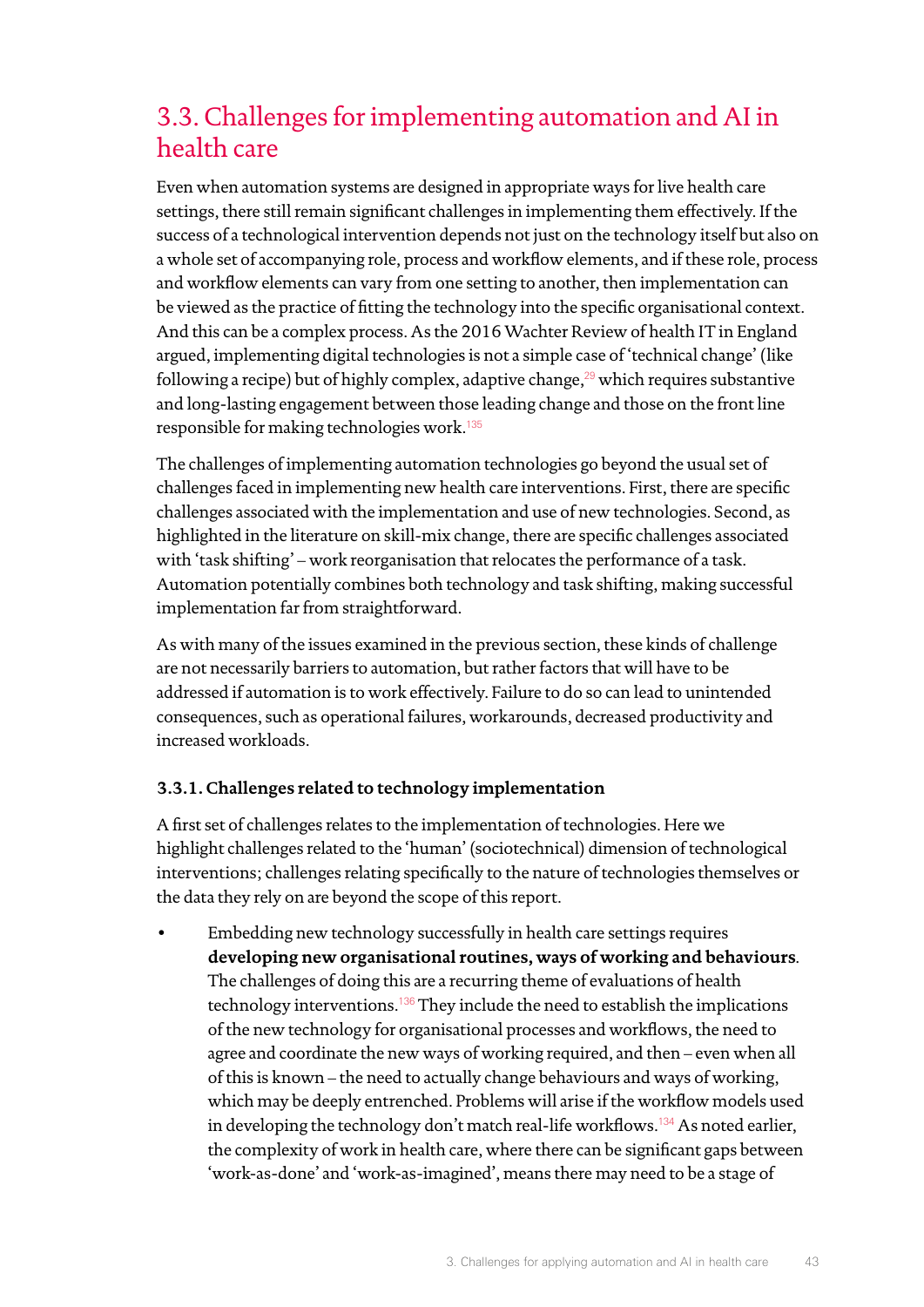## 3.3. Challenges for implementing automation and AI in health care

Even when automation systems are designed in appropriate ways for live health care settings, there still remain significant challenges in implementing them effectively. If the success of a technological intervention depends not just on the technology itself but also on a whole set of accompanying role, process and workflow elements, and if these role, process and workflow elements can vary from one setting to another, then implementation can be viewed as the practice of fitting the technology into the specific organisational context. And this can be a complex process. As the 2016 Wachter Review of health IT in England argued, implementing digital technologies is not a simple case of 'technical change' (like following a recipe) but of highly complex, adaptive change,[29] which requires substantive and long-lasting engagement between those leading change and those on the front line responsible for making technologies work.[135]

The challenges of implementing automation technologies go beyond the usual set of challenges faced in implementing new health care interventions. First, there are specific challenges associated with the implementation and use of new technologies. Second, as highlighted in the literature on skill-mix change, there are specific challenges associated with 'task shifting' – work reorganisation that relocates the performance of a task. Automation potentially combines both technology and task shifting, making successful implementation far from straightforward.

As with many of the issues examined in the previous section, these kinds of challenge are not necessarily barriers to automation, but rather factors that will have to be addressed if automation is to work effectively. Failure to do so can lead to unintended consequences, such as operational failures, workarounds, decreased productivity and increased workloads.

### 3.3.1. Challenges related to technology implementation

A first set of challenges relates to the implementation of technologies. Here we highlight challenges related to the 'human' (sociotechnical) dimension of technological interventions; challenges relating specifically to the nature of technologies themselves or the data they rely on are beyond the scope of this report.

- Embedding new technology successfully in health care settings requires **developing new organisational routines, ways of working and behaviours**. The challenges of doing this are a recurring theme of evaluations of health technology interventions.[136] They include the need to establish the implications of the new technology for organisational processes and workflows, the need to agree and coordinate the new ways of working required, and then – even when all of this is known – the need to actually change behaviours and ways of working, which may be deeply entrenched. Problems will arise if the workflow models used in developing the technology don't match real-life workflows.[134] As noted earlier, the complexity of work in health care, where there can be significant gaps between 'work-as-done' and 'work-as-imagined', means there may need to be a stage of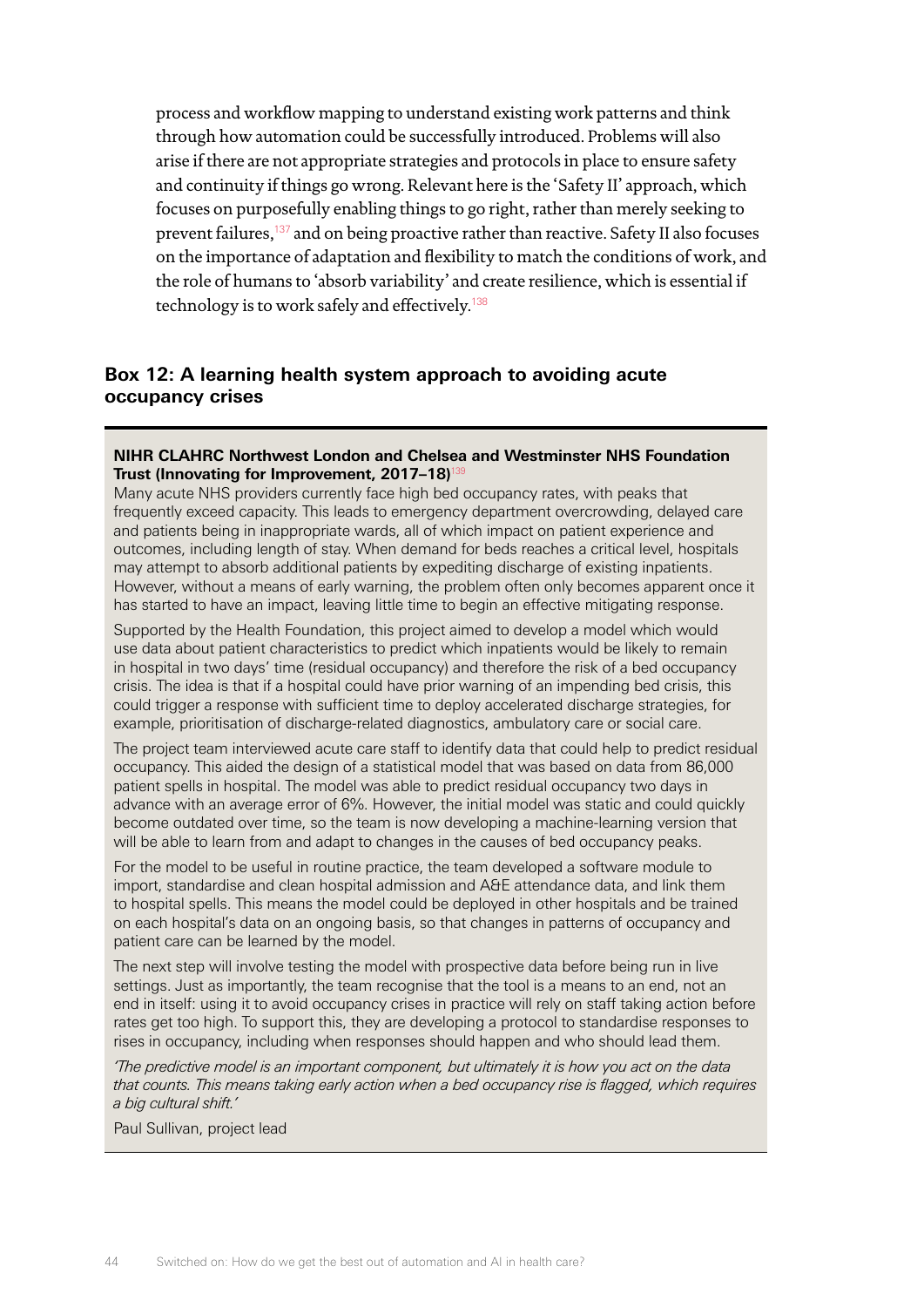process and workflow mapping to understand existing work patterns and think through how automation could be successfully introduced. Problems will also arise if there are not appropriate strategies and protocols in place to ensure safety and continuity if things go wrong. Relevant here is the 'Safety II' approach, which focuses on purposefully enabling things to go right, rather than merely seeking to prevent failures,[137] and on being proactive rather than reactive. Safety II also focuses on the importance of adaptation and flexibility to match the conditions of work, and the role of humans to 'absorb variability' and create resilience, which is essential if technology is to work safely and effectively.[138]

## Box 12: A learning health system approach to avoiding acute occupancy crises

**NIHR CLAHRC Northwest London and Chelsea and Westminster NHS Foundation Trust (Innovating for Improvement, 2017–18)**[139]

Many acute NHS providers currently face high bed occupancy rates, with peaks that frequently exceed capacity. This leads to emergency department overcrowding, delayed care and patients being in inappropriate wards, all of which impact on patient experience and outcomes, including length of stay. When demand for beds reaches a critical level, hospitals may attempt to absorb additional patients by expediting discharge of existing inpatients. However, without a means of early warning, the problem often only becomes apparent once it has started to have an impact, leaving little time to begin an effective mitigating response.

Supported by the Health Foundation, this project aimed to develop a model which would use data about patient characteristics to predict which inpatients would be likely to remain in hospital in two days' time (residual occupancy) and therefore the risk of a bed occupancy crisis. The idea is that if a hospital could have prior warning of an impending bed crisis, this could trigger a response with sufficient time to deploy accelerated discharge strategies, for example, prioritisation of discharge-related diagnostics, ambulatory care or social care.

The project team interviewed acute care staff to identify data that could help to predict residual occupancy. This aided the design of a statistical model that was based on data from 86,000 patient spells in hospital. The model was able to predict residual occupancy two days in advance with an average error of 6%. However, the initial model was static and could quickly become outdated over time, so the team is now developing a machine-learning version that will be able to learn from and adapt to changes in the causes of bed occupancy peaks.

For the model to be useful in routine practice, the team developed a software module to import, standardise and clean hospital admission and A&E attendance data, and link them to hospital spells. This means the model could be deployed in other hospitals and be trained on each hospital's data on an ongoing basis, so that changes in patterns of occupancy and patient care can be learned by the model.

The next step will involve testing the model with prospective data before being run in live settings. Just as importantly, the team recognise that the tool is a means to an end, not an end in itself: using it to avoid occupancy crises in practice will rely on staff taking action before rates get too high. To support this, they are developing a protocol to standardise responses to rises in occupancy, including when responses should happen and who should lead them.

*'The predictive model is an important component, but ultimately it is how you act on the data that counts. This means taking early action when a bed occupancy rise is flagged, which requires a big cultural shift.'*

Paul Sullivan, project lead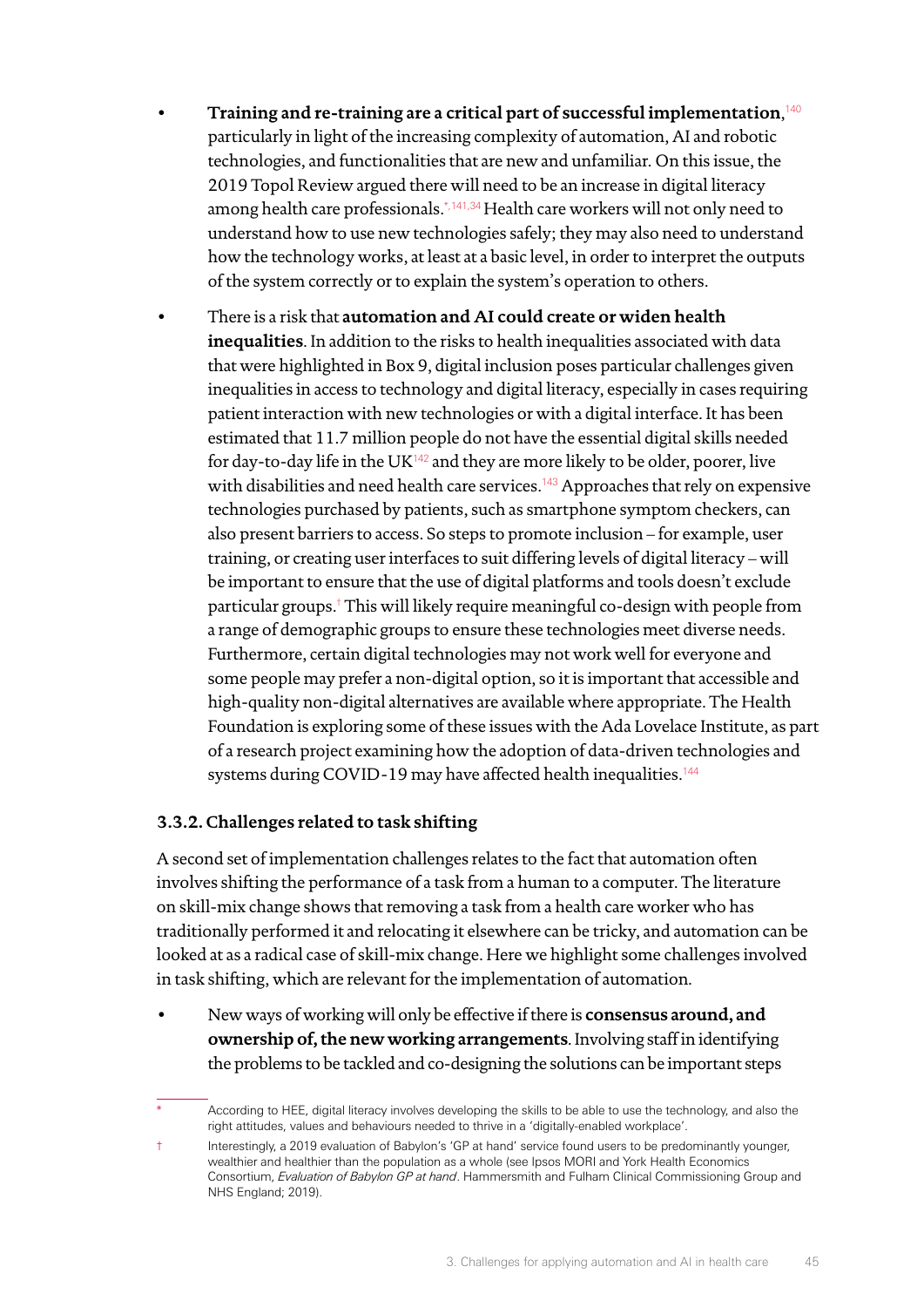- **Training and re-training are a critical part of successful implementation**,[140] particularly in light of the increasing complexity of automation, AI and robotic technologies, and functionalities that are new and unfamiliar. On this issue, the 2019 Topol Review argued there will need to be an increase in digital literacy among health care professionals.[*,141,34] Health care workers will not only need to understand how to use new technologies safely; they may also need to understand how the technology works, at least at a basic level, in order to interpret the outputs of the system correctly or to explain the system's operation to others.

- There is a risk that **automation and AI could create or widen health inequalities**. In addition to the risks to health inequalities associated with data that were highlighted in Box 9, digital inclusion poses particular challenges given inequalities in access to technology and digital literacy, especially in cases requiring patient interaction with new technologies or with a digital interface. It has been estimated that 11.7 million people do not have the essential digital skills needed for day-to-day life in the UK[142] and they are more likely to be older, poorer, live with disabilities and need health care services.[143] Approaches that rely on expensive technologies purchased by patients, such as smartphone symptom checkers, can also present barriers to access. So steps to promote inclusion – for example, user training, or creating user interfaces to suit differing levels of digital literacy – will be important to ensure that the use of digital platforms and tools doesn't exclude particular groups.[†] This will likely require meaningful co-design with people from a range of demographic groups to ensure these technologies meet diverse needs. Furthermore, certain digital technologies may not work well for everyone and some people may prefer a non-digital option, so it is important that accessible and high-quality non-digital alternatives are available where appropriate. The Health Foundation is exploring some of these issues with the Ada Lovelace Institute, as part of a research project examining how the adoption of data-driven technologies and systems during COVID-19 may have affected health inequalities.[144]

### 3.3.2. Challenges related to task shifting

A second set of implementation challenges relates to the fact that automation often involves shifting the performance of a task from a human to a computer. The literature on skill-mix change shows that removing a task from a health care worker who has traditionally performed it and relocating it elsewhere can be tricky, and automation can be looked at as a radical case of skill-mix change. Here we highlight some challenges involved in task shifting, which are relevant for the implementation of automation.

- New ways of working will only be effective if there is **consensus around, and ownership of, the new working arrangements**. Involving staff in identifying the problems to be tackled and co-designing the solutions can be important steps

---

* According to HEE, digital literacy involves developing the skills to be able to use the technology, and also the right attitudes, values and behaviours needed to thrive in a 'digitally-enabled workplace'.

† Interestingly, a 2019 evaluation of Babylon's 'GP at hand' service found users to be predominantly younger, wealthier and healthier than the population as a whole (see Ipsos MORI and York Health Economics Consortium, *Evaluation of Babylon GP at hand*. Hammersmith and Fulham Clinical Commissioning Group and NHS England; 2019).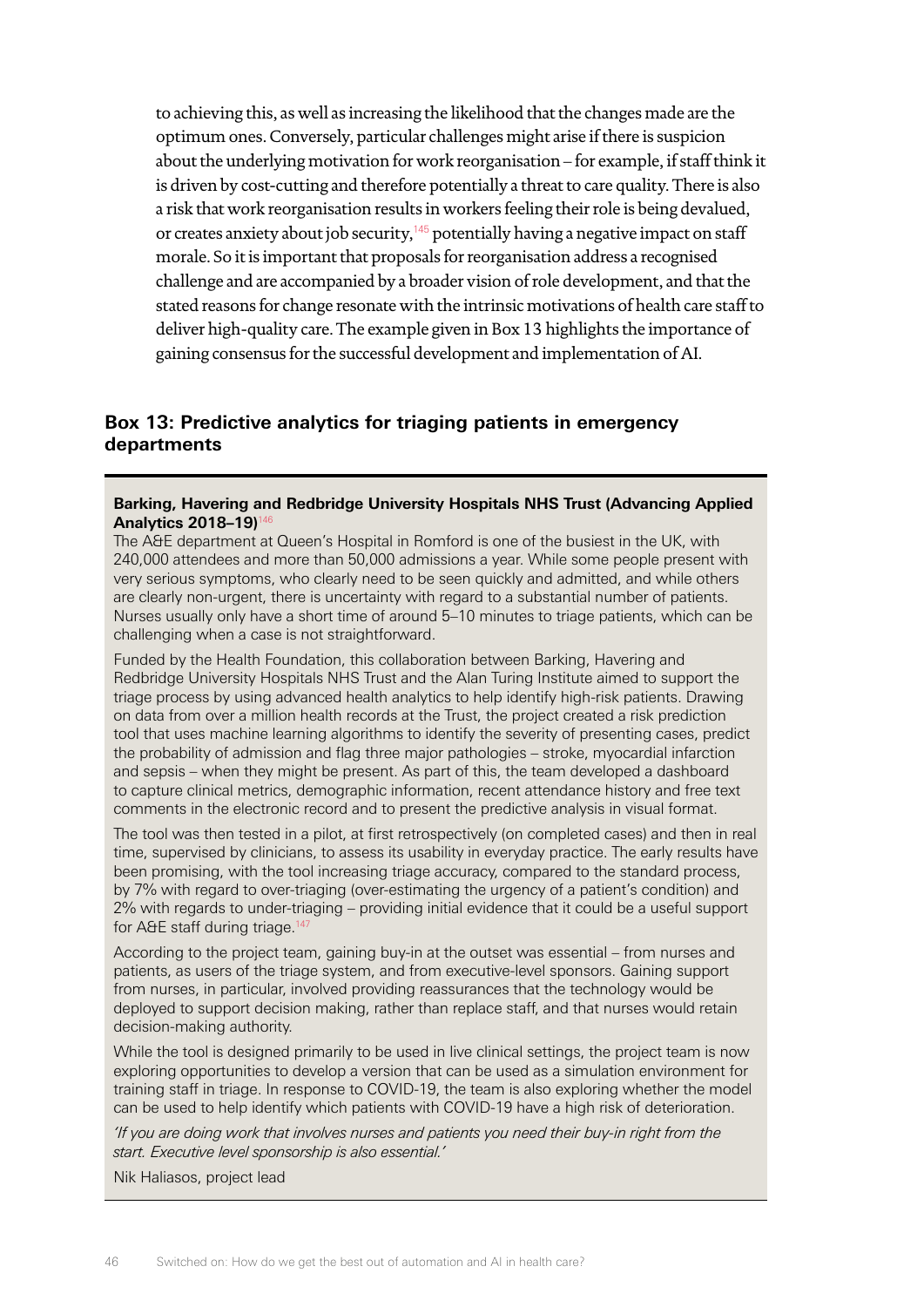to achieving this, as well as increasing the likelihood that the changes made are the optimum ones. Conversely, particular challenges might arise if there is suspicion about the underlying motivation for work reorganisation – for example, if staff think it is driven by cost-cutting and therefore potentially a threat to care quality. There is also a risk that work reorganisation results in workers feeling their role is being devalued, or creates anxiety about job security,[145] potentially having a negative impact on staff morale. So it is important that proposals for reorganisation address a recognised challenge and are accompanied by a broader vision of role development, and that the stated reasons for change resonate with the intrinsic motivations of health care staff to deliver high-quality care. The example given in Box 13 highlights the importance of gaining consensus for the successful development and implementation of AI.

## Box 13: Predictive analytics for triaging patients in emergency departments

**Barking, Havering and Redbridge University Hospitals NHS Trust (Advancing Applied Analytics 2018–19)**[146]

The A&E department at Queen's Hospital in Romford is one of the busiest in the UK, with 240,000 attendees and more than 50,000 admissions a year. While some people present with very serious symptoms, who clearly need to be seen quickly and admitted, and while others are clearly non-urgent, there is uncertainty with regard to a substantial number of patients. Nurses usually only have a short time of around 5–10 minutes to triage patients, which can be challenging when a case is not straightforward.

Funded by the Health Foundation, this collaboration between Barking, Havering and Redbridge University Hospitals NHS Trust and the Alan Turing Institute aimed to support the triage process by using advanced health analytics to help identify high-risk patients. Drawing on data from over a million health records at the Trust, the project created a risk prediction tool that uses machine learning algorithms to identify the severity of presenting cases, predict the probability of admission and flag three major pathologies – stroke, myocardial infarction and sepsis – when they might be present. As part of this, the team developed a dashboard to capture clinical metrics, demographic information, recent attendance history and free text comments in the electronic record and to present the predictive analysis in visual format.

The tool was then tested in a pilot, at first retrospectively (on completed cases) and then in real time, supervised by clinicians, to assess its usability in everyday practice. The early results have been promising, with the tool increasing triage accuracy, compared to the standard process, by 7% with regard to over-triaging (over-estimating the urgency of a patient's condition) and 2% with regards to under-triaging – providing initial evidence that it could be a useful support for A&E staff during triage.[147]

According to the project team, gaining buy-in at the outset was essential – from nurses and patients, as users of the triage system, and from executive-level sponsors. Gaining support from nurses, in particular, involved providing reassurances that the technology would be deployed to support decision making, rather than replace staff, and that nurses would retain decision-making authority.

While the tool is designed primarily to be used in live clinical settings, the project team is now exploring opportunities to develop a version that can be used as a simulation environment for training staff in triage. In response to COVID-19, the team is also exploring whether the model can be used to help identify which patients with COVID-19 have a high risk of deterioration.

*'If you are doing work that involves nurses and patients you need their buy-in right from the start. Executive level sponsorship is also essential.'*

Nik Haliasos, project lead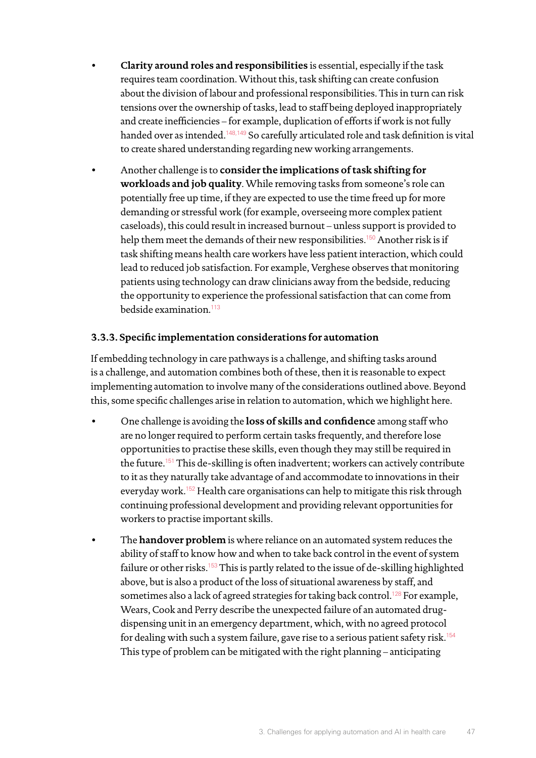- **Clarity around roles and responsibilities** is essential, especially if the task requires team coordination. Without this, task shifting can create confusion about the division of labour and professional responsibilities. This in turn can risk tensions over the ownership of tasks, lead to staff being deployed inappropriately and create inefficiencies – for example, duplication of efforts if work is not fully handed over as intended.[148,149] So carefully articulated role and task definition is vital to create shared understanding regarding new working arrangements.
- Another challenge is to **consider the implications of task shifting for workloads and job quality**. While removing tasks from someone's role can potentially free up time, if they are expected to use the time freed up for more demanding or stressful work (for example, overseeing more complex patient caseloads), this could result in increased burnout – unless support is provided to help them meet the demands of their new responsibilities.[150] Another risk is if task shifting means health care workers have less patient interaction, which could lead to reduced job satisfaction. For example, Verghese observes that monitoring patients using technology can draw clinicians away from the bedside, reducing the opportunity to experience the professional satisfaction that can come from bedside examination.[113]

### 3.3.3. Specific implementation considerations for automation

If embedding technology in care pathways is a challenge, and shifting tasks around is a challenge, and automation combines both of these, then it is reasonable to expect implementing automation to involve many of the considerations outlined above. Beyond this, some specific challenges arise in relation to automation, which we highlight here.

- One challenge is avoiding the **loss of skills and confidence** among staff who are no longer required to perform certain tasks frequently, and therefore lose opportunities to practise these skills, even though they may still be required in the future.[151] This de-skilling is often inadvertent; workers can actively contribute to it as they naturally take advantage of and accommodate to innovations in their everyday work.[152] Health care organisations can help to mitigate this risk through continuing professional development and providing relevant opportunities for workers to practise important skills.
- The **handover problem** is where reliance on an automated system reduces the ability of staff to know how and when to take back control in the event of system failure or other risks.[153] This is partly related to the issue of de-skilling highlighted above, but is also a product of the loss of situational awareness by staff, and sometimes also a lack of agreed strategies for taking back control.[128] For example, Wears, Cook and Perry describe the unexpected failure of an automated drug-dispensing unit in an emergency department, which, with no agreed protocol for dealing with such a system failure, gave rise to a serious patient safety risk.[154] This type of problem can be mitigated with the right planning – anticipating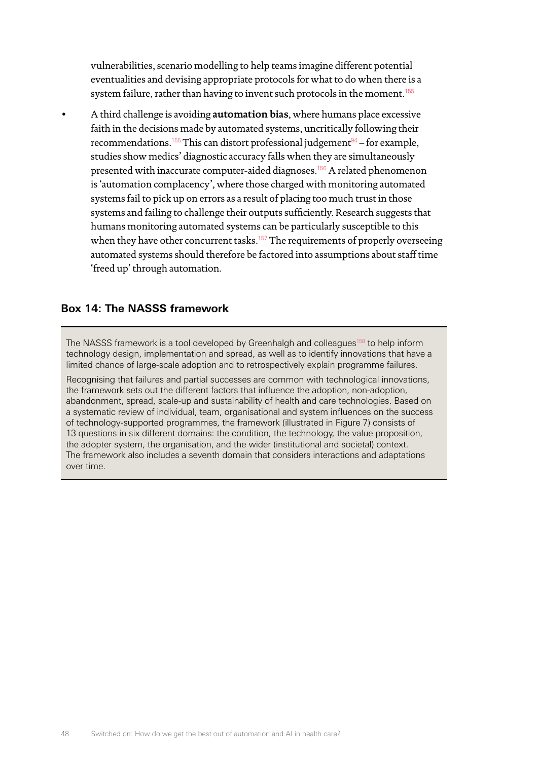vulnerabilities, scenario modelling to help teams imagine different potential eventualities and devising appropriate protocols for what to do when there is a system failure, rather than having to invent such protocols in the moment.[155]

- A third challenge is avoiding **automation bias**, where humans place excessive faith in the decisions made by automated systems, uncritically following their recommendations.[155] This can distort professional judgement[94] – for example, studies show medics' diagnostic accuracy falls when they are simultaneously presented with inaccurate computer-aided diagnoses.[156] A related phenomenon is 'automation complacency', where those charged with monitoring automated systems fail to pick up on errors as a result of placing too much trust in those systems and failing to challenge their outputs sufficiently. Research suggests that humans monitoring automated systems can be particularly susceptible to this when they have other concurrent tasks.[157] The requirements of properly overseeing automated systems should therefore be factored into assumptions about staff time 'freed up' through automation.

### Box 14: The NASSS framework

The NASSS framework is a tool developed by Greenhalgh and colleagues[158] to help inform technology design, implementation and spread, as well as to identify innovations that have a limited chance of large-scale adoption and to retrospectively explain programme failures.

Recognising that failures and partial successes are common with technological innovations, the framework sets out the different factors that influence the adoption, non-adoption, abandonment, spread, scale-up and sustainability of health and care technologies. Based on a systematic review of individual, team, organisational and system influences on the success of technology-supported programmes, the framework (illustrated in Figure 7) consists of 13 questions in six different domains: the condition, the technology, the value proposition, the adopter system, the organisation, and the wider (institutional and societal) context. The framework also includes a seventh domain that considers interactions and adaptations over time.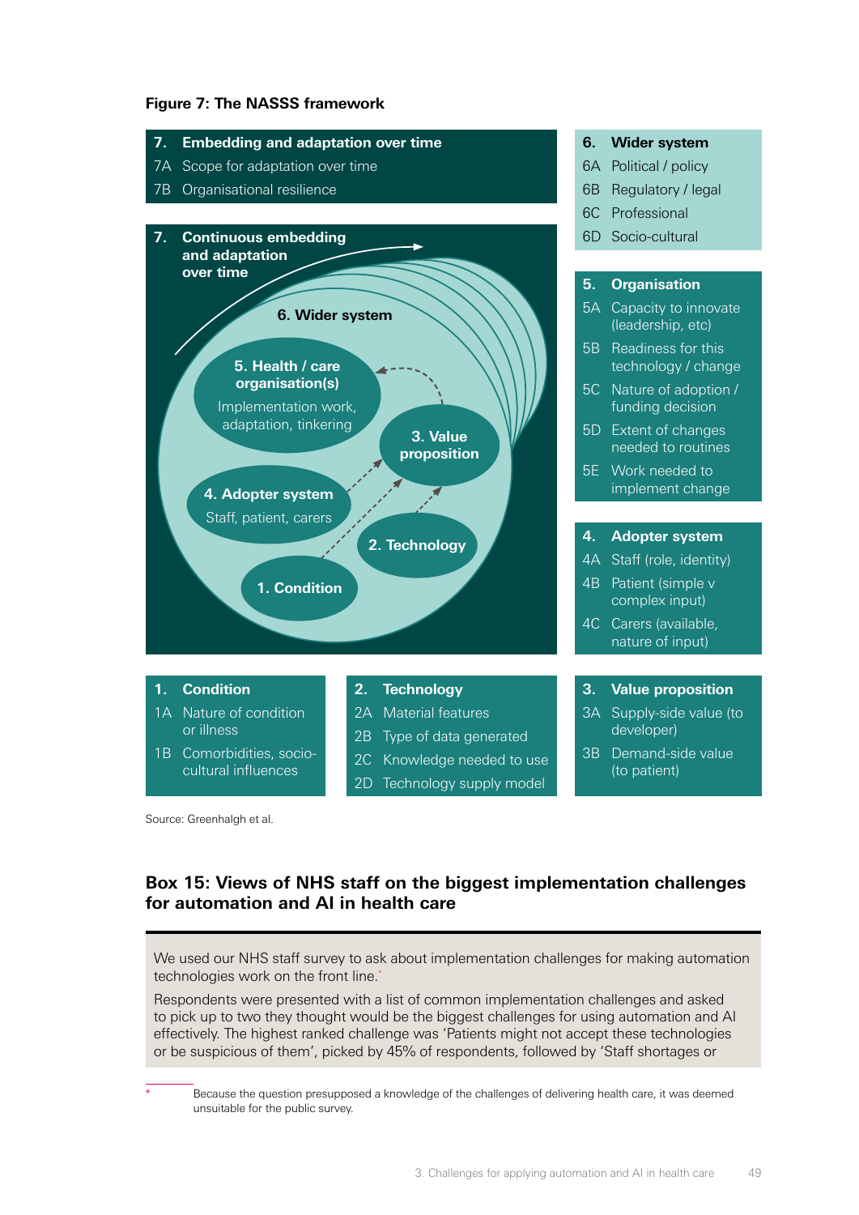**Figure 7: The NASSS framework**

**7. Embedding and adaptation over time**
- 7A Scope for adaptation over time
- 7B Organisational resilience

**7. Continuous embedding and adaptation over time**

**6. Wider system**

**5. Health / care organisation(s)**
Implementation work, adaptation, tinkering

**3. Value proposition**

**4. Adopter system**
Staff, patient, carers

**2. Technology**

**1. Condition**

**6. Wider system**
- 6A Political / policy
- 6B Regulatory / legal
- 6C Professional
- 6D Socio-cultural

**5. Organisation**
- 5A Capacity to innovate (leadership, etc)
- 5B Readiness for this technology / change
- 5C Nature of adoption / funding decision
- 5D Extent of changes needed to routines
- 5E Work needed to implement change

**4. Adopter system**
- 4A Staff (role, identity)
- 4B Patient (simple v complex input)
- 4C Carers (available, nature of input)

**1. Condition**
- 1A Nature of condition or illness
- 1B Comorbidities, socio-cultural influences

**2. Technology**
- 2A Material features
- 2B Type of data generated
- 2C Knowledge needed to use
- 2D Technology supply model

**3. Value proposition**
- 3A Supply-side value (to developer)
- 3B Demand-side value (to patient)

Source: Greenhalgh et al.

## Box 15: Views of NHS staff on the biggest implementation challenges for automation and AI in health care

We used our NHS staff survey to ask about implementation challenges for making automation technologies work on the front line.*

Respondents were presented with a list of common implementation challenges and asked to pick up to two they thought would be the biggest challenges for using automation and AI effectively. The highest ranked challenge was 'Patients might not accept these technologies or be suspicious of them', picked by 45% of respondents, followed by 'Staff shortages or

\* Because the question presupposed a knowledge of the challenges of delivering health care, it was deemed unsuitable for the public survey.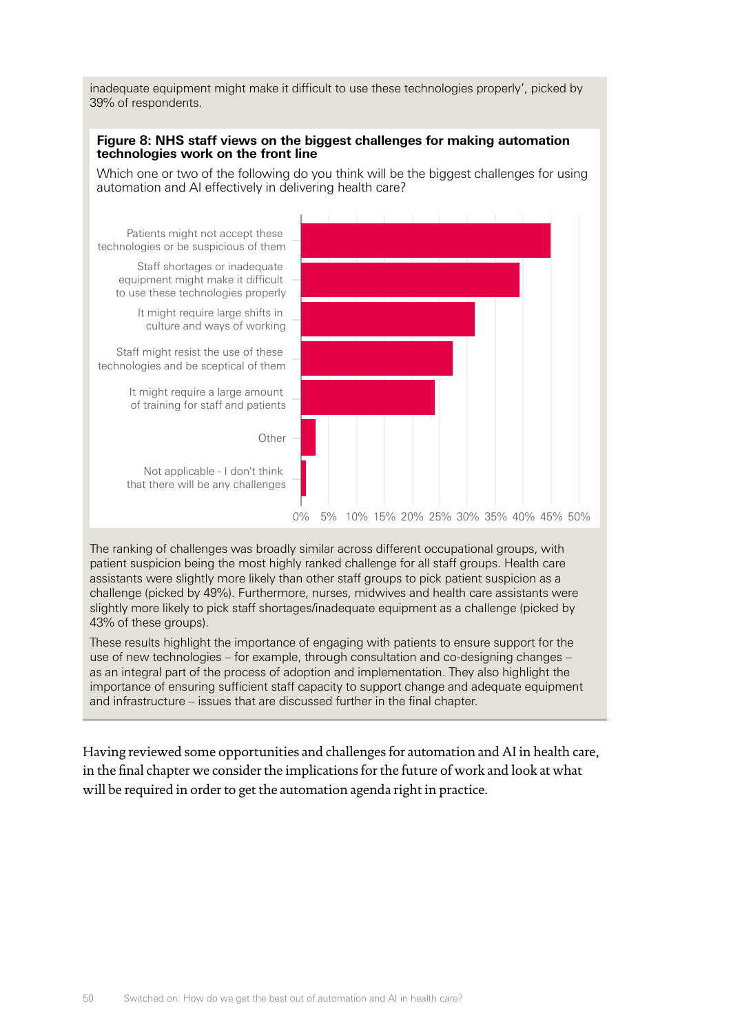inadequate equipment might make it difficult to use these technologies properly', picked by 39% of respondents.

**Figure 8: NHS staff views on the biggest challenges for making automation technologies work on the front line**

Which one or two of the following do you think will be the biggest challenges for using automation and AI effectively in delivering health care?

| Challenge | Approximate % |
|---|---|
| Patients might not accept these technologies or be suspicious of them | 45% |
| Staff shortages or inadequate equipment might make it difficult to use these technologies properly | 39% |
| It might require large shifts in culture and ways of working | 31% |
| Staff might resist the use of these technologies and be sceptical of them | 27% |
| It might require a large amount of training for staff and patients | 24% |
| Other | 3% |
| Not applicable - I don't think that there will be any challenges | 1% |

The ranking of challenges was broadly similar across different occupational groups, with patient suspicion being the most highly ranked challenge for all staff groups. Health care assistants were slightly more likely than other staff groups to pick patient suspicion as a challenge (picked by 49%). Furthermore, nurses, midwives and health care assistants were slightly more likely to pick staff shortages/inadequate equipment as a challenge (picked by 43% of these groups).

These results highlight the importance of engaging with patients to ensure support for the use of new technologies – for example, through consultation and co-designing changes – as an integral part of the process of adoption and implementation. They also highlight the importance of ensuring sufficient staff capacity to support change and adequate equipment and infrastructure – issues that are discussed further in the final chapter.

Having reviewed some opportunities and challenges for automation and AI in health care, in the final chapter we consider the implications for the future of work and look at what will be required in order to get the automation agenda right in practice.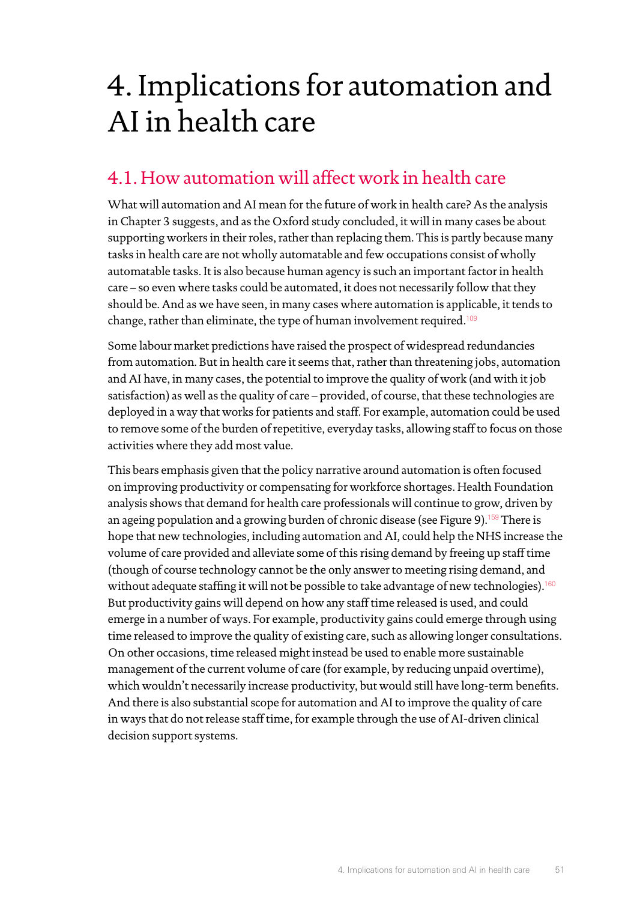# 4. Implications for automation and AI in health care

## 4.1. How automation will affect work in health care

What will automation and AI mean for the future of work in health care? As the analysis in Chapter 3 suggests, and as the Oxford study concluded, it will in many cases be about supporting workers in their roles, rather than replacing them. This is partly because many tasks in health care are not wholly automatable and few occupations consist of wholly automatable tasks. It is also because human agency is such an important factor in health care – so even where tasks could be automated, it does not necessarily follow that they should be. And as we have seen, in many cases where automation is applicable, it tends to change, rather than eliminate, the type of human involvement required.[109]

Some labour market predictions have raised the prospect of widespread redundancies from automation. But in health care it seems that, rather than threatening jobs, automation and AI have, in many cases, the potential to improve the quality of work (and with it job satisfaction) as well as the quality of care – provided, of course, that these technologies are deployed in a way that works for patients and staff. For example, automation could be used to remove some of the burden of repetitive, everyday tasks, allowing staff to focus on those activities where they add most value.

This bears emphasis given that the policy narrative around automation is often focused on improving productivity or compensating for workforce shortages. Health Foundation analysis shows that demand for health care professionals will continue to grow, driven by an ageing population and a growing burden of chronic disease (see Figure 9).[159] There is hope that new technologies, including automation and AI, could help the NHS increase the volume of care provided and alleviate some of this rising demand by freeing up staff time (though of course technology cannot be the only answer to meeting rising demand, and without adequate staffing it will not be possible to take advantage of new technologies).[160] But productivity gains will depend on how any staff time released is used, and could emerge in a number of ways. For example, productivity gains could emerge through using time released to improve the quality of existing care, such as allowing longer consultations. On other occasions, time released might instead be used to enable more sustainable management of the current volume of care (for example, by reducing unpaid overtime), which wouldn't necessarily increase productivity, but would still have long-term benefits. And there is also substantial scope for automation and AI to improve the quality of care in ways that do not release staff time, for example through the use of AI-driven clinical decision support systems.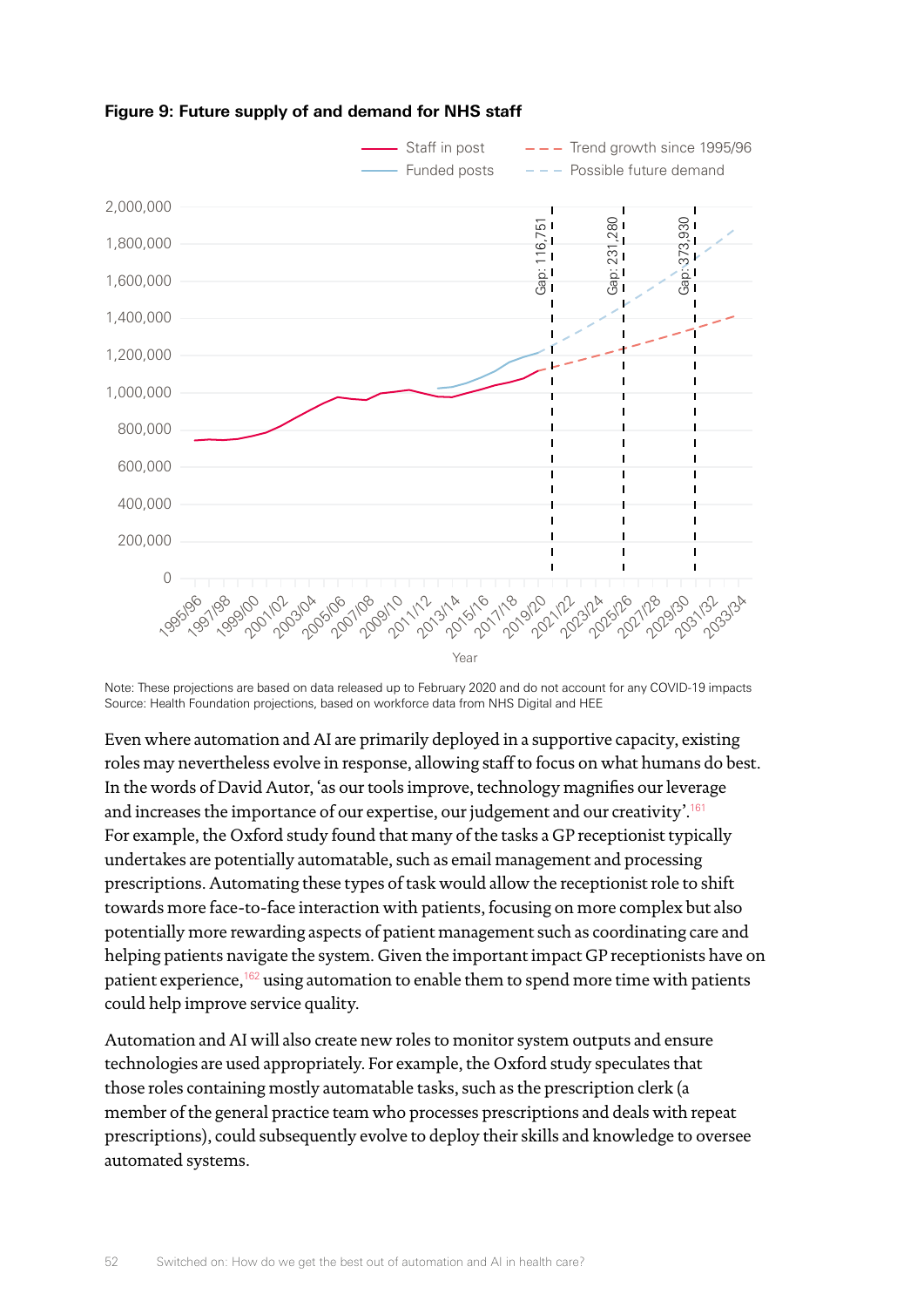**Figure 9: Future supply of and demand for NHS staff**

Note: These projections are based on data released up to February 2020 and do not account for any COVID-19 impacts
Source: Health Foundation projections, based on workforce data from NHS Digital and HEE

Even where automation and AI are primarily deployed in a supportive capacity, existing roles may nevertheless evolve in response, allowing staff to focus on what humans do best. In the words of David Autor, 'as our tools improve, technology magnifies our leverage and increases the importance of our expertise, our judgement and our creativity'.[161] For example, the Oxford study found that many of the tasks a GP receptionist typically undertakes are potentially automatable, such as email management and processing prescriptions. Automating these types of task would allow the receptionist role to shift towards more face-to-face interaction with patients, focusing on more complex but also potentially more rewarding aspects of patient management such as coordinating care and helping patients navigate the system. Given the important impact GP receptionists have on patient experience,[162] using automation to enable them to spend more time with patients could help improve service quality.

Automation and AI will also create new roles to monitor system outputs and ensure technologies are used appropriately. For example, the Oxford study speculates that those roles containing mostly automatable tasks, such as the prescription clerk (a member of the general practice team who processes prescriptions and deals with repeat prescriptions), could subsequently evolve to deploy their skills and knowledge to oversee automated systems.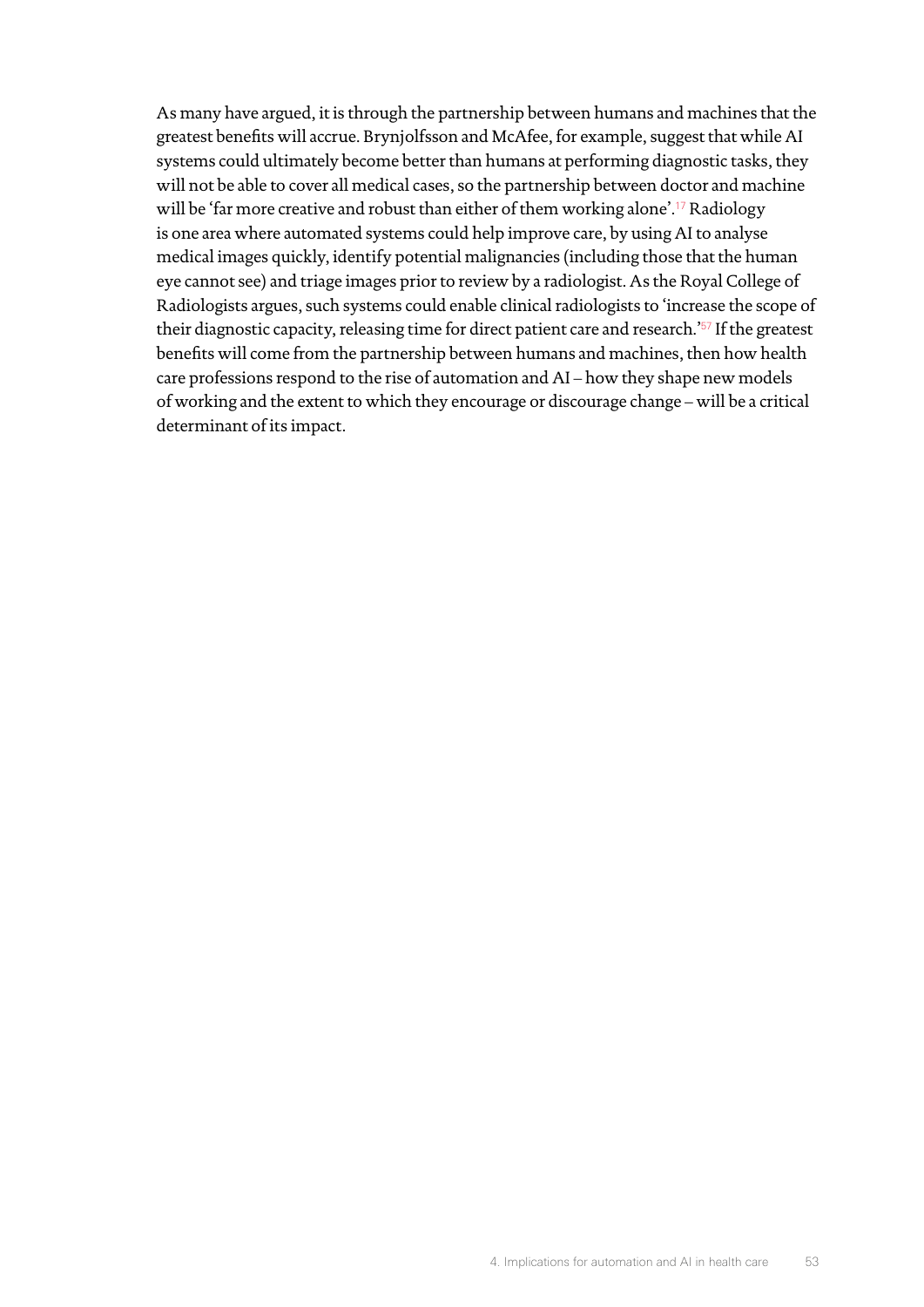As many have argued, it is through the partnership between humans and machines that the greatest benefits will accrue. Brynjolfsson and McAfee, for example, suggest that while AI systems could ultimately become better than humans at performing diagnostic tasks, they will not be able to cover all medical cases, so the partnership between doctor and machine will be 'far more creative and robust than either of them working alone'.[17] Radiology is one area where automated systems could help improve care, by using AI to analyse medical images quickly, identify potential malignancies (including those that the human eye cannot see) and triage images prior to review by a radiologist. As the Royal College of Radiologists argues, such systems could enable clinical radiologists to 'increase the scope of their diagnostic capacity, releasing time for direct patient care and research.'[57] If the greatest benefits will come from the partnership between humans and machines, then how health care professions respond to the rise of automation and AI – how they shape new models of working and the extent to which they encourage or discourage change – will be a critical determinant of its impact.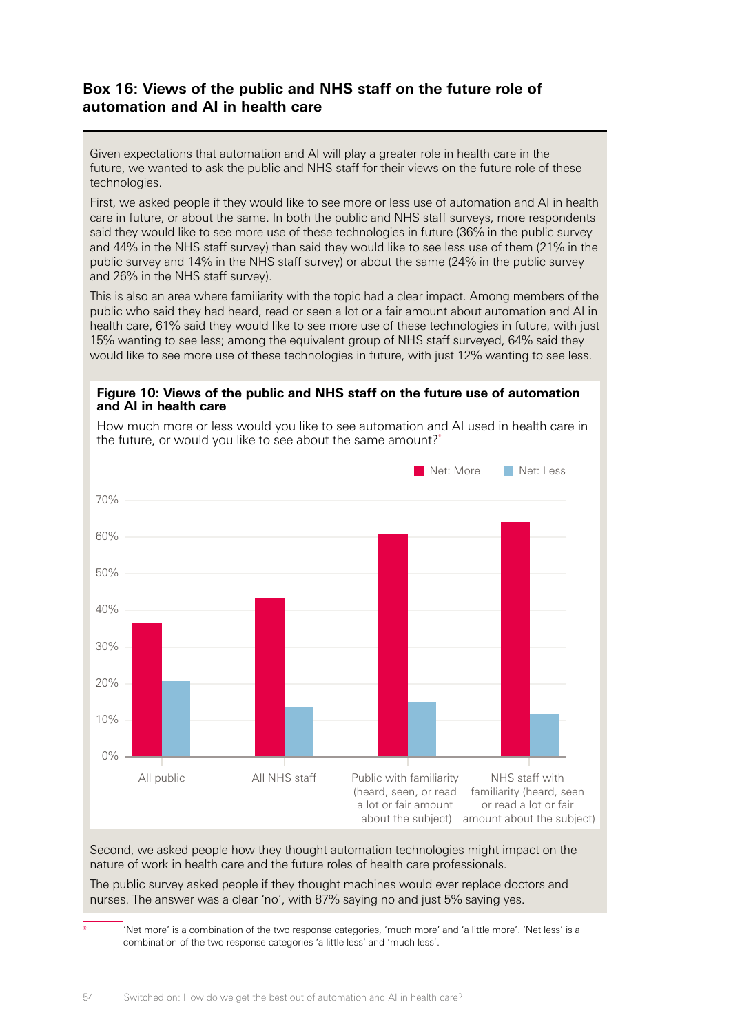### Box 16: Views of the public and NHS staff on the future role of automation and AI in health care

Given expectations that automation and AI will play a greater role in health care in the future, we wanted to ask the public and NHS staff for their views on the future role of these technologies.

First, we asked people if they would like to see more or less use of automation and AI in health care in future, or about the same. In both the public and NHS staff surveys, more respondents said they would like to see more use of these technologies in future (36% in the public survey and 44% in the NHS staff survey) than said they would like to see less use of them (21% in the public survey and 14% in the NHS staff survey) or about the same (24% in the public survey and 26% in the NHS staff survey).

This is also an area where familiarity with the topic had a clear impact. Among members of the public who said they had heard, read or seen a lot or a fair amount about automation and AI in health care, 61% said they would like to see more use of these technologies in future, with just 15% wanting to see less; among the equivalent group of NHS staff surveyed, 64% said they would like to see more use of these technologies in future, with just 12% wanting to see less.

**Figure 10: Views of the public and NHS staff on the future use of automation and AI in health care**

How much more or less would you like to see automation and AI used in health care in the future, or would you like to see about the same amount?*

| | Net: More | Net: Less |
|---|---|---|
| All public | 36% | 21% |
| All NHS staff | 44% | 14% |
| Public with familiarity (heard, seen, or read a lot or fair amount about the subject) | 61% | 15% |
| NHS staff with familiarity (heard, seen or read a lot or fair amount about the subject) | 64% | 12% |

Second, we asked people how they thought automation technologies might impact on the nature of work in health care and the future roles of health care professionals.

The public survey asked people if they thought machines would ever replace doctors and nurses. The answer was a clear 'no', with 87% saying no and just 5% saying yes.

\* 'Net more' is a combination of the two response categories, 'much more' and 'a little more'. 'Net less' is a combination of the two response categories 'a little less' and 'much less'.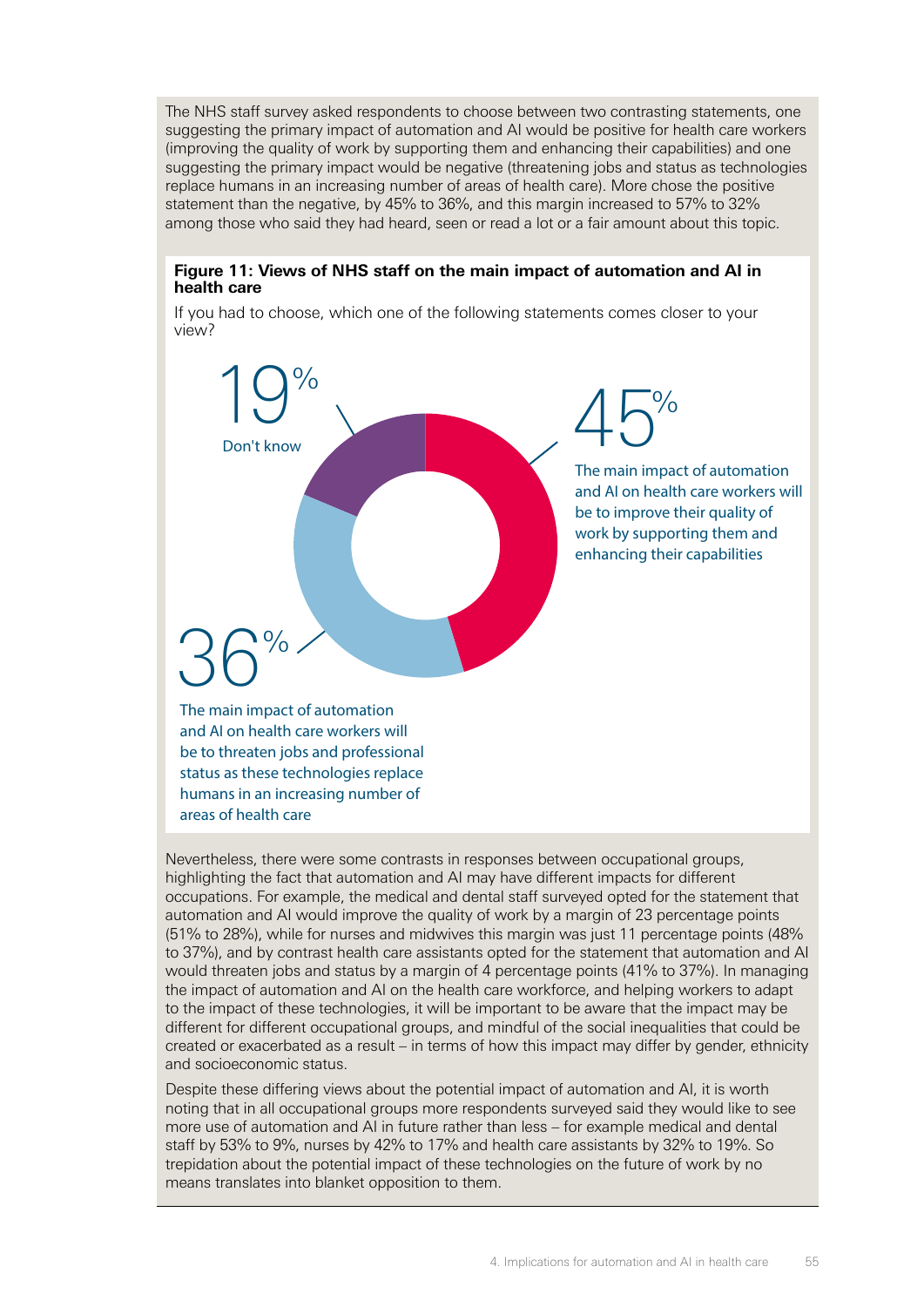The NHS staff survey asked respondents to choose between two contrasting statements, one suggesting the primary impact of automation and AI would be positive for health care workers (improving the quality of work by supporting them and enhancing their capabilities) and one suggesting the primary impact would be negative (threatening jobs and status as technologies replace humans in an increasing number of areas of health care). More chose the positive statement than the negative, by 45% to 36%, and this margin increased to 57% to 32% among those who said they had heard, seen or read a lot or a fair amount about this topic.

**Figure 11: Views of NHS staff on the main impact of automation and AI in health care**

If you had to choose, which one of the following statements comes closer to your view?

19% Don't know

45% The main impact of automation and AI on health care workers will be to improve their quality of work by supporting them and enhancing their capabilities

36% The main impact of automation and AI on health care workers will be to threaten jobs and professional status as these technologies replace humans in an increasing number of areas of health care

Nevertheless, there were some contrasts in responses between occupational groups, highlighting the fact that automation and AI may have different impacts for different occupations. For example, the medical and dental staff surveyed opted for the statement that automation and AI would improve the quality of work by a margin of 23 percentage points (51% to 28%), while for nurses and midwives this margin was just 11 percentage points (48% to 37%), and by contrast health care assistants opted for the statement that automation and AI would threaten jobs and status by a margin of 4 percentage points (41% to 37%). In managing the impact of automation and AI on the health care workforce, and helping workers to adapt to the impact of these technologies, it will be important to be aware that the impact may be different for different occupational groups, and mindful of the social inequalities that could be created or exacerbated as a result – in terms of how this impact may differ by gender, ethnicity and socioeconomic status.

Despite these differing views about the potential impact of automation and AI, it is worth noting that in all occupational groups more respondents surveyed said they would like to see more use of automation and AI in future rather than less – for example medical and dental staff by 53% to 9%, nurses by 42% to 17% and health care assistants by 32% to 19%. So trepidation about the potential impact of these technologies on the future of work by no means translates into blanket opposition to them.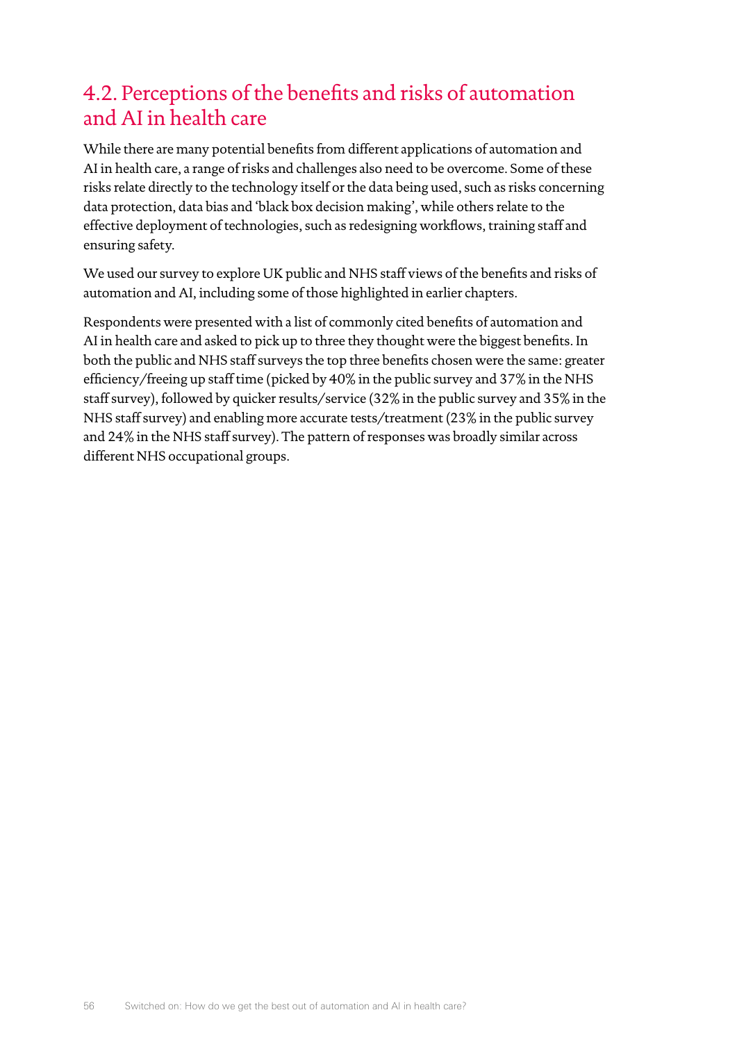## 4.2. Perceptions of the benefits and risks of automation and AI in health care

While there are many potential benefits from different applications of automation and AI in health care, a range of risks and challenges also need to be overcome. Some of these risks relate directly to the technology itself or the data being used, such as risks concerning data protection, data bias and 'black box decision making', while others relate to the effective deployment of technologies, such as redesigning workflows, training staff and ensuring safety.

We used our survey to explore UK public and NHS staff views of the benefits and risks of automation and AI, including some of those highlighted in earlier chapters.

Respondents were presented with a list of commonly cited benefits of automation and AI in health care and asked to pick up to three they thought were the biggest benefits. In both the public and NHS staff surveys the top three benefits chosen were the same: greater efficiency/freeing up staff time (picked by 40% in the public survey and 37% in the NHS staff survey), followed by quicker results/service (32% in the public survey and 35% in the NHS staff survey) and enabling more accurate tests/treatment (23% in the public survey and 24% in the NHS staff survey). The pattern of responses was broadly similar across different NHS occupational groups.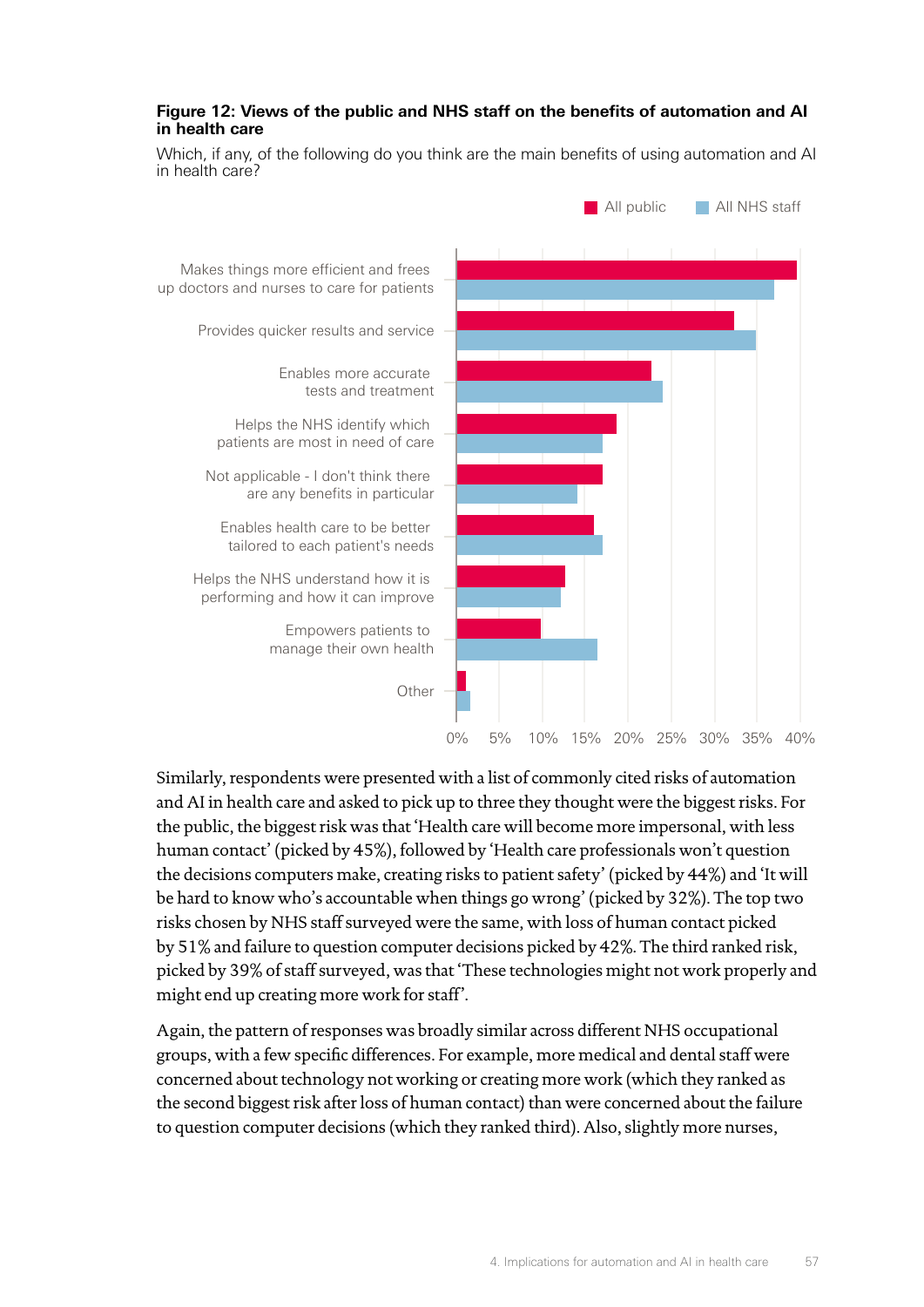**Figure 12: Views of the public and NHS staff on the benefits of automation and AI in health care**

Which, if any, of the following do you think are the main benefits of using automation and AI in health care?

All public | All NHS staff

- Makes things more efficient and frees up doctors and nurses to care for patients
- Provides quicker results and service
- Enables more accurate tests and treatment
- Helps the NHS identify which patients are most in need of care
- Not applicable - I don't think there are any benefits in particular
- Enables health care to be better tailored to each patient's needs
- Helps the NHS understand how it is performing and how it can improve
- Empowers patients to manage their own health
- Other

0% 5% 10% 15% 20% 25% 30% 35% 40%

Similarly, respondents were presented with a list of commonly cited risks of automation and AI in health care and asked to pick up to three they thought were the biggest risks. For the public, the biggest risk was that 'Health care will become more impersonal, with less human contact' (picked by 45%), followed by 'Health care professionals won't question the decisions computers make, creating risks to patient safety' (picked by 44%) and 'It will be hard to know who's accountable when things go wrong' (picked by 32%). The top two risks chosen by NHS staff surveyed were the same, with loss of human contact picked by 51% and failure to question computer decisions picked by 42%. The third ranked risk, picked by 39% of staff surveyed, was that 'These technologies might not work properly and might end up creating more work for staff'.

Again, the pattern of responses was broadly similar across different NHS occupational groups, with a few specific differences. For example, more medical and dental staff were concerned about technology not working or creating more work (which they ranked as the second biggest risk after loss of human contact) than were concerned about the failure to question computer decisions (which they ranked third). Also, slightly more nurses,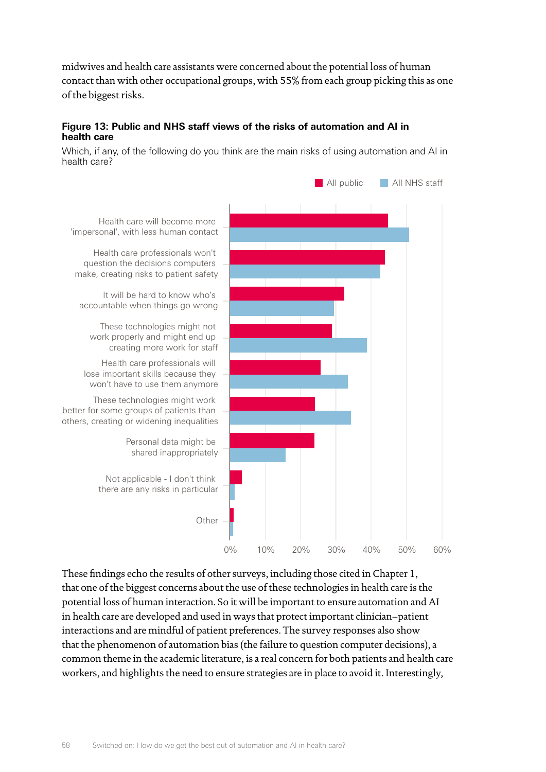midwives and health care assistants were concerned about the potential loss of human contact than with other occupational groups, with 55% from each group picking this as one of the biggest risks.

**Figure 13: Public and NHS staff views of the risks of automation and AI in health care**

Which, if any, of the following do you think are the main risks of using automation and AI in health care?

All public | All NHS staff

Health care will become more 'impersonal', with less human contact

Health care professionals won't question the decisions computers make, creating risks to patient safety

It will be hard to know who's accountable when things go wrong

These technologies might not work properly and might end up creating more work for staff

Health care professionals will lose important skills because they won't have to use them anymore

These technologies might work better for some groups of patients than others, creating or widening inequalities

Personal data might be shared inappropriately

Not applicable - I don't think there are any risks in particular

Other

0% 10% 20% 30% 40% 50% 60%

These findings echo the results of other surveys, including those cited in Chapter 1, that one of the biggest concerns about the use of these technologies in health care is the potential loss of human interaction. So it will be important to ensure automation and AI in health care are developed and used in ways that protect important clinician–patient interactions and are mindful of patient preferences. The survey responses also show that the phenomenon of automation bias (the failure to question computer decisions), a common theme in the academic literature, is a real concern for both patients and health care workers, and highlights the need to ensure strategies are in place to avoid it. Interestingly,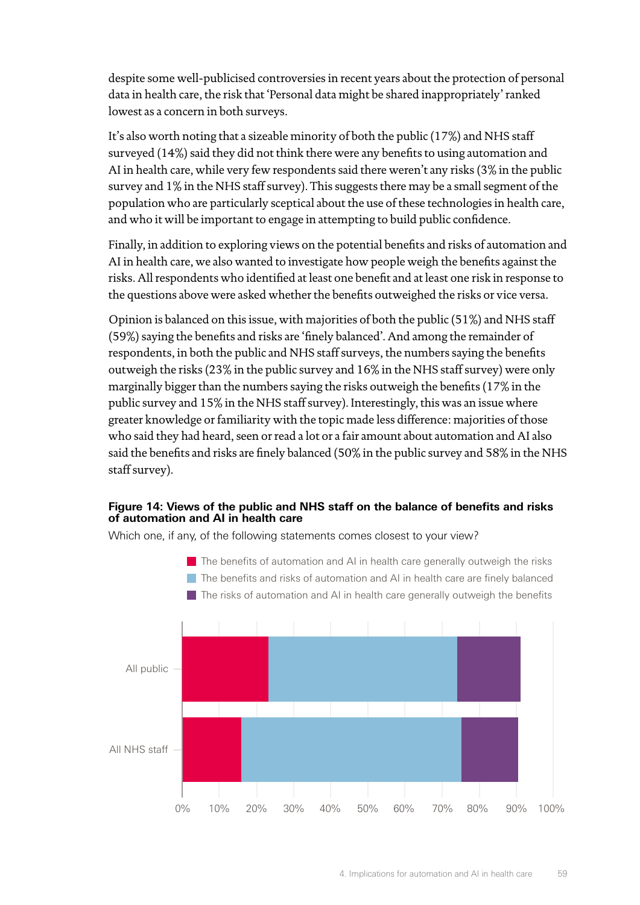despite some well-publicised controversies in recent years about the protection of personal data in health care, the risk that 'Personal data might be shared inappropriately' ranked lowest as a concern in both surveys.

It's also worth noting that a sizeable minority of both the public (17%) and NHS staff surveyed (14%) said they did not think there were any benefits to using automation and AI in health care, while very few respondents said there weren't any risks (3% in the public survey and 1% in the NHS staff survey). This suggests there may be a small segment of the population who are particularly sceptical about the use of these technologies in health care, and who it will be important to engage in attempting to build public confidence.

Finally, in addition to exploring views on the potential benefits and risks of automation and AI in health care, we also wanted to investigate how people weigh the benefits against the risks. All respondents who identified at least one benefit and at least one risk in response to the questions above were asked whether the benefits outweighed the risks or vice versa.

Opinion is balanced on this issue, with majorities of both the public (51%) and NHS staff (59%) saying the benefits and risks are 'finely balanced'. And among the remainder of respondents, in both the public and NHS staff surveys, the numbers saying the benefits outweigh the risks (23% in the public survey and 16% in the NHS staff survey) were only marginally bigger than the numbers saying the risks outweigh the benefits (17% in the public survey and 15% in the NHS staff survey). Interestingly, this was an issue where greater knowledge or familiarity with the topic made less difference: majorities of those who said they had heard, seen or read a lot or a fair amount about automation and AI also said the benefits and risks are finely balanced (50% in the public survey and 58% in the NHS staff survey).

**Figure 14: Views of the public and NHS staff on the balance of benefits and risks of automation and AI in health care**

Which one, if any, of the following statements comes closest to your view?

- The benefits of automation and AI in health care generally outweigh the risks
- The benefits and risks of automation and AI in health care are finely balanced
- The risks of automation and AI in health care generally outweigh the benefits

| | Benefits outweigh risks | Finely balanced | Risks outweigh benefits |
|---|---|---|---|
| All public | 23% | 51% | 17% |
| All NHS staff | 16% | 59% | 15% |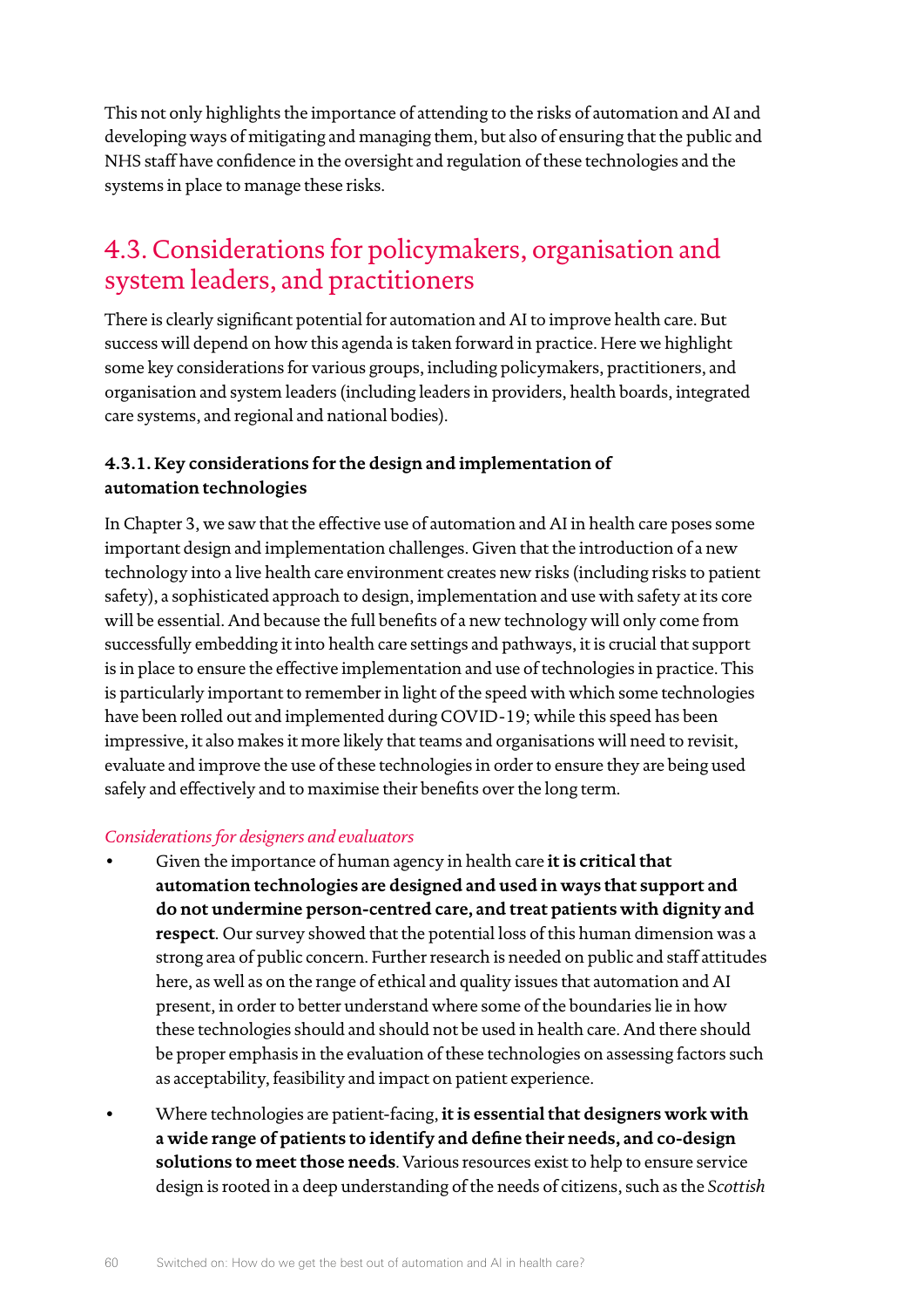This not only highlights the importance of attending to the risks of automation and AI and developing ways of mitigating and managing them, but also of ensuring that the public and NHS staff have confidence in the oversight and regulation of these technologies and the systems in place to manage these risks.

## 4.3. Considerations for policymakers, organisation and system leaders, and practitioners

There is clearly significant potential for automation and AI to improve health care. But success will depend on how this agenda is taken forward in practice. Here we highlight some key considerations for various groups, including policymakers, practitioners, and organisation and system leaders (including leaders in providers, health boards, integrated care systems, and regional and national bodies).

### 4.3.1. Key considerations for the design and implementation of automation technologies

In Chapter 3, we saw that the effective use of automation and AI in health care poses some important design and implementation challenges. Given that the introduction of a new technology into a live health care environment creates new risks (including risks to patient safety), a sophisticated approach to design, implementation and use with safety at its core will be essential. And because the full benefits of a new technology will only come from successfully embedding it into health care settings and pathways, it is crucial that support is in place to ensure the effective implementation and use of technologies in practice. This is particularly important to remember in light of the speed with which some technologies have been rolled out and implemented during COVID-19; while this speed has been impressive, it also makes it more likely that teams and organisations will need to revisit, evaluate and improve the use of these technologies in order to ensure they are being used safely and effectively and to maximise their benefits over the long term.

*Considerations for designers and evaluators*

- Given the importance of human agency in health care **it is critical that automation technologies are designed and used in ways that support and do not undermine person-centred care, and treat patients with dignity and respect**. Our survey showed that the potential loss of this human dimension was a strong area of public concern. Further research is needed on public and staff attitudes here, as well as on the range of ethical and quality issues that automation and AI present, in order to better understand where some of the boundaries lie in how these technologies should and should not be used in health care. And there should be proper emphasis in the evaluation of these technologies on assessing factors such as acceptability, feasibility and impact on patient experience.
- Where technologies are patient-facing, **it is essential that designers work with a wide range of patients to identify and define their needs, and co-design solutions to meet those needs**. Various resources exist to help to ensure service design is rooted in a deep understanding of the needs of citizens, such as the *Scottish*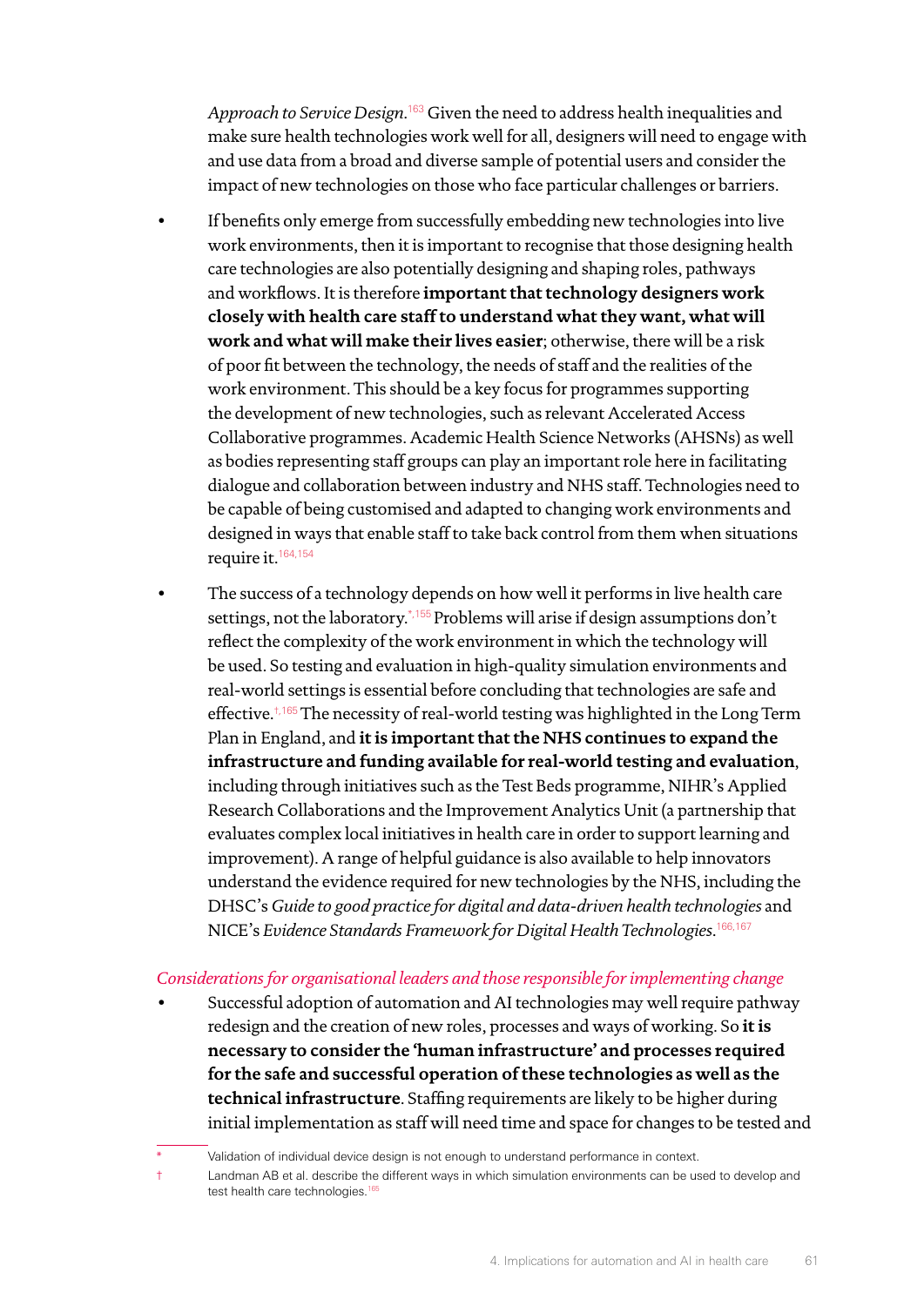*Approach to Service Design*.[163] Given the need to address health inequalities and make sure health technologies work well for all, designers will need to engage with and use data from a broad and diverse sample of potential users and consider the impact of new technologies on those who face particular challenges or barriers.

- If benefits only emerge from successfully embedding new technologies into live work environments, then it is important to recognise that those designing health care technologies are also potentially designing and shaping roles, pathways and workflows. It is therefore **important that technology designers work closely with health care staff to understand what they want, what will work and what will make their lives easier**; otherwise, there will be a risk of poor fit between the technology, the needs of staff and the realities of the work environment. This should be a key focus for programmes supporting the development of new technologies, such as relevant Accelerated Access Collaborative programmes. Academic Health Science Networks (AHSNs) as well as bodies representing staff groups can play an important role here in facilitating dialogue and collaboration between industry and NHS staff. Technologies need to be capable of being customised and adapted to changing work environments and designed in ways that enable staff to take back control from them when situations require it.[164,154]
- The success of a technology depends on how well it performs in live health care settings, not the laboratory.[*,155] Problems will arise if design assumptions don't reflect the complexity of the work environment in which the technology will be used. So testing and evaluation in high-quality simulation environments and real-world settings is essential before concluding that technologies are safe and effective.[†,165] The necessity of real-world testing was highlighted in the Long Term Plan in England, and **it is important that the NHS continues to expand the infrastructure and funding available for real-world testing and evaluation**, including through initiatives such as the Test Beds programme, NIHR's Applied Research Collaborations and the Improvement Analytics Unit (a partnership that evaluates complex local initiatives in health care in order to support learning and improvement). A range of helpful guidance is also available to help innovators understand the evidence required for new technologies by the NHS, including the DHSC's *Guide to good practice for digital and data-driven health technologies* and NICE's *Evidence Standards Framework for Digital Health Technologies*.[166,167]

*Considerations for organisational leaders and those responsible for implementing change*

- Successful adoption of automation and AI technologies may well require pathway redesign and the creation of new roles, processes and ways of working. So **it is necessary to consider the 'human infrastructure' and processes required for the safe and successful operation of these technologies as well as the technical infrastructure**. Staffing requirements are likely to be higher during initial implementation as staff will need time and space for changes to be tested and

---

\* Validation of individual device design is not enough to understand performance in context.

† Landman AB et al. describe the different ways in which simulation environments can be used to develop and test health care technologies.[165]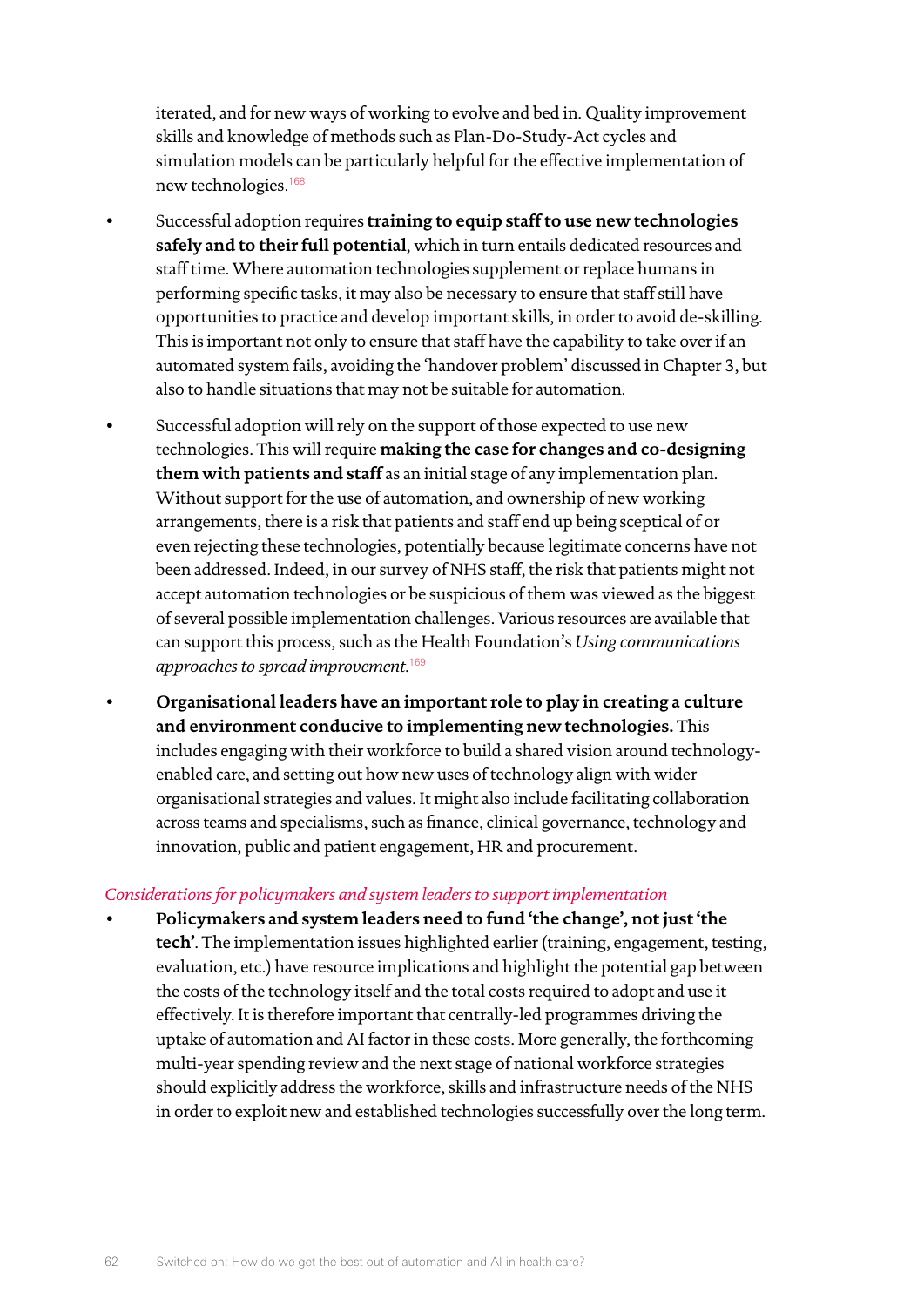iterated, and for new ways of working to evolve and bed in. Quality improvement skills and knowledge of methods such as Plan-Do-Study-Act cycles and simulation models can be particularly helpful for the effective implementation of new technologies.[168]

- Successful adoption requires **training to equip staff to use new technologies safely and to their full potential**, which in turn entails dedicated resources and staff time. Where automation technologies supplement or replace humans in performing specific tasks, it may also be necessary to ensure that staff still have opportunities to practice and develop important skills, in order to avoid de-skilling. This is important not only to ensure that staff have the capability to take over if an automated system fails, avoiding the 'handover problem' discussed in Chapter 3, but also to handle situations that may not be suitable for automation.

- Successful adoption will rely on the support of those expected to use new technologies. This will require **making the case for changes and co-designing them with patients and staff** as an initial stage of any implementation plan. Without support for the use of automation, and ownership of new working arrangements, there is a risk that patients and staff end up being sceptical of or even rejecting these technologies, potentially because legitimate concerns have not been addressed. Indeed, in our survey of NHS staff, the risk that patients might not accept automation technologies or be suspicious of them was viewed as the biggest of several possible implementation challenges. Various resources are available that can support this process, such as the Health Foundation's *Using communications approaches to spread improvement*.[169]

- **Organisational leaders have an important role to play in creating a culture and environment conducive to implementing new technologies.** This includes engaging with their workforce to build a shared vision around technology-enabled care, and setting out how new uses of technology align with wider organisational strategies and values. It might also include facilitating collaboration across teams and specialisms, such as finance, clinical governance, technology and innovation, public and patient engagement, HR and procurement.

*Considerations for policymakers and system leaders to support implementation*

- **Policymakers and system leaders need to fund 'the change', not just 'the tech'**. The implementation issues highlighted earlier (training, engagement, testing, evaluation, etc.) have resource implications and highlight the potential gap between the costs of the technology itself and the total costs required to adopt and use it effectively. It is therefore important that centrally-led programmes driving the uptake of automation and AI factor in these costs. More generally, the forthcoming multi-year spending review and the next stage of national workforce strategies should explicitly address the workforce, skills and infrastructure needs of the NHS in order to exploit new and established technologies successfully over the long term.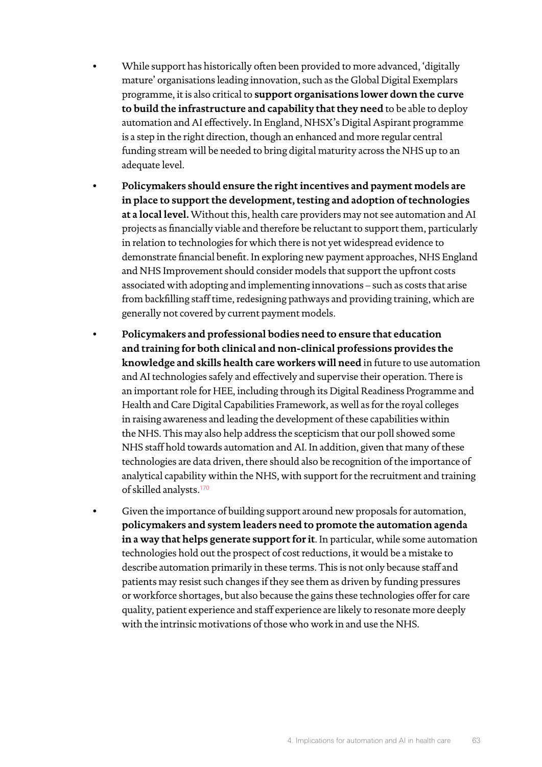- While support has historically often been provided to more advanced, 'digitally mature' organisations leading innovation, such as the Global Digital Exemplars programme, it is also critical to **support organisations lower down the curve to build the infrastructure and capability that they need** to be able to deploy automation and AI effectively**.** In England, NHSX's Digital Aspirant programme is a step in the right direction, though an enhanced and more regular central funding stream will be needed to bring digital maturity across the NHS up to an adequate level.

- **Policymakers should ensure the right incentives and payment models are in place to support the development, testing and adoption of technologies at a local level.** Without this, health care providers may not see automation and AI projects as financially viable and therefore be reluctant to support them, particularly in relation to technologies for which there is not yet widespread evidence to demonstrate financial benefit. In exploring new payment approaches, NHS England and NHS Improvement should consider models that support the upfront costs associated with adopting and implementing innovations – such as costs that arise from backfilling staff time, redesigning pathways and providing training, which are generally not covered by current payment models.

- **Policymakers and professional bodies need to ensure that education and training for both clinical and non-clinical professions provides the knowledge and skills health care workers will need** in future to use automation and AI technologies safely and effectively and supervise their operation. There is an important role for HEE, including through its Digital Readiness Programme and Health and Care Digital Capabilities Framework, as well as for the royal colleges in raising awareness and leading the development of these capabilities within the NHS. This may also help address the scepticism that our poll showed some NHS staff hold towards automation and AI. In addition, given that many of these technologies are data driven, there should also be recognition of the importance of analytical capability within the NHS, with support for the recruitment and training of skilled analysts.[170]

- Given the importance of building support around new proposals for automation, **policymakers and system leaders need to promote the automation agenda in a way that helps generate support for it**. In particular, while some automation technologies hold out the prospect of cost reductions, it would be a mistake to describe automation primarily in these terms. This is not only because staff and patients may resist such changes if they see them as driven by funding pressures or workforce shortages, but also because the gains these technologies offer for care quality, patient experience and staff experience are likely to resonate more deeply with the intrinsic motivations of those who work in and use the NHS.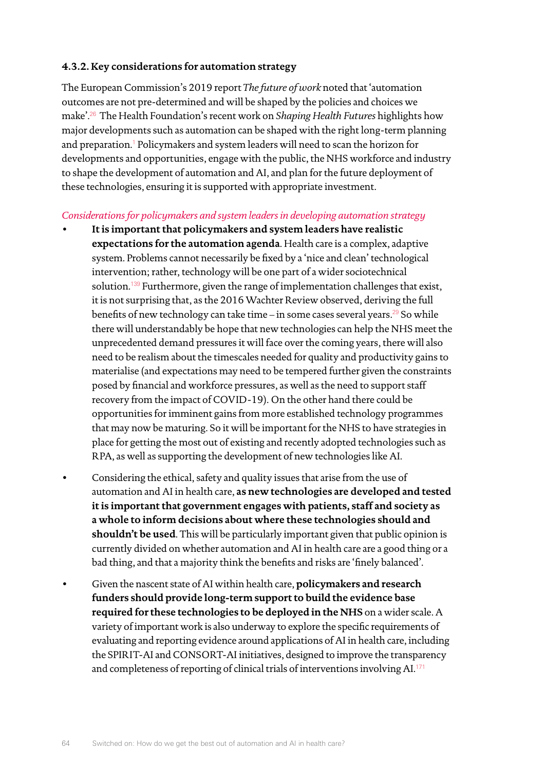### 4.3.2. Key considerations for automation strategy

The European Commission's 2019 report *The future of work* noted that 'automation outcomes are not pre-determined and will be shaped by the policies and choices we make'.[26] The Health Foundation's recent work on *Shaping Health Futures* highlights how major developments such as automation can be shaped with the right long-term planning and preparation.[1] Policymakers and system leaders will need to scan the horizon for developments and opportunities, engage with the public, the NHS workforce and industry to shape the development of automation and AI, and plan for the future deployment of these technologies, ensuring it is supported with appropriate investment.

*Considerations for policymakers and system leaders in developing automation strategy*

- **It is important that policymakers and system leaders have realistic expectations for the automation agenda**. Health care is a complex, adaptive system. Problems cannot necessarily be fixed by a 'nice and clean' technological intervention; rather, technology will be one part of a wider sociotechnical solution.[139] Furthermore, given the range of implementation challenges that exist, it is not surprising that, as the 2016 Wachter Review observed, deriving the full benefits of new technology can take time – in some cases several years.[29] So while there will understandably be hope that new technologies can help the NHS meet the unprecedented demand pressures it will face over the coming years, there will also need to be realism about the timescales needed for quality and productivity gains to materialise (and expectations may need to be tempered further given the constraints posed by financial and workforce pressures, as well as the need to support staff recovery from the impact of COVID-19). On the other hand there could be opportunities for imminent gains from more established technology programmes that may now be maturing. So it will be important for the NHS to have strategies in place for getting the most out of existing and recently adopted technologies such as RPA, as well as supporting the development of new technologies like AI.
- Considering the ethical, safety and quality issues that arise from the use of automation and AI in health care, **as new technologies are developed and tested it is important that government engages with patients, staff and society as a whole to inform decisions about where these technologies should and shouldn't be used**. This will be particularly important given that public opinion is currently divided on whether automation and AI in health care are a good thing or a bad thing, and that a majority think the benefits and risks are 'finely balanced'.
- Given the nascent state of AI within health care, **policymakers and research funders should provide long-term support to build the evidence base required for these technologies to be deployed in the NHS** on a wider scale. A variety of important work is also underway to explore the specific requirements of evaluating and reporting evidence around applications of AI in health care, including the SPIRIT-AI and CONSORT-AI initiatives, designed to improve the transparency and completeness of reporting of clinical trials of interventions involving AI.[171]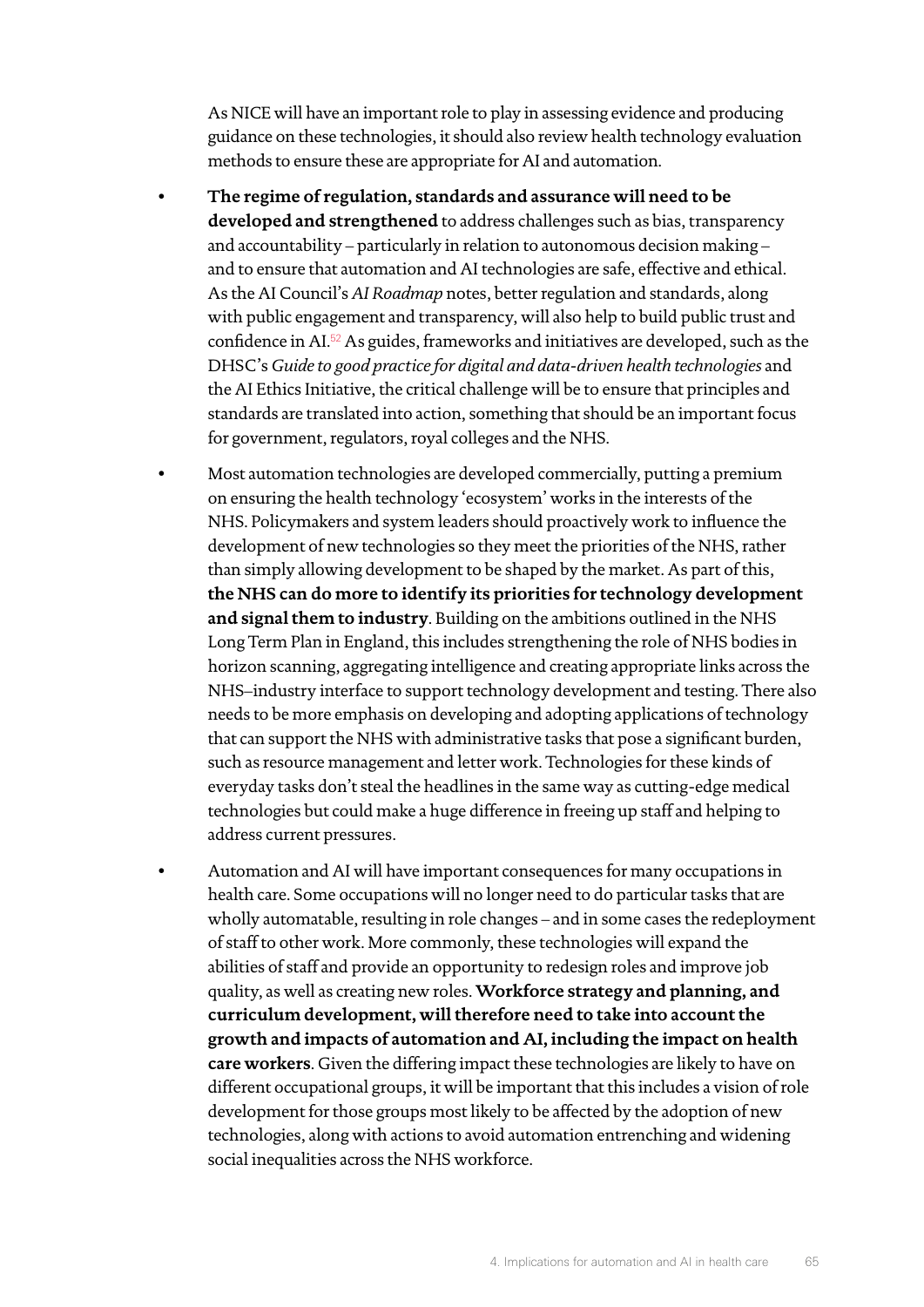As NICE will have an important role to play in assessing evidence and producing guidance on these technologies, it should also review health technology evaluation methods to ensure these are appropriate for AI and automation.

- **The regime of regulation, standards and assurance will need to be developed and strengthened** to address challenges such as bias, transparency and accountability – particularly in relation to autonomous decision making – and to ensure that automation and AI technologies are safe, effective and ethical. As the AI Council's *AI Roadmap* notes, better regulation and standards, along with public engagement and transparency, will also help to build public trust and confidence in AI.[52] As guides, frameworks and initiatives are developed, such as the DHSC's *Guide to good practice for digital and data-driven health technologies* and the AI Ethics Initiative, the critical challenge will be to ensure that principles and standards are translated into action, something that should be an important focus for government, regulators, royal colleges and the NHS.
- Most automation technologies are developed commercially, putting a premium on ensuring the health technology 'ecosystem' works in the interests of the NHS. Policymakers and system leaders should proactively work to influence the development of new technologies so they meet the priorities of the NHS, rather than simply allowing development to be shaped by the market. As part of this, **the NHS can do more to identify its priorities for technology development and signal them to industry**. Building on the ambitions outlined in the NHS Long Term Plan in England, this includes strengthening the role of NHS bodies in horizon scanning, aggregating intelligence and creating appropriate links across the NHS–industry interface to support technology development and testing. There also needs to be more emphasis on developing and adopting applications of technology that can support the NHS with administrative tasks that pose a significant burden, such as resource management and letter work. Technologies for these kinds of everyday tasks don't steal the headlines in the same way as cutting-edge medical technologies but could make a huge difference in freeing up staff and helping to address current pressures.
- Automation and AI will have important consequences for many occupations in health care. Some occupations will no longer need to do particular tasks that are wholly automatable, resulting in role changes – and in some cases the redeployment of staff to other work. More commonly, these technologies will expand the abilities of staff and provide an opportunity to redesign roles and improve job quality, as well as creating new roles. **Workforce strategy and planning, and curriculum development, will therefore need to take into account the growth and impacts of automation and AI, including the impact on health care workers**. Given the differing impact these technologies are likely to have on different occupational groups, it will be important that this includes a vision of role development for those groups most likely to be affected by the adoption of new technologies, along with actions to avoid automation entrenching and widening social inequalities across the NHS workforce.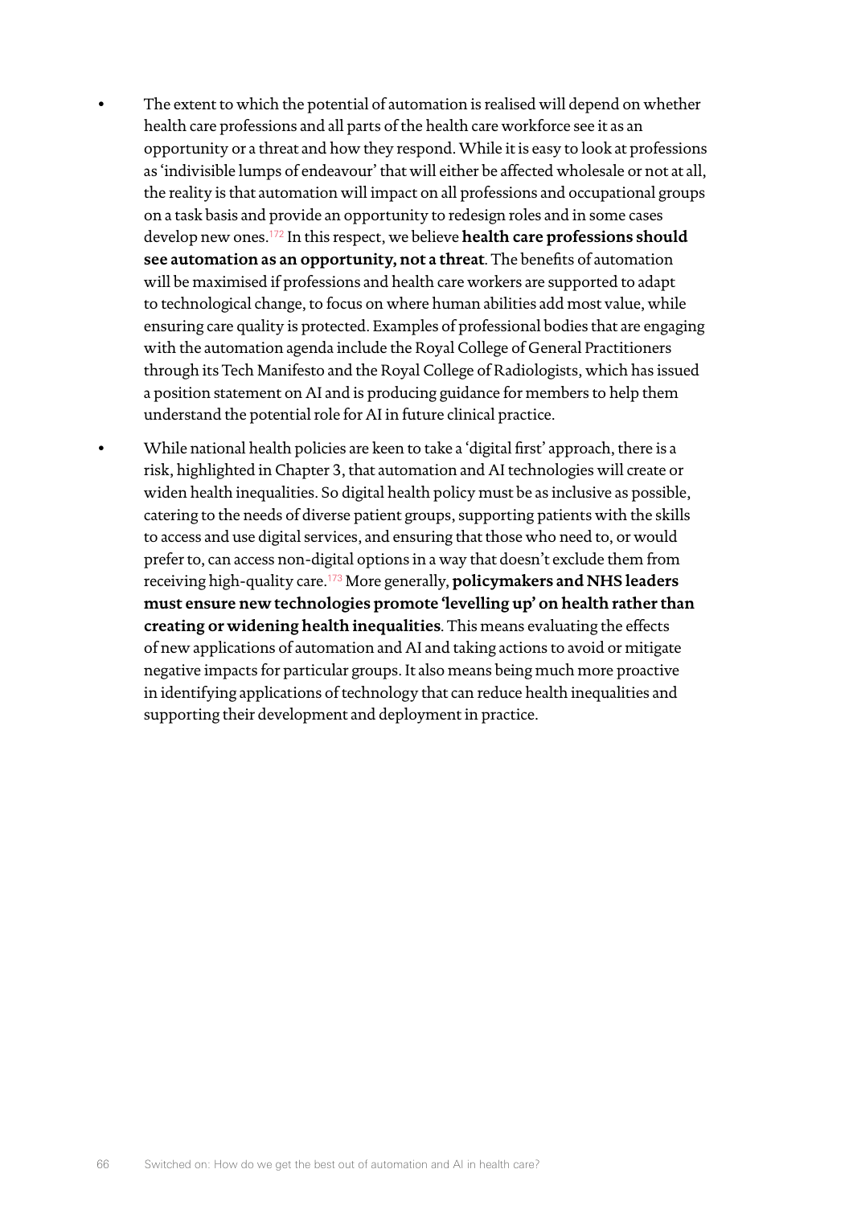- The extent to which the potential of automation is realised will depend on whether health care professions and all parts of the health care workforce see it as an opportunity or a threat and how they respond. While it is easy to look at professions as 'indivisible lumps of endeavour' that will either be affected wholesale or not at all, the reality is that automation will impact on all professions and occupational groups on a task basis and provide an opportunity to redesign roles and in some cases develop new ones.[172] In this respect, we believe **health care professions should see automation as an opportunity, not a threat**. The benefits of automation will be maximised if professions and health care workers are supported to adapt to technological change, to focus on where human abilities add most value, while ensuring care quality is protected. Examples of professional bodies that are engaging with the automation agenda include the Royal College of General Practitioners through its Tech Manifesto and the Royal College of Radiologists, which has issued a position statement on AI and is producing guidance for members to help them understand the potential role for AI in future clinical practice.

- While national health policies are keen to take a 'digital first' approach, there is a risk, highlighted in Chapter 3, that automation and AI technologies will create or widen health inequalities. So digital health policy must be as inclusive as possible, catering to the needs of diverse patient groups, supporting patients with the skills to access and use digital services, and ensuring that those who need to, or would prefer to, can access non-digital options in a way that doesn't exclude them from receiving high-quality care.[173] More generally, **policymakers and NHS leaders must ensure new technologies promote 'levelling up' on health rather than creating or widening health inequalities**. This means evaluating the effects of new applications of automation and AI and taking actions to avoid or mitigate negative impacts for particular groups. It also means being much more proactive in identifying applications of technology that can reduce health inequalities and supporting their development and deployment in practice.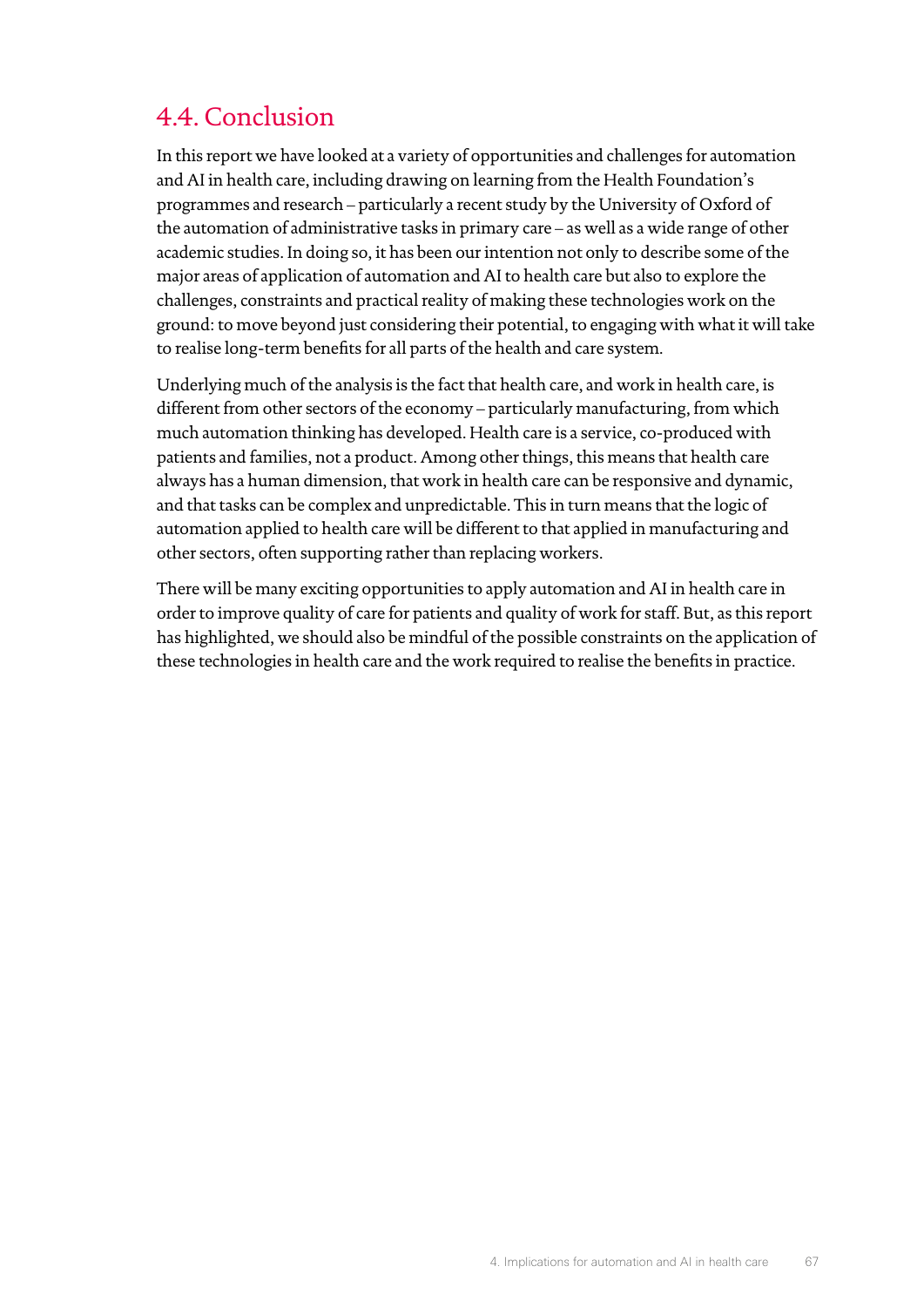## 4.4. Conclusion

In this report we have looked at a variety of opportunities and challenges for automation and AI in health care, including drawing on learning from the Health Foundation's programmes and research – particularly a recent study by the University of Oxford of the automation of administrative tasks in primary care – as well as a wide range of other academic studies. In doing so, it has been our intention not only to describe some of the major areas of application of automation and AI to health care but also to explore the challenges, constraints and practical reality of making these technologies work on the ground: to move beyond just considering their potential, to engaging with what it will take to realise long-term benefits for all parts of the health and care system.

Underlying much of the analysis is the fact that health care, and work in health care, is different from other sectors of the economy – particularly manufacturing, from which much automation thinking has developed. Health care is a service, co-produced with patients and families, not a product. Among other things, this means that health care always has a human dimension, that work in health care can be responsive and dynamic, and that tasks can be complex and unpredictable. This in turn means that the logic of automation applied to health care will be different to that applied in manufacturing and other sectors, often supporting rather than replacing workers.

There will be many exciting opportunities to apply automation and AI in health care in order to improve quality of care for patients and quality of work for staff. But, as this report has highlighted, we should also be mindful of the possible constraints on the application of these technologies in health care and the work required to realise the benefits in practice.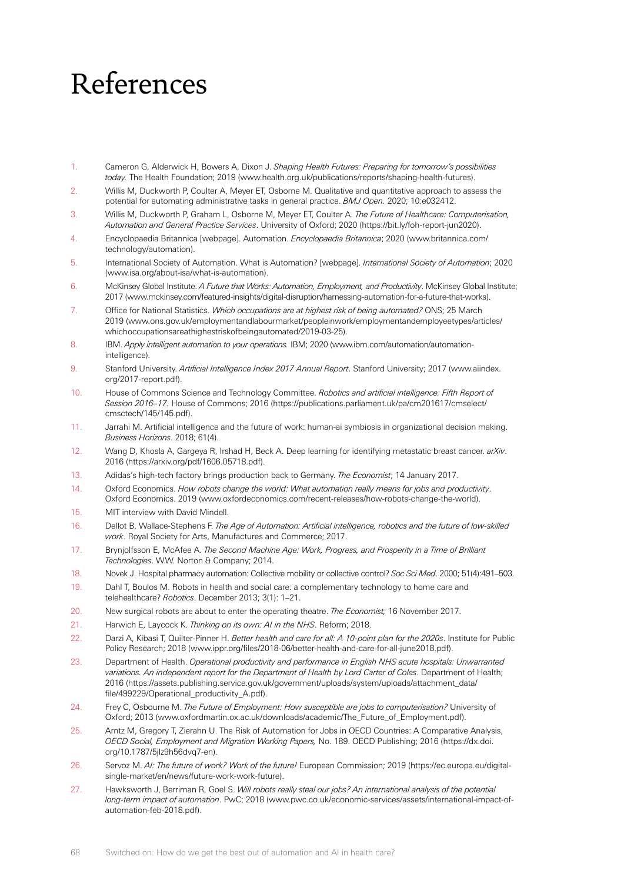# References

1. Cameron G, Alderwick H, Bowers A, Dixon J. *Shaping Health Futures: Preparing for tomorrow's possibilities today.* The Health Foundation; 2019 (www.health.org.uk/publications/reports/shaping-health-futures).
2. Willis M, Duckworth P, Coulter A, Meyer ET, Osborne M. Qualitative and quantitative approach to assess the potential for automating administrative tasks in general practice. *BMJ Open.* 2020; 10:e032412.
3. Willis M, Duckworth P, Graham L, Osborne M, Meyer ET, Coulter A. *The Future of Healthcare: Computerisation, Automation and General Practice Services*. University of Oxford; 2020 (https://bit.ly/foh-report-jun2020).
4. Encyclopaedia Britannica [webpage]. Automation. *Encyclopaedia Britannica*; 2020 (www.britannica.com/technology/automation).
5. International Society of Automation. What is Automation? [webpage]. *International Society of Automation*; 2020 (www.isa.org/about-isa/what-is-automation).
6. McKinsey Global Institute. *A Future that Works: Automation, Employment, and Productivity*. McKinsey Global Institute; 2017 (www.mckinsey.com/featured-insights/digital-disruption/harnessing-automation-for-a-future-that-works).
7. Office for National Statistics. *Which occupations are at highest risk of being automated?* ONS; 25 March 2019 (www.ons.gov.uk/employmentandlabourmarket/peopleinwork/employmentandemployeetypes/articles/whichoccupationsareathighestriskofbeingautomated/2019-03-25).
8. IBM. *Apply intelligent automation to your operations.* IBM; 2020 (www.ibm.com/automation/automation-intelligence).
9. Stanford University. *Artificial Intelligence Index 2017 Annual Report*. Stanford University; 2017 (www.aiindex.org/2017-report.pdf).
10. House of Commons Science and Technology Committee. *Robotics and artificial intelligence: Fifth Report of Session 2016–17.* House of Commons; 2016 (https://publications.parliament.uk/pa/cm201617/cmselect/cmsctech/145/145.pdf).
11. Jarrahi M. Artificial intelligence and the future of work: human-ai symbiosis in organizational decision making. *Business Horizons*. 2018; 61(4).
12. Wang D, Khosla A, Gargeya R, Irshad H, Beck A. Deep learning for identifying metastatic breast cancer. *arXiv*. 2016 (https://arxiv.org/pdf/1606.05718.pdf).
13. Adidas's high-tech factory brings production back to Germany. *The Economist*; 14 January 2017.
14. Oxford Economics. *How robots change the world: What automation really means for jobs and productivity*. Oxford Economics. 2019 (www.oxfordeconomics.com/recent-releases/how-robots-change-the-world).
15. MIT interview with David Mindell.
16. Dellot B, Wallace-Stephens F. *The Age of Automation: Artificial intelligence, robotics and the future of low-skilled work*. Royal Society for Arts, Manufactures and Commerce; 2017.
17. Brynjolfsson E, McAfee A. *The Second Machine Age: Work, Progress, and Prosperity in a Time of Brilliant Technologies*. W.W. Norton & Company; 2014.
18. Novek J. Hospital pharmacy automation: Collective mobility or collective control? *Soc Sci Med*. 2000; 51(4):491–503.
19. Dahl T, Boulos M. Robots in health and social care: a complementary technology to home care and telehealthcare? *Robotics*. December 2013; 3(1): 1–21.
20. New surgical robots are about to enter the operating theatre. *The Economist;* 16 November 2017.
21. Harwich E, Laycock K. *Thinking on its own: AI in the NHS*. Reform; 2018.
22. Darzi A, Kibasi T, Quilter-Pinner H. *Better health and care for all: A 10-point plan for the 2020s*. Institute for Public Policy Research; 2018 (www.ippr.org/files/2018-06/better-health-and-care-for-all-june2018.pdf).
23. Department of Health. *Operational productivity and performance in English NHS acute hospitals: Unwarranted variations. An independent report for the Department of Health by Lord Carter of Coles*. Department of Health; 2016 (https://assets.publishing.service.gov.uk/government/uploads/system/uploads/attachment_data/file/499229/Operational_productivity_A.pdf).
24. Frey C, Osbourne M. *The Future of Employment: How susceptible are jobs to computerisation?* University of Oxford; 2013 (www.oxfordmartin.ox.ac.uk/downloads/academic/The_Future_of_Employment.pdf).
25. Arntz M, Gregory T, Zierahn U. The Risk of Automation for Jobs in OECD Countries: A Comparative Analysis, *OECD Social, Employment and Migration Working Papers,* No. 189. OECD Publishing; 2016 (https://dx.doi.org/10.1787/5jlz9h56dvq7-en).
26. Servoz M. *AI: The future of work? Work of the future!* European Commission; 2019 (https://ec.europa.eu/digital-single-market/en/news/future-work-work-future).
27. Hawksworth J, Berriman R, Goel S. *Will robots really steal our jobs? An international analysis of the potential long-term impact of automation*. PwC; 2018 (www.pwc.co.uk/economic-services/assets/international-impact-of-automation-feb-2018.pdf).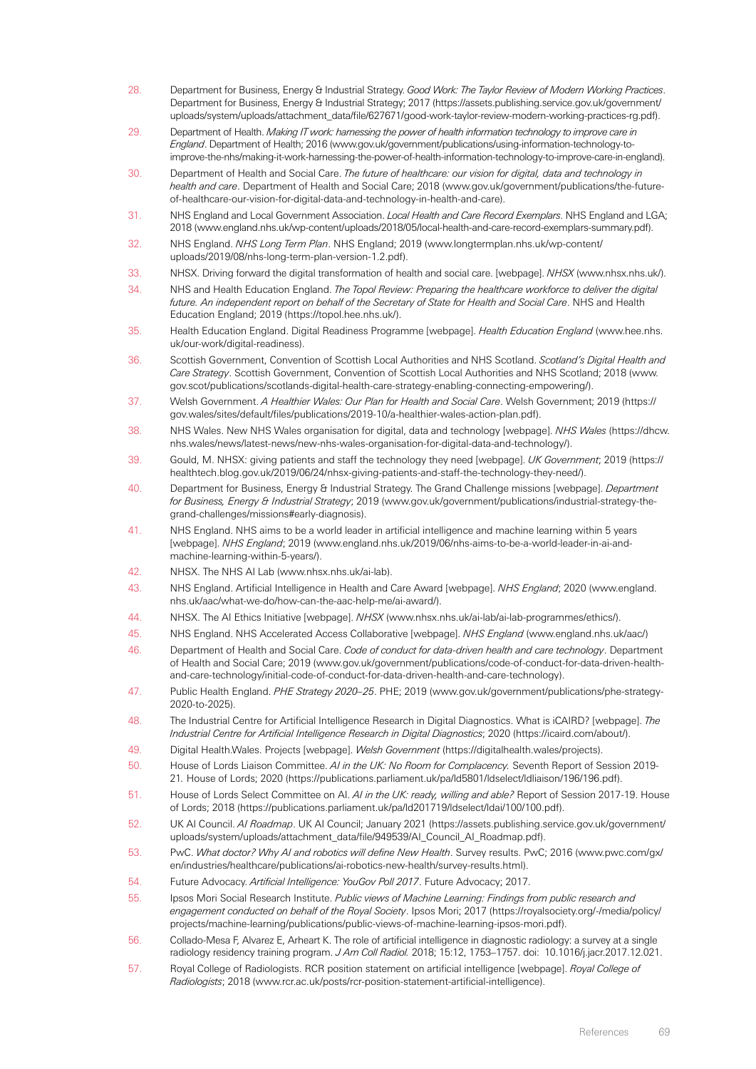28. Department for Business, Energy & Industrial Strategy. *Good Work: The Taylor Review of Modern Working Practices*. Department for Business, Energy & Industrial Strategy; 2017 (https://assets.publishing.service.gov.uk/government/uploads/system/uploads/attachment_data/file/627671/good-work-taylor-review-modern-working-practices-rg.pdf).
29. Department of Health. *Making IT work: harnessing the power of health information technology to improve care in England*. Department of Health; 2016 (www.gov.uk/government/publications/using-information-technology-to-improve-the-nhs/making-it-work-harnessing-the-power-of-health-information-technology-to-improve-care-in-england).
30. Department of Health and Social Care. *The future of healthcare: our vision for digital, data and technology in health and care*. Department of Health and Social Care; 2018 (www.gov.uk/government/publications/the-future-of-healthcare-our-vision-for-digital-data-and-technology-in-health-and-care).
31. NHS England and Local Government Association. *Local Health and Care Record Exemplars*. NHS England and LGA; 2018 (www.england.nhs.uk/wp-content/uploads/2018/05/local-health-and-care-record-exemplars-summary.pdf).
32. NHS England. *NHS Long Term Plan*. NHS England; 2019 (www.longtermplan.nhs.uk/wp-content/uploads/2019/08/nhs-long-term-plan-version-1.2.pdf).
33. NHSX. Driving forward the digital transformation of health and social care. [webpage]. *NHSX* (www.nhsx.nhs.uk/).
34. NHS and Health Education England. *The Topol Review: Preparing the healthcare workforce to deliver the digital future. An independent report on behalf of the Secretary of State for Health and Social Care*. NHS and Health Education England; 2019 (https://topol.hee.nhs.uk/).
35. Health Education England. Digital Readiness Programme [webpage]. *Health Education England* (www.hee.nhs.uk/our-work/digital-readiness).
36. Scottish Government, Convention of Scottish Local Authorities and NHS Scotland. *Scotland's Digital Health and Care Strategy*. Scottish Government, Convention of Scottish Local Authorities and NHS Scotland; 2018 (www.gov.scot/publications/scotlands-digital-health-care-strategy-enabling-connecting-empowering/).
37. Welsh Government. *A Healthier Wales: Our Plan for Health and Social Care*. Welsh Government; 2019 (https://gov.wales/sites/default/files/publications/2019-10/a-healthier-wales-action-plan.pdf).
38. NHS Wales. New NHS Wales organisation for digital, data and technology [webpage]. *NHS Wales* (https://dhcw.nhs.wales/news/latest-news/new-nhs-wales-organisation-for-digital-data-and-technology/).
39. Gould, M. NHSX: giving patients and staff the technology they need [webpage]. *UK Government*; 2019 (https://healthtech.blog.gov.uk/2019/06/24/nhsx-giving-patients-and-staff-the-technology-they-need/).
40. Department for Business, Energy & Industrial Strategy. The Grand Challenge missions [webpage]. *Department for Business, Energy & Industrial Strategy*; 2019 (www.gov.uk/government/publications/industrial-strategy-the-grand-challenges/missions#early-diagnosis).
41. NHS England. NHS aims to be a world leader in artificial intelligence and machine learning within 5 years [webpage]. *NHS England*; 2019 (www.england.nhs.uk/2019/06/nhs-aims-to-be-a-world-leader-in-ai-and-machine-learning-within-5-years/).
42. NHSX. The NHS AI Lab (www.nhsx.nhs.uk/ai-lab).
43. NHS England. Artificial Intelligence in Health and Care Award [webpage]. *NHS England*; 2020 (www.england.nhs.uk/aac/what-we-do/how-can-the-aac-help-me/ai-award/).
44. NHSX. The AI Ethics Initiative [webpage]. *NHSX* (www.nhsx.nhs.uk/ai-lab/ai-lab-programmes/ethics/).
45. NHS England. NHS Accelerated Access Collaborative [webpage]. *NHS England* (www.england.nhs.uk/aac/)
46. Department of Health and Social Care. *Code of conduct for data-driven health and care technology*. Department of Health and Social Care; 2019 (www.gov.uk/government/publications/code-of-conduct-for-data-driven-health-and-care-technology/initial-code-of-conduct-for-data-driven-health-and-care-technology).
47. Public Health England. *PHE Strategy 2020–25*. PHE; 2019 (www.gov.uk/government/publications/phe-strategy-2020-to-2025).
48. The Industrial Centre for Artificial Intelligence Research in Digital Diagnostics. What is iCAIRD? [webpage]. *The Industrial Centre for Artificial Intelligence Research in Digital Diagnostics*; 2020 (https://icaird.com/about/).
49. Digital Health.Wales. Projects [webpage]. *Welsh Government* (https://digitalhealth.wales/projects).
50. House of Lords Liaison Committee. *AI in the UK: No Room for Complacency.* Seventh Report of Session 2019-21. House of Lords; 2020 (https://publications.parliament.uk/pa/ld5801/ldselect/ldliaison/196/196.pdf).
51. House of Lords Select Committee on AI. *AI in the UK: ready, willing and able?* Report of Session 2017-19. House of Lords; 2018 (https://publications.parliament.uk/pa/ld201719/ldselect/ldai/100/100.pdf).
52. UK AI Council. *AI Roadmap*. UK AI Council; January 2021 (https://assets.publishing.service.gov.uk/government/uploads/system/uploads/attachment_data/file/949539/AI_Council_AI_Roadmap.pdf).
53. PwC. *What doctor? Why AI and robotics will define New Health*. Survey results. PwC; 2016 (www.pwc.com/gx/en/industries/healthcare/publications/ai-robotics-new-health/survey-results.html).
54. Future Advocacy. *Artificial Intelligence: YouGov Poll 2017*. Future Advocacy; 2017.
55. Ipsos Mori Social Research Institute. *Public views of Machine Learning: Findings from public research and engagement conducted on behalf of the Royal Society*. Ipsos Mori; 2017 (https://royalsociety.org/-/media/policy/projects/machine-learning/publications/public-views-of-machine-learning-ipsos-mori.pdf).
56. Collado-Mesa F, Alvarez E, Arheart K. The role of artificial intelligence in diagnostic radiology: a survey at a single radiology residency training program. *J Am Coll Radiol.* 2018; 15:12, 1753–1757. doi: 10.1016/j.jacr.2017.12.021.
57. Royal College of Radiologists. RCR position statement on artificial intelligence [webpage]. *Royal College of Radiologists*; 2018 (www.rcr.ac.uk/posts/rcr-position-statement-artificial-intelligence).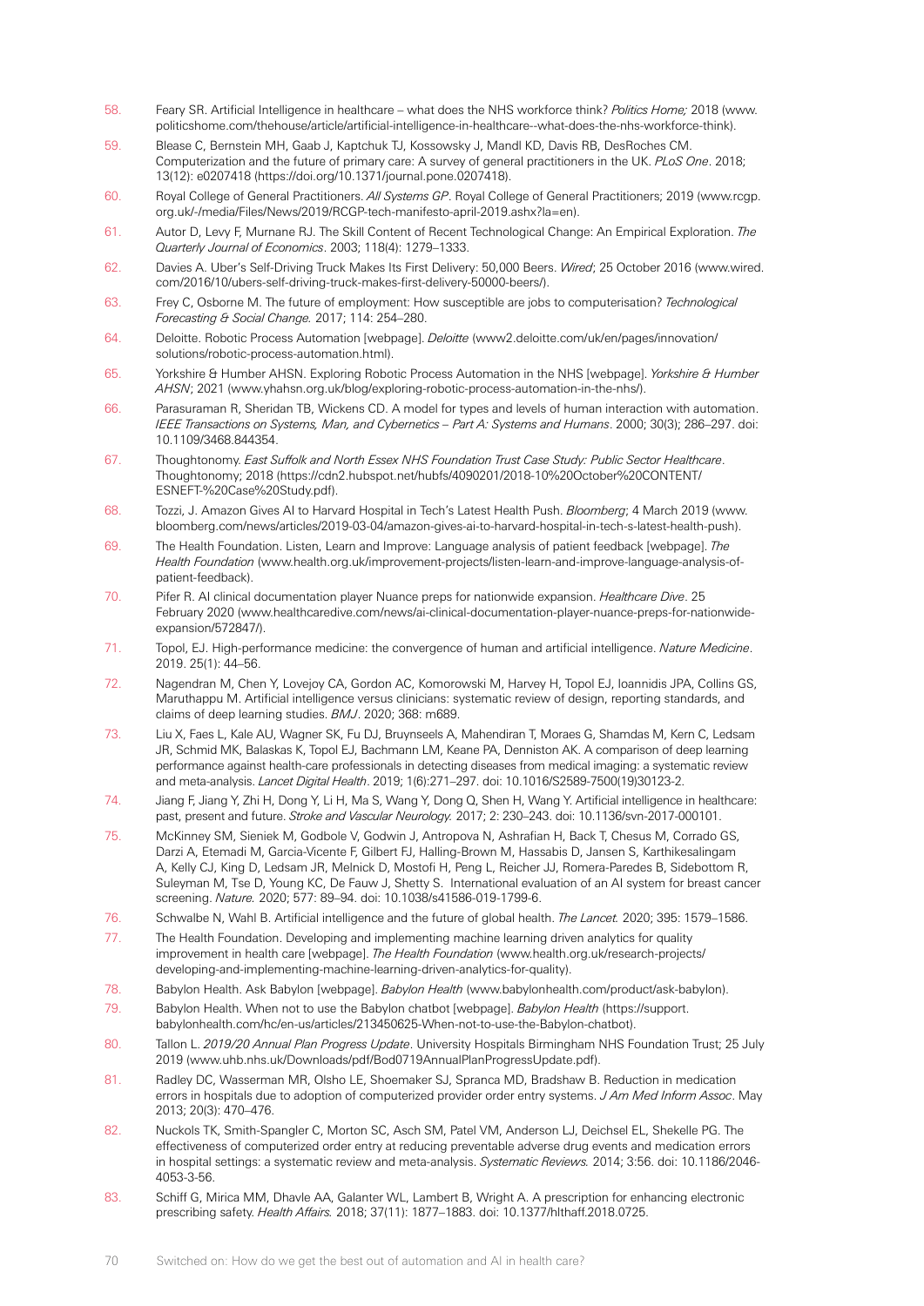58. Feary SR. Artificial Intelligence in healthcare – what does the NHS workforce think? *Politics Home;* 2018 (www.politicshome.com/thehouse/article/artificial-intelligence-in-healthcare--what-does-the-nhs-workforce-think).

59. Blease C, Bernstein MH, Gaab J, Kaptchuk TJ, Kossowsky J, Mandl KD, Davis RB, DesRoches CM. Computerization and the future of primary care: A survey of general practitioners in the UK. *PLoS One*. 2018; 13(12): e0207418 (https://doi.org/10.1371/journal.pone.0207418).

60. Royal College of General Practitioners. *All Systems GP*. Royal College of General Practitioners; 2019 (www.rcgp.org.uk/-/media/Files/News/2019/RCGP-tech-manifesto-april-2019.ashx?la=en).

61. Autor D, Levy F, Murnane RJ. The Skill Content of Recent Technological Change: An Empirical Exploration. *The Quarterly Journal of Economics*. 2003; 118(4): 1279–1333.

62. Davies A. Uber's Self-Driving Truck Makes Its First Delivery: 50,000 Beers. *Wired*; 25 October 2016 (www.wired.com/2016/10/ubers-self-driving-truck-makes-first-delivery-50000-beers/).

63. Frey C, Osborne M. The future of employment: How susceptible are jobs to computerisation? *Technological Forecasting & Social Change.* 2017; 114: 254–280.

64. Deloitte. Robotic Process Automation [webpage]. *Deloitte* (www2.deloitte.com/uk/en/pages/innovation/solutions/robotic-process-automation.html).

65. Yorkshire & Humber AHSN. Exploring Robotic Process Automation in the NHS [webpage]. *Yorkshire & Humber AHSN*; 2021 (www.yhahsn.org.uk/blog/exploring-robotic-process-automation-in-the-nhs/).

66. Parasuraman R, Sheridan TB, Wickens CD. A model for types and levels of human interaction with automation. *IEEE Transactions on Systems, Man, and Cybernetics – Part A: Systems and Humans*. 2000; 30(3); 286–297. doi: 10.1109/3468.844354.

67. Thoughtonomy. *East Suffolk and North Essex NHS Foundation Trust Case Study: Public Sector Healthcare*. Thoughtonomy; 2018 (https://cdn2.hubspot.net/hubfs/4090201/2018-10%20October%20CONTENT/ESNEFT-%20Case%20Study.pdf).

68. Tozzi, J. Amazon Gives AI to Harvard Hospital in Tech's Latest Health Push. *Bloomberg*; 4 March 2019 (www.bloomberg.com/news/articles/2019-03-04/amazon-gives-ai-to-harvard-hospital-in-tech-s-latest-health-push).

69. The Health Foundation. Listen, Learn and Improve: Language analysis of patient feedback [webpage]. *The Health Foundation* (www.health.org.uk/improvement-projects/listen-learn-and-improve-language-analysis-of-patient-feedback).

70. Pifer R. AI clinical documentation player Nuance preps for nationwide expansion. *Healthcare Dive*. 25 February 2020 (www.healthcaredive.com/news/ai-clinical-documentation-player-nuance-preps-for-nationwide-expansion/572847/).

71. Topol, EJ. High-performance medicine: the convergence of human and artificial intelligence. *Nature Medicine*. 2019. 25(1): 44–56.

72. Nagendran M, Chen Y, Lovejoy CA, Gordon AC, Komorowski M, Harvey H, Topol EJ, Ioannidis JPA, Collins GS, Maruthappu M. Artificial intelligence versus clinicians: systematic review of design, reporting standards, and claims of deep learning studies. *BMJ*. 2020; 368: m689.

73. Liu X, Faes L, Kale AU, Wagner SK, Fu DJ, Bruynseels A, Mahendiran T, Moraes G, Shamdas M, Kern C, Ledsam JR, Schmid MK, Balaskas K, Topol EJ, Bachmann LM, Keane PA, Denniston AK. A comparison of deep learning performance against health-care professionals in detecting diseases from medical imaging: a systematic review and meta-analysis. *Lancet Digital Health*. 2019; 1(6):271–297. doi: 10.1016/S2589-7500(19)30123-2.

74. Jiang F, Jiang Y, Zhi H, Dong Y, Li H, Ma S, Wang Y, Dong Q, Shen H, Wang Y. Artificial intelligence in healthcare: past, present and future. *Stroke and Vascular Neurology.* 2017; 2: 230–243. doi: 10.1136/svn-2017-000101.

75. McKinney SM, Sieniek M, Godbole V, Godwin J, Antropova N, Ashrafian H, Back T, Chesus M, Corrado GS, Darzi A, Etemadi M, Garcia-Vicente F, Gilbert FJ, Halling-Brown M, Hassabis D, Jansen S, Karthikesalingam A, Kelly CJ, King D, Ledsam JR, Melnick D, Mostofi H, Peng L, Reicher JJ, Romera-Paredes B, Sidebottom R, Suleyman M, Tse D, Young KC, De Fauw J, Shetty S. International evaluation of an AI system for breast cancer screening. *Nature.* 2020; 577: 89–94. doi: 10.1038/s41586-019-1799-6.

76. Schwalbe N, Wahl B. Artificial intelligence and the future of global health. *The Lancet.* 2020; 395: 1579–1586.

77. The Health Foundation. Developing and implementing machine learning driven analytics for quality improvement in health care [webpage]. *The Health Foundation* (www.health.org.uk/research-projects/developing-and-implementing-machine-learning-driven-analytics-for-quality).

78. Babylon Health. Ask Babylon [webpage]. *Babylon Health* (www.babylonhealth.com/product/ask-babylon).

79. Babylon Health. When not to use the Babylon chatbot [webpage]. *Babylon Health* (https://support.babylonhealth.com/hc/en-us/articles/213450625-When-not-to-use-the-Babylon-chatbot).

80. Tallon L. *2019/20 Annual Plan Progress Update*. University Hospitals Birmingham NHS Foundation Trust; 25 July 2019 (www.uhb.nhs.uk/Downloads/pdf/Bod0719AnnualPlanProgressUpdate.pdf).

81. Radley DC, Wasserman MR, Olsho LE, Shoemaker SJ, Spranca MD, Bradshaw B. Reduction in medication errors in hospitals due to adoption of computerized provider order entry systems. *J Am Med Inform Assoc*. May 2013; 20(3): 470–476.

82. Nuckols TK, Smith-Spangler C, Morton SC, Asch SM, Patel VM, Anderson LJ, Deichsel EL, Shekelle PG. The effectiveness of computerized order entry at reducing preventable adverse drug events and medication errors in hospital settings: a systematic review and meta-analysis. *Systematic Reviews.* 2014; 3:56. doi: 10.1186/2046-4053-3-56.

83. Schiff G, Mirica MM, Dhavle AA, Galanter WL, Lambert B, Wright A. A prescription for enhancing electronic prescribing safety. *Health Affairs.* 2018; 37(11): 1877–1883. doi: 10.1377/hlthaff.2018.0725.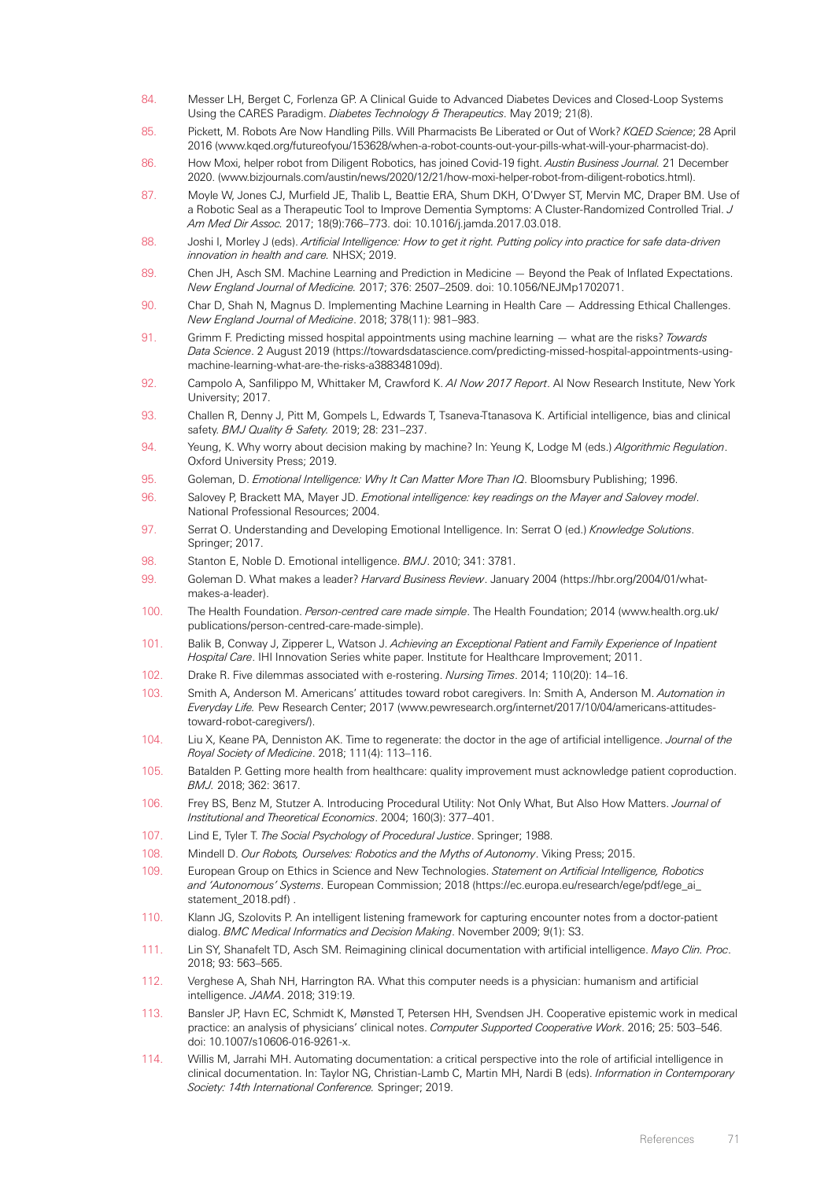84. Messer LH, Berget C, Forlenza GP. A Clinical Guide to Advanced Diabetes Devices and Closed-Loop Systems Using the CARES Paradigm. *Diabetes Technology & Therapeutics*. May 2019; 21(8).

85. Pickett, M. Robots Are Now Handling Pills. Will Pharmacists Be Liberated or Out of Work? *KQED Science*; 28 April 2016 (www.kqed.org/futureofyou/153628/when-a-robot-counts-out-your-pills-what-will-your-pharmacist-do).

86. How Moxi, helper robot from Diligent Robotics, has joined Covid-19 fight. *Austin Business Journal*. 21 December 2020. (www.bizjournals.com/austin/news/2020/12/21/how-moxi-helper-robot-from-diligent-robotics.html).

87. Moyle W, Jones CJ, Murfield JE, Thalib L, Beattie ERA, Shum DKH, O'Dwyer ST, Mervin MC, Draper BM. Use of a Robotic Seal as a Therapeutic Tool to Improve Dementia Symptoms: A Cluster-Randomized Controlled Trial. *J Am Med Dir Assoc*. 2017; 18(9):766–773. doi: 10.1016/j.jamda.2017.03.018.

88. Joshi I, Morley J (eds). *Artificial Intelligence: How to get it right. Putting policy into practice for safe data-driven innovation in health and care.* NHSX; 2019.

89. Chen JH, Asch SM. Machine Learning and Prediction in Medicine — Beyond the Peak of Inflated Expectations. *New England Journal of Medicine.* 2017; 376: 2507–2509. doi: 10.1056/NEJMp1702071.

90. Char D, Shah N, Magnus D. Implementing Machine Learning in Health Care — Addressing Ethical Challenges. *New England Journal of Medicine*. 2018; 378(11): 981–983.

91. Grimm F. Predicting missed hospital appointments using machine learning — what are the risks? *Towards Data Science*. 2 August 2019 (https://towardsdatascience.com/predicting-missed-hospital-appointments-using-machine-learning-what-are-the-risks-a388348109d).

92. Campolo A, Sanfilippo M, Whittaker M, Crawford K. *AI Now 2017 Report*. AI Now Research Institute, New York University; 2017.

93. Challen R, Denny J, Pitt M, Gompels L, Edwards T, Tsaneva-Ttanasova K. Artificial intelligence, bias and clinical safety. *BMJ Quality & Safety.* 2019; 28: 231–237.

94. Yeung, K. Why worry about decision making by machine? In: Yeung K, Lodge M (eds.) *Algorithmic Regulation*. Oxford University Press; 2019.

95. Goleman, D. *Emotional Intelligence: Why It Can Matter More Than IQ*. Bloomsbury Publishing; 1996.

96. Salovey P, Brackett MA, Mayer JD. *Emotional intelligence: key readings on the Mayer and Salovey model*. National Professional Resources; 2004.

97. Serrat O. Understanding and Developing Emotional Intelligence. In: Serrat O (ed.) *Knowledge Solutions*. Springer; 2017.

98. Stanton E, Noble D. Emotional intelligence. *BMJ*. 2010; 341: 3781.

99. Goleman D. What makes a leader? *Harvard Business Review*. January 2004 (https://hbr.org/2004/01/what-makes-a-leader).

100. The Health Foundation. *Person-centred care made simple*. The Health Foundation; 2014 (www.health.org.uk/publications/person-centred-care-made-simple).

101. Balik B, Conway J, Zipperer L, Watson J. *Achieving an Exceptional Patient and Family Experience of Inpatient Hospital Care*. IHI Innovation Series white paper. Institute for Healthcare Improvement; 2011.

102. Drake R. Five dilemmas associated with e-rostering. *Nursing Times*. 2014; 110(20): 14–16.

103. Smith A, Anderson M. Americans' attitudes toward robot caregivers. In: Smith A, Anderson M. *Automation in Everyday Life.* Pew Research Center; 2017 (www.pewresearch.org/internet/2017/10/04/americans-attitudes-toward-robot-caregivers/).

104. Liu X, Keane PA, Denniston AK. Time to regenerate: the doctor in the age of artificial intelligence. *Journal of the Royal Society of Medicine*. 2018; 111(4): 113–116.

105. Batalden P. Getting more health from healthcare: quality improvement must acknowledge patient coproduction. *BMJ.* 2018; 362: 3617.

106. Frey BS, Benz M, Stutzer A. Introducing Procedural Utility: Not Only What, But Also How Matters. *Journal of Institutional and Theoretical Economics*. 2004; 160(3): 377–401.

107. Lind E, Tyler T. *The Social Psychology of Procedural Justice*. Springer; 1988.

108. Mindell D. *Our Robots, Ourselves: Robotics and the Myths of Autonomy*. Viking Press; 2015.

109. European Group on Ethics in Science and New Technologies. *Statement on Artificial Intelligence, Robotics and 'Autonomous' Systems*. European Commission; 2018 (https://ec.europa.eu/research/ege/pdf/ege_ai_statement_2018.pdf) .

110. Klann JG, Szolovits P. An intelligent listening framework for capturing encounter notes from a doctor-patient dialog. *BMC Medical Informatics and Decision Making*. November 2009; 9(1): S3.

111. Lin SY, Shanafelt TD, Asch SM. Reimagining clinical documentation with artificial intelligence. *Mayo Clin. Proc*. 2018; 93: 563–565.

112. Verghese A, Shah NH, Harrington RA. What this computer needs is a physician: humanism and artificial intelligence. *JAMA*. 2018; 319:19.

113. Bansler JP, Havn EC, Schmidt K, Mønsted T, Petersen HH, Svendsen JH. Cooperative epistemic work in medical practice: an analysis of physicians' clinical notes. *Computer Supported Cooperative Work*. 2016; 25: 503–546. doi: 10.1007/s10606-016-9261-x.

114. Willis M, Jarrahi MH. Automating documentation: a critical perspective into the role of artificial intelligence in clinical documentation. In: Taylor NG, Christian-Lamb C, Martin MH, Nardi B (eds). *Information in Contemporary Society: 14th International Conference.* Springer; 2019.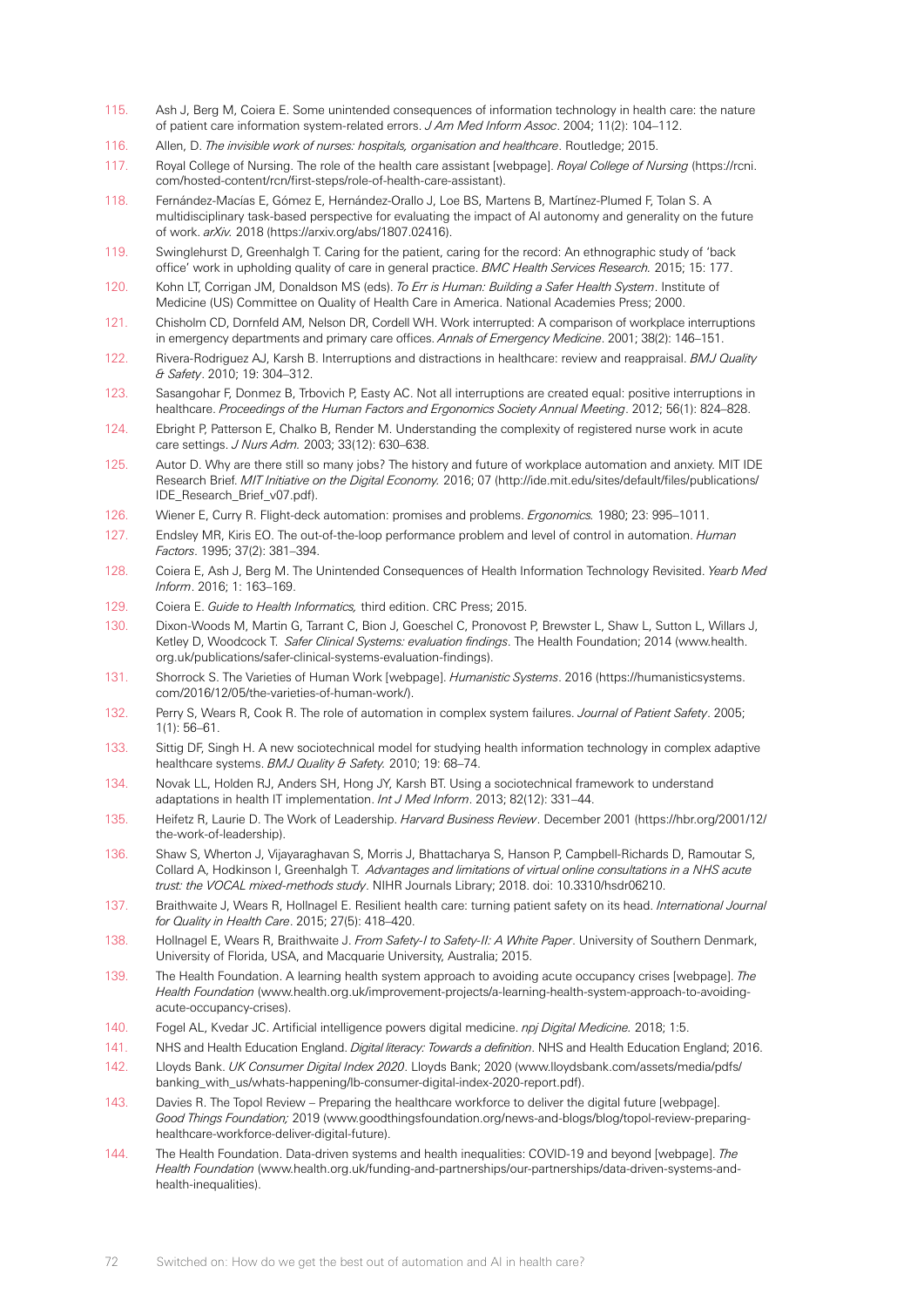115. Ash J, Berg M, Coiera E. Some unintended consequences of information technology in health care: the nature of patient care information system-related errors. *J Am Med Inform Assoc*. 2004; 11(2): 104–112.
116. Allen, D. *The invisible work of nurses: hospitals, organisation and healthcare*. Routledge; 2015.
117. Royal College of Nursing. The role of the health care assistant [webpage]. *Royal College of Nursing* (https://rcni.com/hosted-content/rcn/first-steps/role-of-health-care-assistant).
118. Fernández-Macías E, Gómez E, Hernández-Orallo J, Loe BS, Martens B, Martínez-Plumed F, Tolan S. A multidisciplinary task-based perspective for evaluating the impact of AI autonomy and generality on the future of work. *arXiv.* 2018 (https://arxiv.org/abs/1807.02416).
119. Swinglehurst D, Greenhalgh T. Caring for the patient, caring for the record: An ethnographic study of 'back office' work in upholding quality of care in general practice. *BMC Health Services Research.* 2015; 15: 177.
120. Kohn LT, Corrigan JM, Donaldson MS (eds). *To Err is Human: Building a Safer Health System*. Institute of Medicine (US) Committee on Quality of Health Care in America. National Academies Press; 2000.
121. Chisholm CD, Dornfeld AM, Nelson DR, Cordell WH. Work interrupted: A comparison of workplace interruptions in emergency departments and primary care offices. *Annals of Emergency Medicine*. 2001; 38(2): 146–151.
122. Rivera-Rodriguez AJ, Karsh B. Interruptions and distractions in healthcare: review and reappraisal. *BMJ Quality & Safety*. 2010; 19: 304–312.
123. Sasangohar F, Donmez B, Trbovich P, Easty AC. Not all interruptions are created equal: positive interruptions in healthcare. *Proceedings of the Human Factors and Ergonomics Society Annual Meeting*. 2012; 56(1): 824–828.
124. Ebright P, Patterson E, Chalko B, Render M. Understanding the complexity of registered nurse work in acute care settings. *J Nurs Adm.* 2003; 33(12): 630–638.
125. Autor D. Why are there still so many jobs? The history and future of workplace automation and anxiety. MIT IDE Research Brief. *MIT Initiative on the Digital Economy.* 2016; 07 (http://ide.mit.edu/sites/default/files/publications/IDE_Research_Brief_v07.pdf).
126. Wiener E, Curry R. Flight-deck automation: promises and problems. *Ergonomics.* 1980; 23: 995–1011.
127. Endsley MR, Kiris EO. The out-of-the-loop performance problem and level of control in automation. *Human Factors*. 1995; 37(2): 381–394.
128. Coiera E, Ash J, Berg M. The Unintended Consequences of Health Information Technology Revisited. *Yearb Med Inform*. 2016; 1: 163–169.
129. Coiera E. *Guide to Health Informatics,* third edition. CRC Press; 2015.
130. Dixon-Woods M, Martin G, Tarrant C, Bion J, Goeschel C, Pronovost P, Brewster L, Shaw L, Sutton L, Willars J, Ketley D, Woodcock T. *Safer Clinical Systems: evaluation findings*. The Health Foundation; 2014 (www.health.org.uk/publications/safer-clinical-systems-evaluation-findings).
131. Shorrock S. The Varieties of Human Work [webpage]. *Humanistic Systems*. 2016 (https://humanisticsystems.com/2016/12/05/the-varieties-of-human-work/).
132. Perry S, Wears R, Cook R. The role of automation in complex system failures. *Journal of Patient Safety*. 2005; 1(1): 56–61.
133. Sittig DF, Singh H. A new sociotechnical model for studying health information technology in complex adaptive healthcare systems. *BMJ Quality & Safety.* 2010; 19: 68–74.
134. Novak LL, Holden RJ, Anders SH, Hong JY, Karsh BT. Using a sociotechnical framework to understand adaptations in health IT implementation. *Int J Med Inform*. 2013; 82(12): 331–44.
135. Heifetz R, Laurie D. The Work of Leadership. *Harvard Business Review*. December 2001 (https://hbr.org/2001/12/the-work-of-leadership).
136. Shaw S, Wherton J, Vijayaraghavan S, Morris J, Bhattacharya S, Hanson P, Campbell-Richards D, Ramoutar S, Collard A, Hodkinson I, Greenhalgh T. *Advantages and limitations of virtual online consultations in a NHS acute trust: the VOCAL mixed-methods study*. NIHR Journals Library; 2018. doi: 10.3310/hsdr06210.
137. Braithwaite J, Wears R, Hollnagel E. Resilient health care: turning patient safety on its head. *International Journal for Quality in Health Care*. 2015; 27(5): 418–420.
138. Hollnagel E, Wears R, Braithwaite J. *From Safety-I to Safety-II: A White Paper*. University of Southern Denmark, University of Florida, USA, and Macquarie University, Australia; 2015.
139. The Health Foundation. A learning health system approach to avoiding acute occupancy crises [webpage]. *The Health Foundation* (www.health.org.uk/improvement-projects/a-learning-health-system-approach-to-avoiding-acute-occupancy-crises).
140. Fogel AL, Kvedar JC. Artificial intelligence powers digital medicine. *npj Digital Medicine.* 2018; 1:5.
141. NHS and Health Education England. *Digital literacy: Towards a definition*. NHS and Health Education England; 2016.
142. Lloyds Bank. *UK Consumer Digital Index 2020*. Lloyds Bank; 2020 (www.lloydsbank.com/assets/media/pdfs/banking_with_us/whats-happening/lb-consumer-digital-index-2020-report.pdf).
143. Davies R. The Topol Review – Preparing the healthcare workforce to deliver the digital future [webpage]. *Good Things Foundation;* 2019 (www.goodthingsfoundation.org/news-and-blogs/blog/topol-review-preparing-healthcare-workforce-deliver-digital-future).
144. The Health Foundation. Data-driven systems and health inequalities: COVID-19 and beyond [webpage]. *The Health Foundation* (www.health.org.uk/funding-and-partnerships/our-partnerships/data-driven-systems-and-health-inequalities).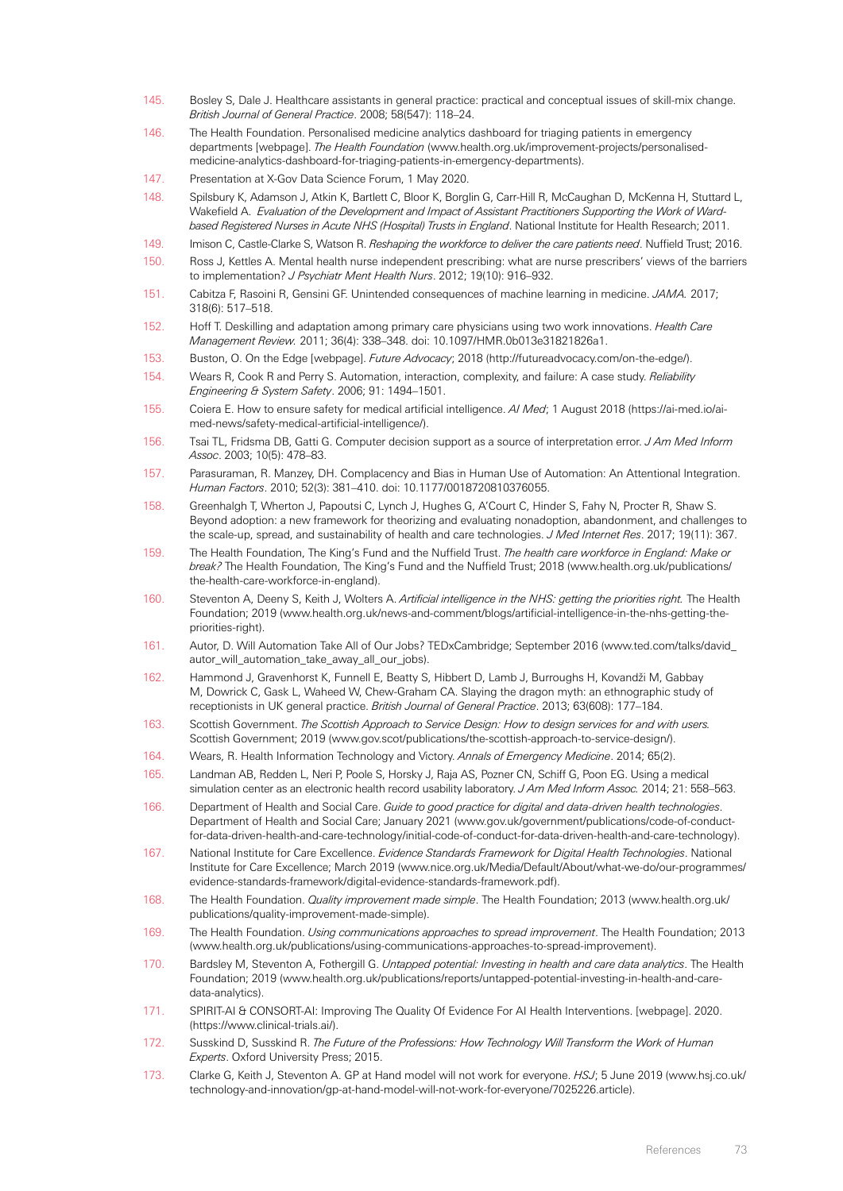145. Bosley S, Dale J. Healthcare assistants in general practice: practical and conceptual issues of skill-mix change. *British Journal of General Practice*. 2008; 58(547): 118–24.
146. The Health Foundation. Personalised medicine analytics dashboard for triaging patients in emergency departments [webpage]. *The Health Foundation* (www.health.org.uk/improvement-projects/personalised-medicine-analytics-dashboard-for-triaging-patients-in-emergency-departments).
147. Presentation at X-Gov Data Science Forum, 1 May 2020.
148. Spilsbury K, Adamson J, Atkin K, Bartlett C, Bloor K, Borglin G, Carr-Hill R, McCaughan D, McKenna H, Stuttard L, Wakefield A. *Evaluation of the Development and Impact of Assistant Practitioners Supporting the Work of Ward-based Registered Nurses in Acute NHS (Hospital) Trusts in England*. National Institute for Health Research; 2011.
149. Imison C, Castle-Clarke S, Watson R. *Reshaping the workforce to deliver the care patients need*. Nuffield Trust; 2016.
150. Ross J, Kettles A. Mental health nurse independent prescribing: what are nurse prescribers' views of the barriers to implementation? *J Psychiatr Ment Health Nurs*. 2012; 19(10): 916–932.
151. Cabitza F, Rasoini R, Gensini GF. Unintended consequences of machine learning in medicine. *JAMA.* 2017; 318(6): 517–518.
152. Hoff T. Deskilling and adaptation among primary care physicians using two work innovations. *Health Care Management Review.* 2011; 36(4): 338–348. doi: 10.1097/HMR.0b013e31821826a1.
153. Buston, O. On the Edge [webpage]. *Future Advocacy*; 2018 (http://futureadvocacy.com/on-the-edge/).
154. Wears R, Cook R and Perry S. Automation, interaction, complexity, and failure: A case study. *Reliability Engineering & System Safety*. 2006; 91: 1494–1501.
155. Coiera E. How to ensure safety for medical artificial intelligence. *AI Med*; 1 August 2018 (https://ai-med.io/ai-med-news/safety-medical-artificial-intelligence/).
156. Tsai TL, Fridsma DB, Gatti G. Computer decision support as a source of interpretation error. *J Am Med Inform Assoc*. 2003; 10(5): 478–83.
157. Parasuraman, R. Manzey, DH. Complacency and Bias in Human Use of Automation: An Attentional Integration. *Human Factors*. 2010; 52(3): 381–410. doi: 10.1177/0018720810376055.
158. Greenhalgh T, Wherton J, Papoutsi C, Lynch J, Hughes G, A'Court C, Hinder S, Fahy N, Procter R, Shaw S. Beyond adoption: a new framework for theorizing and evaluating nonadoption, abandonment, and challenges to the scale-up, spread, and sustainability of health and care technologies. *J Med Internet Res*. 2017; 19(11): 367.
159. The Health Foundation, The King's Fund and the Nuffield Trust. *The health care workforce in England: Make or break?* The Health Foundation, The King's Fund and the Nuffield Trust; 2018 (www.health.org.uk/publications/the-health-care-workforce-in-england).
160. Steventon A, Deeny S, Keith J, Wolters A. *Artificial intelligence in the NHS: getting the priorities right.* The Health Foundation; 2019 (www.health.org.uk/news-and-comment/blogs/artificial-intelligence-in-the-nhs-getting-the-priorities-right).
161. Autor, D. Will Automation Take All of Our Jobs? TEDxCambridge; September 2016 (www.ted.com/talks/david_autor_will_automation_take_away_all_our_jobs).
162. Hammond J, Gravenhorst K, Funnell E, Beatty S, Hibbert D, Lamb J, Burroughs H, Kovandži M, Gabbay M, Dowrick C, Gask L, Waheed W, Chew-Graham CA. Slaying the dragon myth: an ethnographic study of receptionists in UK general practice. *British Journal of General Practice*. 2013; 63(608): 177–184.
163. Scottish Government. *The Scottish Approach to Service Design: How to design services for and with users.* Scottish Government; 2019 (www.gov.scot/publications/the-scottish-approach-to-service-design/).
164. Wears, R. Health Information Technology and Victory. *Annals of Emergency Medicine*. 2014; 65(2).
165. Landman AB, Redden L, Neri P, Poole S, Horsky J, Raja AS, Pozner CN, Schiff G, Poon EG. Using a medical simulation center as an electronic health record usability laboratory. *J Am Med Inform Assoc.* 2014; 21: 558–563.
166. Department of Health and Social Care. *Guide to good practice for digital and data-driven health technologies*. Department of Health and Social Care; January 2021 (www.gov.uk/government/publications/code-of-conduct-for-data-driven-health-and-care-technology/initial-code-of-conduct-for-data-driven-health-and-care-technology).
167. National Institute for Care Excellence. *Evidence Standards Framework for Digital Health Technologies*. National Institute for Care Excellence; March 2019 (www.nice.org.uk/Media/Default/About/what-we-do/our-programmes/evidence-standards-framework/digital-evidence-standards-framework.pdf).
168. The Health Foundation. *Quality improvement made simple*. The Health Foundation; 2013 (www.health.org.uk/publications/quality-improvement-made-simple).
169. The Health Foundation. *Using communications approaches to spread improvement*. The Health Foundation; 2013 (www.health.org.uk/publications/using-communications-approaches-to-spread-improvement).
170. Bardsley M, Steventon A, Fothergill G. *Untapped potential: Investing in health and care data analytics*. The Health Foundation; 2019 (www.health.org.uk/publications/reports/untapped-potential-investing-in-health-and-care-data-analytics).
171. SPIRIT-AI & CONSORT-AI: Improving The Quality Of Evidence For AI Health Interventions. [webpage]. 2020. (https://www.clinical-trials.ai/).
172. Susskind D, Susskind R. *The Future of the Professions: How Technology Will Transform the Work of Human Experts*. Oxford University Press; 2015.
173. Clarke G, Keith J, Steventon A. GP at Hand model will not work for everyone. *HSJ*; 5 June 2019 (www.hsj.co.uk/technology-and-innovation/gp-at-hand-model-will-not-work-for-everyone/7025226.article).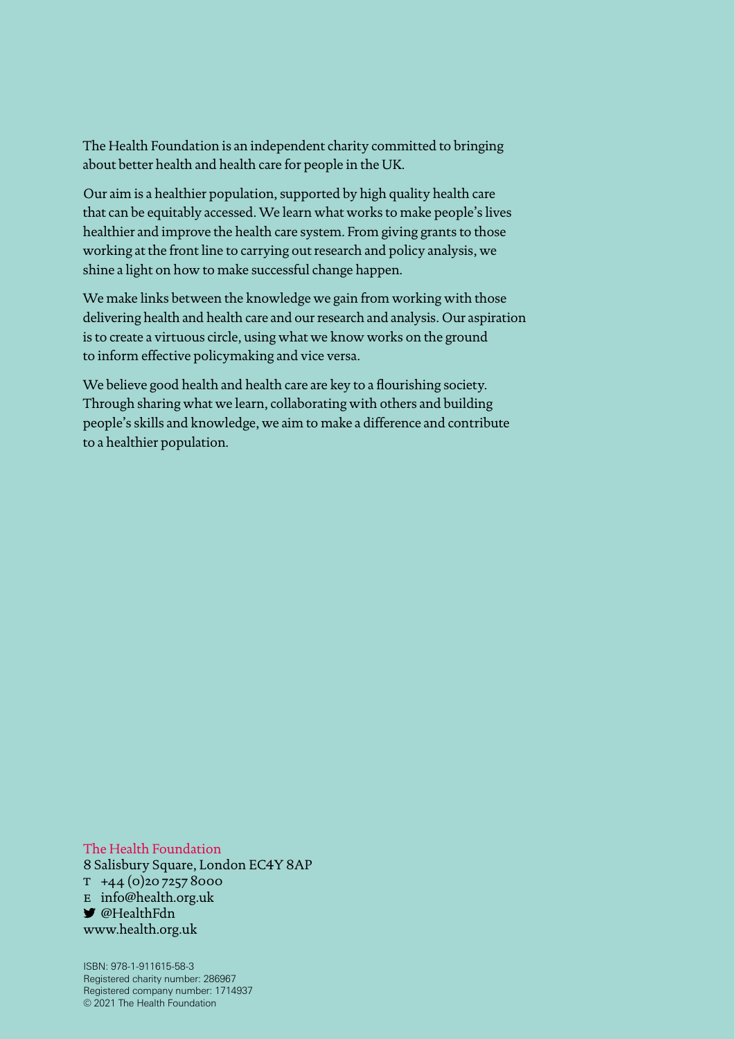The Health Foundation is an independent charity committed to bringing about better health and health care for people in the UK.

Our aim is a healthier population, supported by high quality health care that can be equitably accessed. We learn what works to make people's lives healthier and improve the health care system. From giving grants to those working at the front line to carrying out research and policy analysis, we shine a light on how to make successful change happen.

We make links between the knowledge we gain from working with those delivering health and health care and our research and analysis. Our aspiration is to create a virtuous circle, using what we know works on the ground to inform effective policymaking and vice versa.

We believe good health and health care are key to a flourishing society. Through sharing what we learn, collaborating with others and building people's skills and knowledge, we aim to make a difference and contribute to a healthier population.

The Health Foundation
8 Salisbury Square, London EC4Y 8AP
T +44 (0)20 7257 8000
E info@health.org.uk
@HealthFdn
www.health.org.uk

ISBN: 978-1-911615-58-3
Registered charity number: 286967
Registered company number: 1714937
© 2021 The Health Foundation